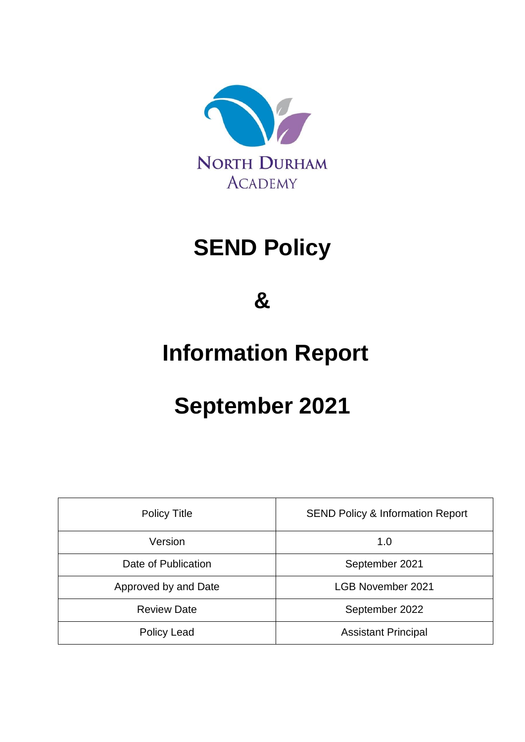NORTH DURHAM ACADEMY

# SEND Policy

# &

# Information Report

# September 2021

| Policy Title | SEND Policy & Information Report |
| --- | --- |
| Version | 1.0 |
| Date of Publication | September 2021 |
| Approved by and Date | LGB November 2021 |
| Review Date | September 2022 |
| Policy Lead | Assistant Principal |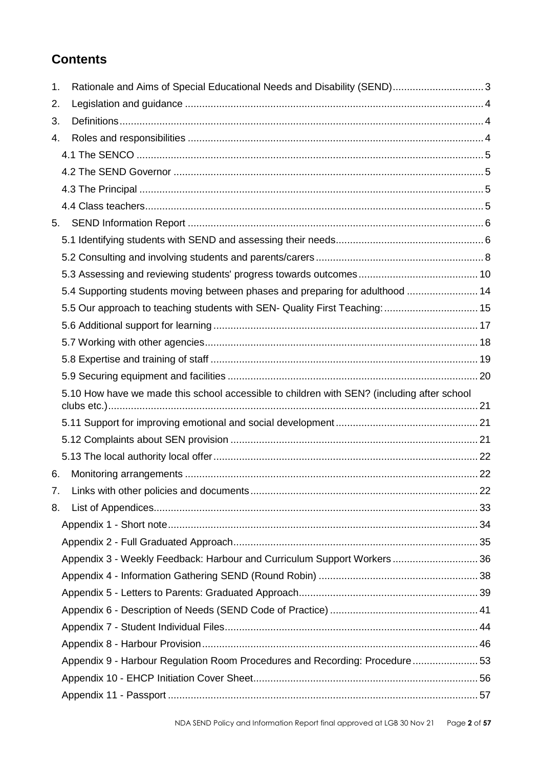# Contents

1. Rationale and Aims of Special Educational Needs and Disability (SEND) ... 3
2. Legislation and guidance ... 4
3. Definitions ... 4
4. Roles and responsibilities ... 4
   - 4.1 The SENCO ... 5
   - 4.2 The SEND Governor ... 5
   - 4.3 The Principal ... 5
   - 4.4 Class teachers ... 5
5. SEND Information Report ... 6
   - 5.1 Identifying students with SEND and assessing their needs ... 6
   - 5.2 Consulting and involving students and parents/carers ... 8
   - 5.3 Assessing and reviewing students' progress towards outcomes ... 10
   - 5.4 Supporting students moving between phases and preparing for adulthood ... 14
   - 5.5 Our approach to teaching students with SEN- Quality First Teaching: ... 15
   - 5.6 Additional support for learning ... 17
   - 5.7 Working with other agencies ... 18
   - 5.8 Expertise and training of staff ... 19
   - 5.9 Securing equipment and facilities ... 20
   - 5.10 How have we made this school accessible to children with SEN? (including after school clubs etc.) ... 21
   - 5.11 Support for improving emotional and social development ... 21
   - 5.12 Complaints about SEN provision ... 21
   - 5.13 The local authority local offer ... 22
6. Monitoring arrangements ... 22
7. Links with other policies and documents ... 22
8. List of Appendices ... 33
   - Appendix 1 - Short note ... 34
   - Appendix 2 - Full Graduated Approach ... 35
   - Appendix 3 - Weekly Feedback: Harbour and Curriculum Support Workers ... 36
   - Appendix 4 - Information Gathering SEND (Round Robin) ... 38
   - Appendix 5 - Letters to Parents: Graduated Approach ... 39
   - Appendix 6 - Description of Needs (SEND Code of Practice) ... 41
   - Appendix 7 - Student Individual Files ... 44
   - Appendix 8 - Harbour Provision ... 46
   - Appendix 9 - Harbour Regulation Room Procedures and Recording: Procedure ... 53
   - Appendix 10 - EHCP Initiation Cover Sheet ... 56
   - Appendix 11 - Passport ... 57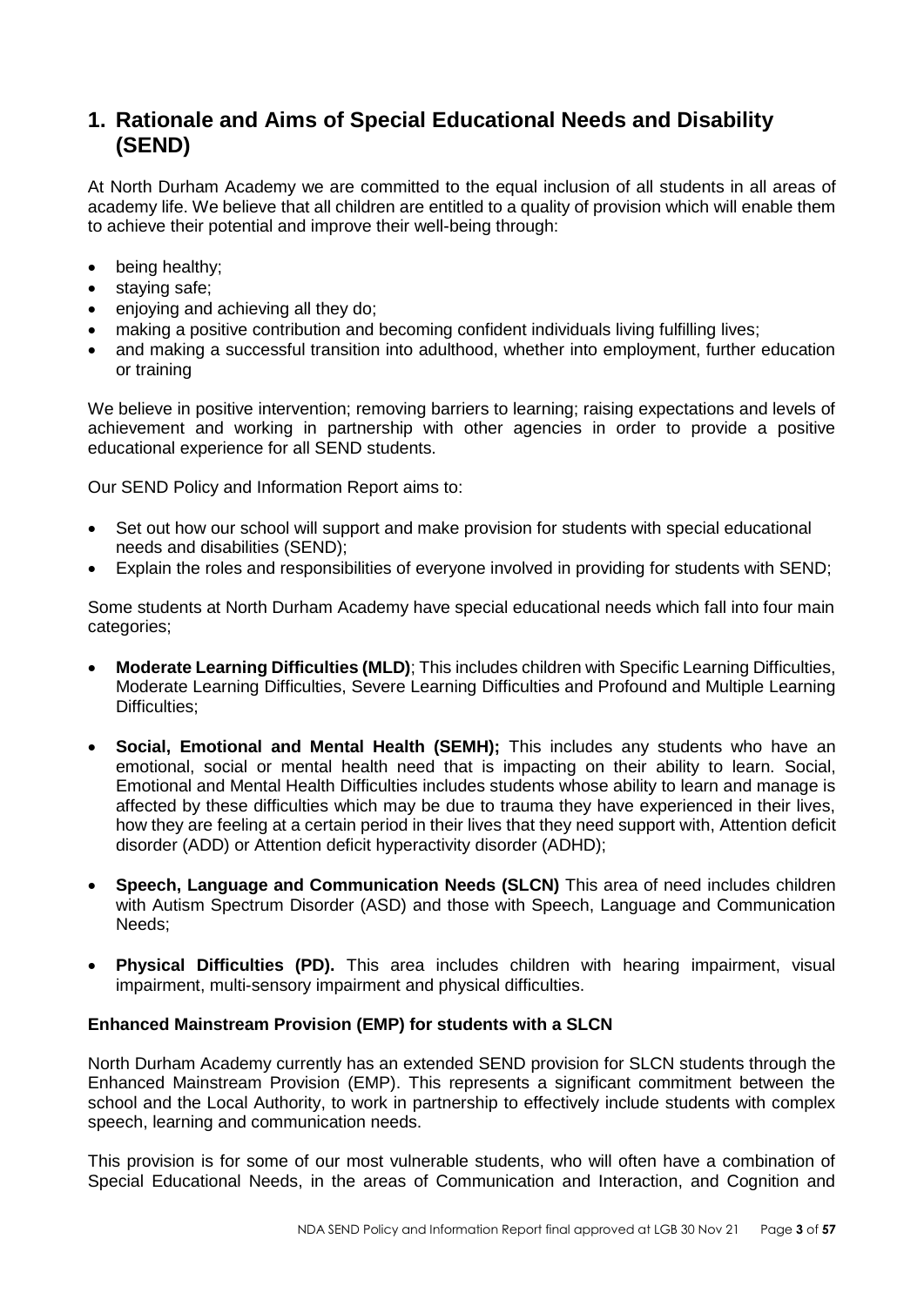# 1. Rationale and Aims of Special Educational Needs and Disability (SEND)

At North Durham Academy we are committed to the equal inclusion of all students in all areas of academy life. We believe that all children are entitled to a quality of provision which will enable them to achieve their potential and improve their well-being through:

- being healthy;
- staying safe;
- enjoying and achieving all they do;
- making a positive contribution and becoming confident individuals living fulfilling lives;
- and making a successful transition into adulthood, whether into employment, further education or training

We believe in positive intervention; removing barriers to learning; raising expectations and levels of achievement and working in partnership with other agencies in order to provide a positive educational experience for all SEND students.

Our SEND Policy and Information Report aims to:

- Set out how our school will support and make provision for students with special educational needs and disabilities (SEND);
- Explain the roles and responsibilities of everyone involved in providing for students with SEND;

Some students at North Durham Academy have special educational needs which fall into four main categories;

- **Moderate Learning Difficulties (MLD)**; This includes children with Specific Learning Difficulties, Moderate Learning Difficulties, Severe Learning Difficulties and Profound and Multiple Learning Difficulties;

- **Social, Emotional and Mental Health (SEMH);** This includes any students who have an emotional, social or mental health need that is impacting on their ability to learn. Social, Emotional and Mental Health Difficulties includes students whose ability to learn and manage is affected by these difficulties which may be due to trauma they have experienced in their lives, how they are feeling at a certain period in their lives that they need support with, Attention deficit disorder (ADD) or Attention deficit hyperactivity disorder (ADHD);

- **Speech, Language and Communication Needs (SLCN)** This area of need includes children with Autism Spectrum Disorder (ASD) and those with Speech, Language and Communication Needs;

- **Physical Difficulties (PD).** This area includes children with hearing impairment, visual impairment, multi-sensory impairment and physical difficulties.

**Enhanced Mainstream Provision (EMP) for students with a SLCN**

North Durham Academy currently has an extended SEND provision for SLCN students through the Enhanced Mainstream Provision (EMP). This represents a significant commitment between the school and the Local Authority, to work in partnership to effectively include students with complex speech, learning and communication needs.

This provision is for some of our most vulnerable students, who will often have a combination of Special Educational Needs, in the areas of Communication and Interaction, and Cognition and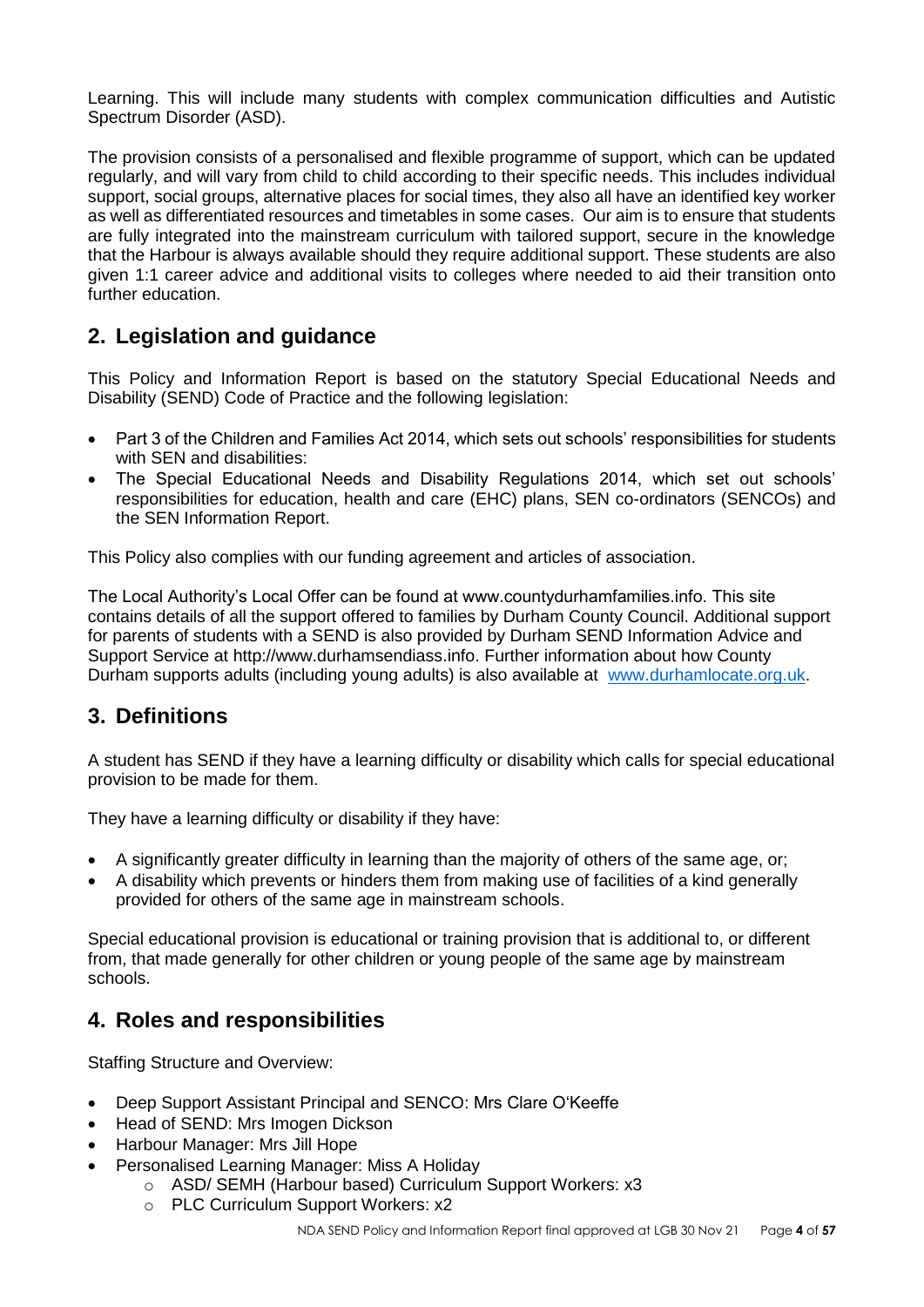Learning. This will include many students with complex communication difficulties and Autistic Spectrum Disorder (ASD).

The provision consists of a personalised and flexible programme of support, which can be updated regularly, and will vary from child to child according to their specific needs. This includes individual support, social groups, alternative places for social times, they also all have an identified key worker as well as differentiated resources and timetables in some cases. Our aim is to ensure that students are fully integrated into the mainstream curriculum with tailored support, secure in the knowledge that the Harbour is always available should they require additional support. These students are also given 1:1 career advice and additional visits to colleges where needed to aid their transition onto further education.

## 2. Legislation and guidance

This Policy and Information Report is based on the statutory Special Educational Needs and Disability (SEND) Code of Practice and the following legislation:

- Part 3 of the Children and Families Act 2014, which sets out schools' responsibilities for students with SEN and disabilities:
- The Special Educational Needs and Disability Regulations 2014, which set out schools' responsibilities for education, health and care (EHC) plans, SEN co-ordinators (SENCOs) and the SEN Information Report.

This Policy also complies with our funding agreement and articles of association.

The Local Authority's Local Offer can be found at www.countydurhamfamilies.info. This site contains details of all the support offered to families by Durham County Council. Additional support for parents of students with a SEND is also provided by Durham SEND Information Advice and Support Service at http://www.durhamsendiass.info. Further information about how County Durham supports adults (including young adults) is also available at [www.durhamlocate.org.uk](www.durhamlocate.org.uk).

## 3. Definitions

A student has SEND if they have a learning difficulty or disability which calls for special educational provision to be made for them.

They have a learning difficulty or disability if they have:

- A significantly greater difficulty in learning than the majority of others of the same age, or;
- A disability which prevents or hinders them from making use of facilities of a kind generally provided for others of the same age in mainstream schools.

Special educational provision is educational or training provision that is additional to, or different from, that made generally for other children or young people of the same age by mainstream schools.

## 4. Roles and responsibilities

Staffing Structure and Overview:

- Deep Support Assistant Principal and SENCO: Mrs Clare O'Keeffe
- Head of SEND: Mrs Imogen Dickson
- Harbour Manager: Mrs Jill Hope
- Personalised Learning Manager: Miss A Holiday
  - ASD/ SEMH (Harbour based) Curriculum Support Workers: x3
  - PLC Curriculum Support Workers: x2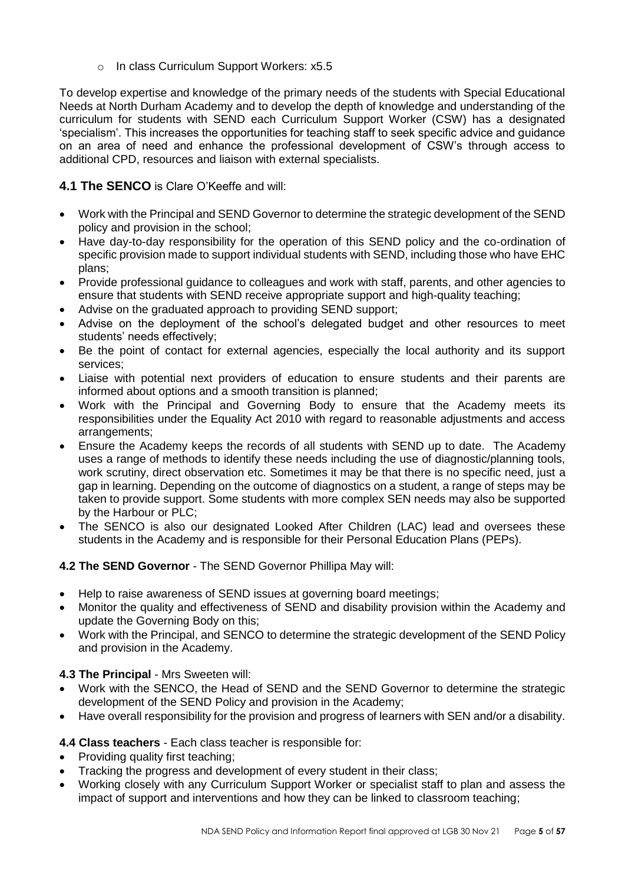- In class Curriculum Support Workers: x5.5

To develop expertise and knowledge of the primary needs of the students with Special Educational Needs at North Durham Academy and to develop the depth of knowledge and understanding of the curriculum for students with SEND each Curriculum Support Worker (CSW) has a designated 'specialism'. This increases the opportunities for teaching staff to seek specific advice and guidance on an area of need and enhance the professional development of CSW's through access to additional CPD, resources and liaison with external specialists.

### 4.1 The SENCO is Clare O'Keeffe and will:

- Work with the Principal and SEND Governor to determine the strategic development of the SEND policy and provision in the school;
- Have day-to-day responsibility for the operation of this SEND policy and the co-ordination of specific provision made to support individual students with SEND, including those who have EHC plans;
- Provide professional guidance to colleagues and work with staff, parents, and other agencies to ensure that students with SEND receive appropriate support and high-quality teaching;
- Advise on the graduated approach to providing SEND support;
- Advise on the deployment of the school's delegated budget and other resources to meet students' needs effectively;
- Be the point of contact for external agencies, especially the local authority and its support services;
- Liaise with potential next providers of education to ensure students and their parents are informed about options and a smooth transition is planned;
- Work with the Principal and Governing Body to ensure that the Academy meets its responsibilities under the Equality Act 2010 with regard to reasonable adjustments and access arrangements;
- Ensure the Academy keeps the records of all students with SEND up to date. The Academy uses a range of methods to identify these needs including the use of diagnostic/planning tools, work scrutiny, direct observation etc. Sometimes it may be that there is no specific need, just a gap in learning. Depending on the outcome of diagnostics on a student, a range of steps may be taken to provide support. Some students with more complex SEN needs may also be supported by the Harbour or PLC;
- The SENCO is also our designated Looked After Children (LAC) lead and oversees these students in the Academy and is responsible for their Personal Education Plans (PEPs).

**4.2 The SEND Governor** - The SEND Governor Phillipa May will:

- Help to raise awareness of SEND issues at governing board meetings;
- Monitor the quality and effectiveness of SEND and disability provision within the Academy and update the Governing Body on this;
- Work with the Principal, and SENCO to determine the strategic development of the SEND Policy and provision in the Academy.

**4.3 The Principal** - Mrs Sweeten will:

- Work with the SENCO, the Head of SEND and the SEND Governor to determine the strategic development of the SEND Policy and provision in the Academy;
- Have overall responsibility for the provision and progress of learners with SEN and/or a disability.

**4.4 Class teachers** - Each class teacher is responsible for:

- Providing quality first teaching;
- Tracking the progress and development of every student in their class;
- Working closely with any Curriculum Support Worker or specialist staff to plan and assess the impact of support and interventions and how they can be linked to classroom teaching;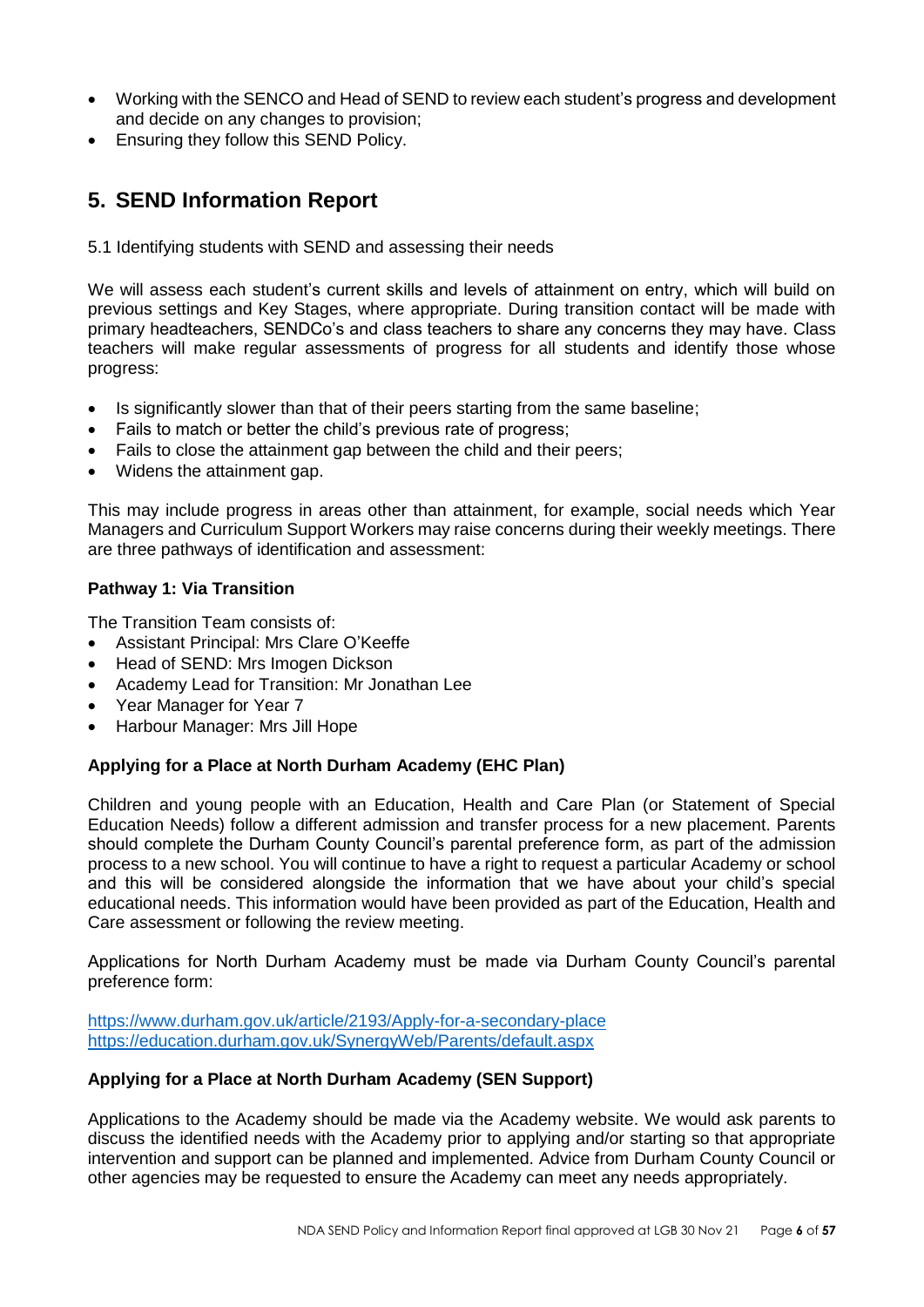- Working with the SENCO and Head of SEND to review each student's progress and development and decide on any changes to provision;
- Ensuring they follow this SEND Policy.

## 5. SEND Information Report

5.1 Identifying students with SEND and assessing their needs

We will assess each student's current skills and levels of attainment on entry, which will build on previous settings and Key Stages, where appropriate. During transition contact will be made with primary headteachers, SENDCo's and class teachers to share any concerns they may have. Class teachers will make regular assessments of progress for all students and identify those whose progress:

- Is significantly slower than that of their peers starting from the same baseline;
- Fails to match or better the child's previous rate of progress;
- Fails to close the attainment gap between the child and their peers;
- Widens the attainment gap.

This may include progress in areas other than attainment, for example, social needs which Year Managers and Curriculum Support Workers may raise concerns during their weekly meetings. There are three pathways of identification and assessment:

**Pathway 1: Via Transition**

The Transition Team consists of:

- Assistant Principal: Mrs Clare O'Keeffe
- Head of SEND: Mrs Imogen Dickson
- Academy Lead for Transition: Mr Jonathan Lee
- Year Manager for Year 7
- Harbour Manager: Mrs Jill Hope

**Applying for a Place at North Durham Academy (EHC Plan)**

Children and young people with an Education, Health and Care Plan (or Statement of Special Education Needs) follow a different admission and transfer process for a new placement. Parents should complete the Durham County Council's parental preference form, as part of the admission process to a new school. You will continue to have a right to request a particular Academy or school and this will be considered alongside the information that we have about your child's special educational needs. This information would have been provided as part of the Education, Health and Care assessment or following the review meeting.

Applications for North Durham Academy must be made via Durham County Council's parental preference form:

https://www.durham.gov.uk/article/2193/Apply-for-a-secondary-place
https://education.durham.gov.uk/SynergyWeb/Parents/default.aspx

**Applying for a Place at North Durham Academy (SEN Support)**

Applications to the Academy should be made via the Academy website. We would ask parents to discuss the identified needs with the Academy prior to applying and/or starting so that appropriate intervention and support can be planned and implemented. Advice from Durham County Council or other agencies may be requested to ensure the Academy can meet any needs appropriately.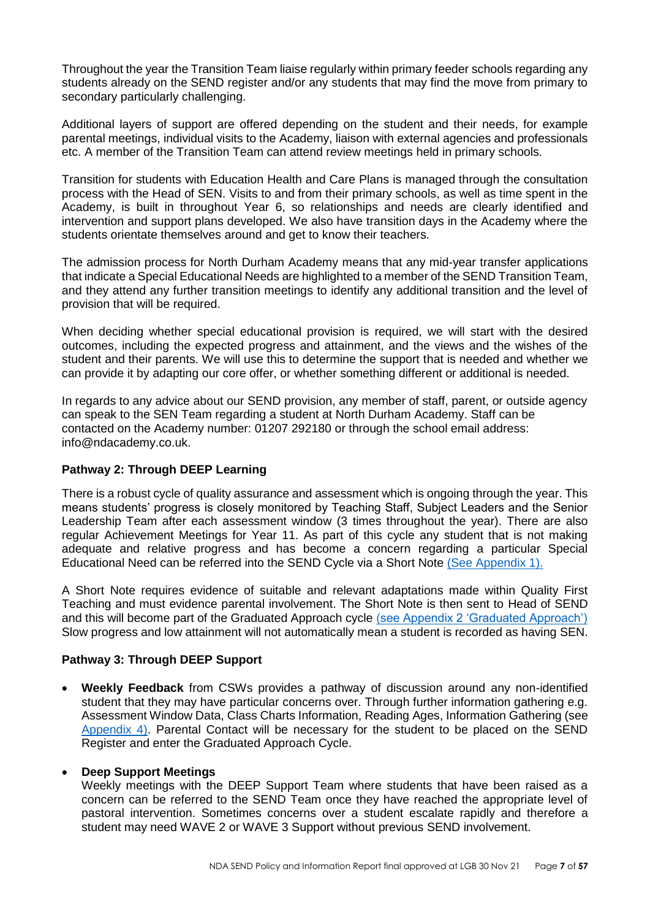Throughout the year the Transition Team liaise regularly within primary feeder schools regarding any students already on the SEND register and/or any students that may find the move from primary to secondary particularly challenging.

Additional layers of support are offered depending on the student and their needs, for example parental meetings, individual visits to the Academy, liaison with external agencies and professionals etc. A member of the Transition Team can attend review meetings held in primary schools.

Transition for students with Education Health and Care Plans is managed through the consultation process with the Head of SEN. Visits to and from their primary schools, as well as time spent in the Academy, is built in throughout Year 6, so relationships and needs are clearly identified and intervention and support plans developed. We also have transition days in the Academy where the students orientate themselves around and get to know their teachers.

The admission process for North Durham Academy means that any mid-year transfer applications that indicate a Special Educational Needs are highlighted to a member of the SEND Transition Team, and they attend any further transition meetings to identify any additional transition and the level of provision that will be required.

When deciding whether special educational provision is required, we will start with the desired outcomes, including the expected progress and attainment, and the views and the wishes of the student and their parents. We will use this to determine the support that is needed and whether we can provide it by adapting our core offer, or whether something different or additional is needed.

In regards to any advice about our SEND provision, any member of staff, parent, or outside agency can speak to the SEN Team regarding a student at North Durham Academy. Staff can be contacted on the Academy number: 01207 292180 or through the school email address: info@ndacademy.co.uk.

**Pathway 2: Through DEEP Learning**

There is a robust cycle of quality assurance and assessment which is ongoing through the year. This means students' progress is closely monitored by Teaching Staff, Subject Leaders and the Senior Leadership Team after each assessment window (3 times throughout the year). There are also regular Achievement Meetings for Year 11. As part of this cycle any student that is not making adequate and relative progress and has become a concern regarding a particular Special Educational Need can be referred into the SEND Cycle via a Short Note (See Appendix 1).

A Short Note requires evidence of suitable and relevant adaptations made within Quality First Teaching and must evidence parental involvement. The Short Note is then sent to Head of SEND and this will become part of the Graduated Approach cycle (see Appendix 2 'Graduated Approach') Slow progress and low attainment will not automatically mean a student is recorded as having SEN.

**Pathway 3: Through DEEP Support**

- **Weekly Feedback** from CSWs provides a pathway of discussion around any non-identified student that they may have particular concerns over. Through further information gathering e.g. Assessment Window Data, Class Charts Information, Reading Ages, Information Gathering (see Appendix 4). Parental Contact will be necessary for the student to be placed on the SEND Register and enter the Graduated Approach Cycle.

- **Deep Support Meetings**
  Weekly meetings with the DEEP Support Team where students that have been raised as a concern can be referred to the SEND Team once they have reached the appropriate level of pastoral intervention. Sometimes concerns over a student escalate rapidly and therefore a student may need WAVE 2 or WAVE 3 Support without previous SEND involvement.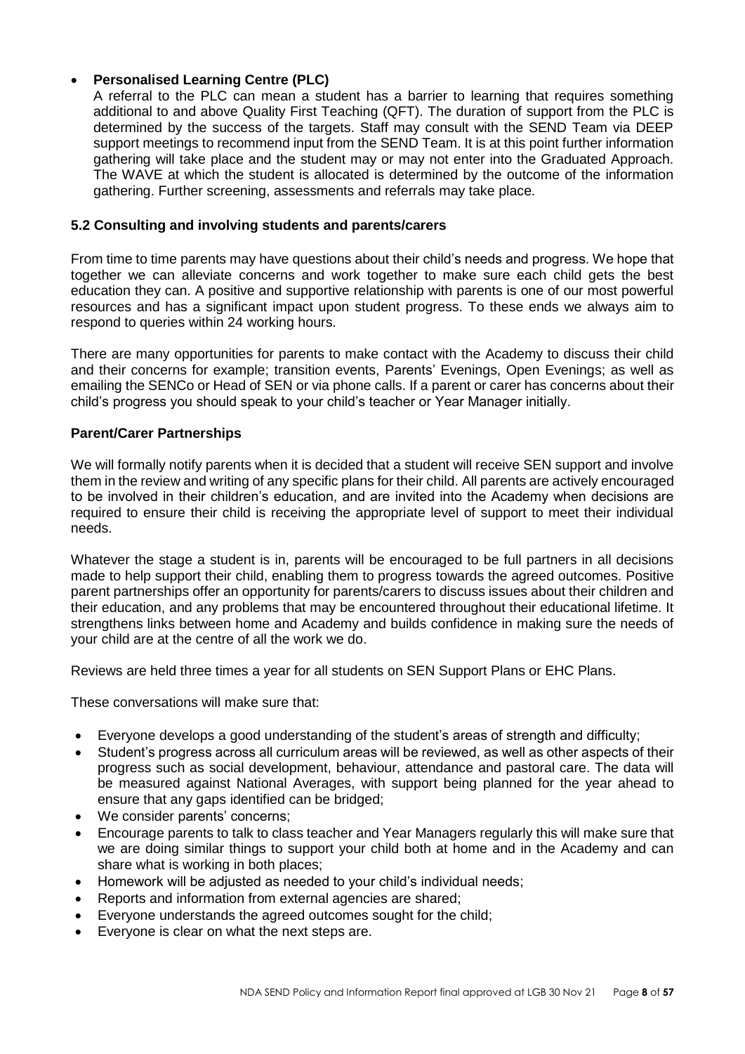- **Personalised Learning Centre (PLC)**
  A referral to the PLC can mean a student has a barrier to learning that requires something additional to and above Quality First Teaching (QFT). The duration of support from the PLC is determined by the success of the targets. Staff may consult with the SEND Team via DEEP support meetings to recommend input from the SEND Team. It is at this point further information gathering will take place and the student may or may not enter into the Graduated Approach. The WAVE at which the student is allocated is determined by the outcome of the information gathering. Further screening, assessments and referrals may take place.

### 5.2 Consulting and involving students and parents/carers

From time to time parents may have questions about their child's needs and progress. We hope that together we can alleviate concerns and work together to make sure each child gets the best education they can. A positive and supportive relationship with parents is one of our most powerful resources and has a significant impact upon student progress. To these ends we always aim to respond to queries within 24 working hours.

There are many opportunities for parents to make contact with the Academy to discuss their child and their concerns for example; transition events, Parents' Evenings, Open Evenings; as well as emailing the SENCo or Head of SEN or via phone calls. If a parent or carer has concerns about their child's progress you should speak to your child's teacher or Year Manager initially.

**Parent/Carer Partnerships**

We will formally notify parents when it is decided that a student will receive SEN support and involve them in the review and writing of any specific plans for their child. All parents are actively encouraged to be involved in their children's education, and are invited into the Academy when decisions are required to ensure their child is receiving the appropriate level of support to meet their individual needs.

Whatever the stage a student is in, parents will be encouraged to be full partners in all decisions made to help support their child, enabling them to progress towards the agreed outcomes. Positive parent partnerships offer an opportunity for parents/carers to discuss issues about their children and their education, and any problems that may be encountered throughout their educational lifetime. It strengthens links between home and Academy and builds confidence in making sure the needs of your child are at the centre of all the work we do.

Reviews are held three times a year for all students on SEN Support Plans or EHC Plans.

These conversations will make sure that:

- Everyone develops a good understanding of the student's areas of strength and difficulty;
- Student's progress across all curriculum areas will be reviewed, as well as other aspects of their progress such as social development, behaviour, attendance and pastoral care. The data will be measured against National Averages, with support being planned for the year ahead to ensure that any gaps identified can be bridged;
- We consider parents' concerns;
- Encourage parents to talk to class teacher and Year Managers regularly this will make sure that we are doing similar things to support your child both at home and in the Academy and can share what is working in both places;
- Homework will be adjusted as needed to your child's individual needs;
- Reports and information from external agencies are shared;
- Everyone understands the agreed outcomes sought for the child;
- Everyone is clear on what the next steps are.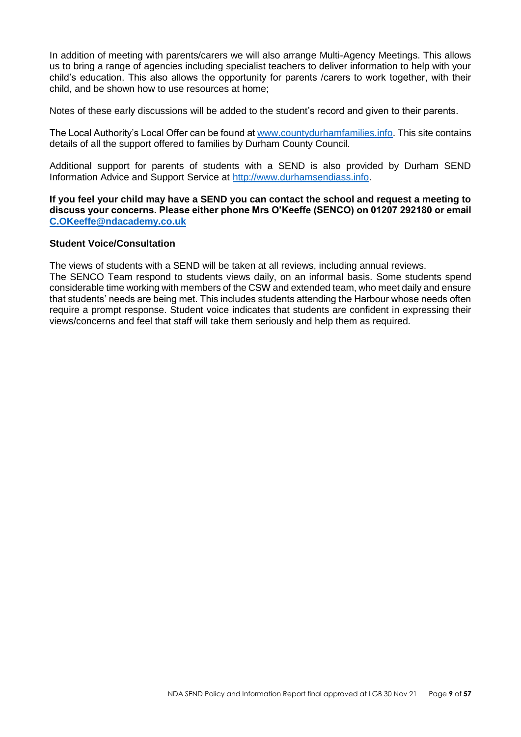In addition of meeting with parents/carers we will also arrange Multi-Agency Meetings. This allows us to bring a range of agencies including specialist teachers to deliver information to help with your child's education. This also allows the opportunity for parents /carers to work together, with their child, and be shown how to use resources at home;

Notes of these early discussions will be added to the student's record and given to their parents.

The Local Authority's Local Offer can be found at [www.countydurhamfamilies.info](http://www.countydurhamfamilies.info). This site contains details of all the support offered to families by Durham County Council.

Additional support for parents of students with a SEND is also provided by Durham SEND Information Advice and Support Service at [http://www.durhamsendiass.info](http://www.durhamsendiass.info).

**If you feel your child may have a SEND you can contact the school and request a meeting to discuss your concerns. Please either phone Mrs O'Keeffe (SENCO) on 01207 292180 or email [C.OKeeffe@ndacademy.co.uk](mailto:C.OKeeffe@ndacademy.co.uk)**

**Student Voice/Consultation**

The views of students with a SEND will be taken at all reviews, including annual reviews.
The SENCO Team respond to students views daily, on an informal basis. Some students spend considerable time working with members of the CSW and extended team, who meet daily and ensure that students' needs are being met. This includes students attending the Harbour whose needs often require a prompt response. Student voice indicates that students are confident in expressing their views/concerns and feel that staff will take them seriously and help them as required.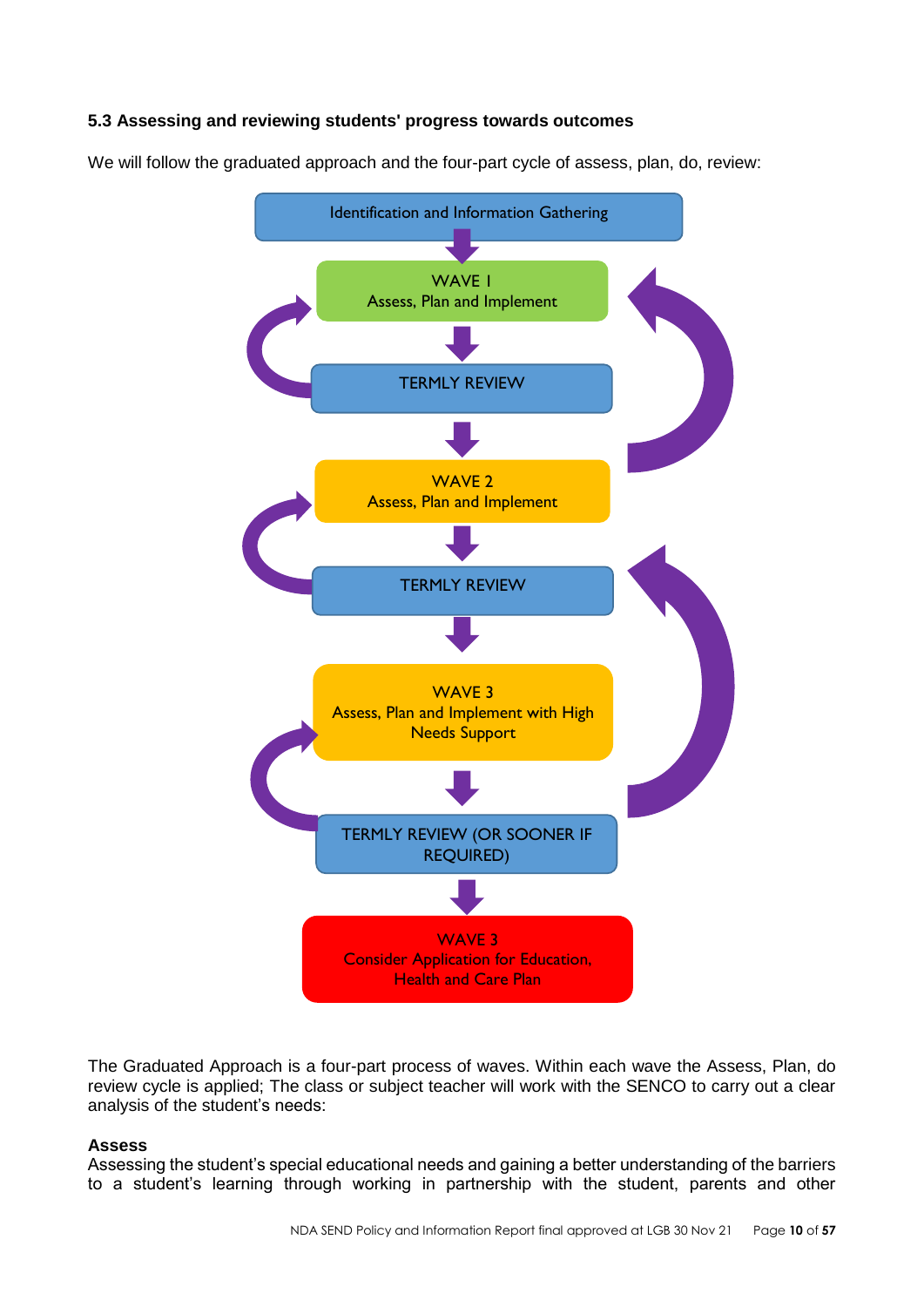### 5.3 Assessing and reviewing students' progress towards outcomes

We will follow the graduated approach and the four-part cycle of assess, plan, do, review:

Identification and Information Gathering

WAVE I
Assess, Plan and Implement

TERMLY REVIEW

WAVE 2
Assess, Plan and Implement

TERMLY REVIEW

WAVE 3
Assess, Plan and Implement with High Needs Support

TERMLY REVIEW (OR SOONER IF REQUIRED)

WAVE 3
Consider Application for Education, Health and Care Plan

The Graduated Approach is a four-part process of waves. Within each wave the Assess, Plan, do review cycle is applied; The class or subject teacher will work with the SENCO to carry out a clear analysis of the student's needs:

**Assess**
Assessing the student's special educational needs and gaining a better understanding of the barriers to a student's learning through working in partnership with the student, parents and other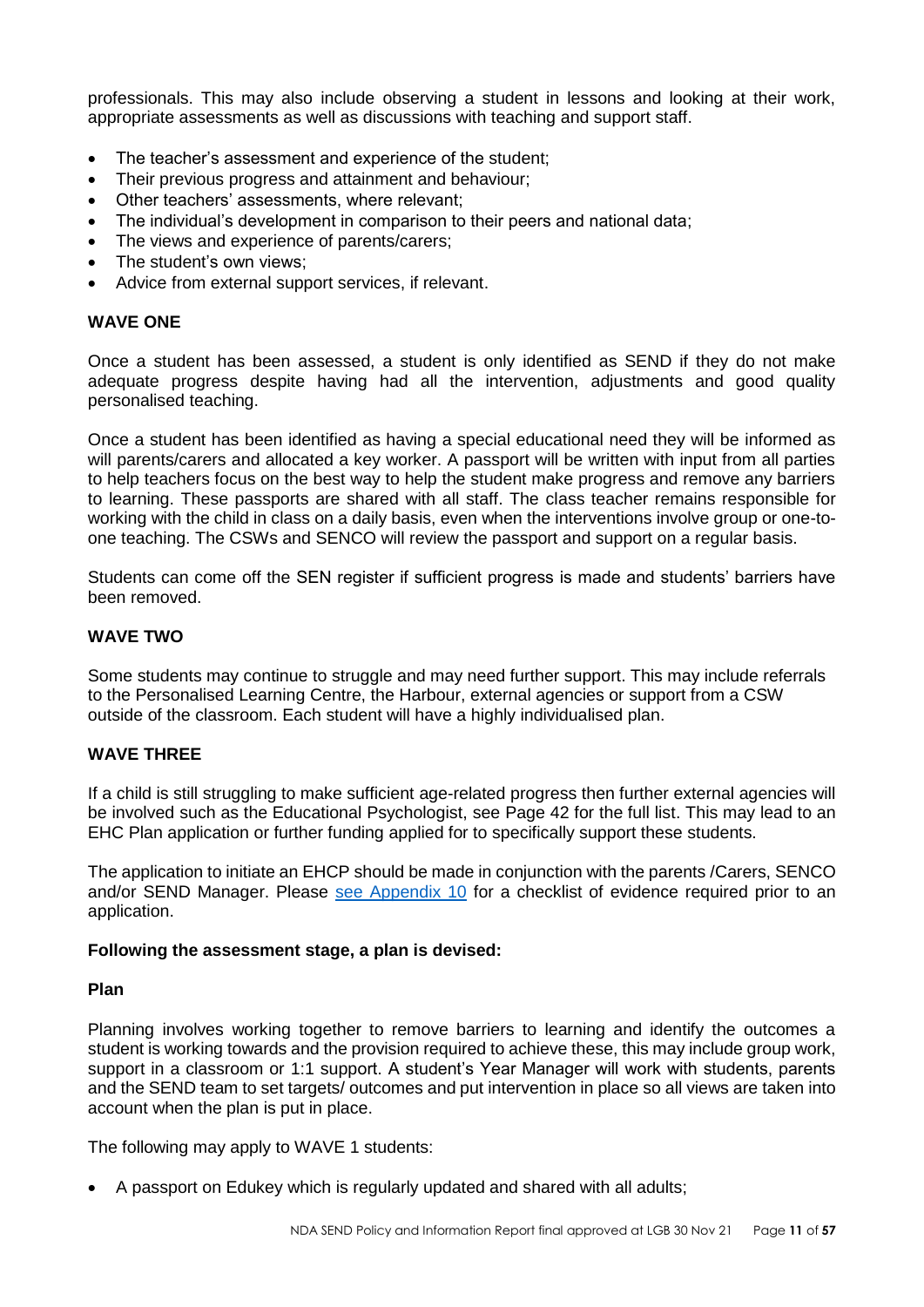professionals. This may also include observing a student in lessons and looking at their work, appropriate assessments as well as discussions with teaching and support staff.

- The teacher's assessment and experience of the student;
- Their previous progress and attainment and behaviour;
- Other teachers' assessments, where relevant;
- The individual's development in comparison to their peers and national data;
- The views and experience of parents/carers;
- The student's own views;
- Advice from external support services, if relevant.

**WAVE ONE**

Once a student has been assessed, a student is only identified as SEND if they do not make adequate progress despite having had all the intervention, adjustments and good quality personalised teaching.

Once a student has been identified as having a special educational need they will be informed as will parents/carers and allocated a key worker. A passport will be written with input from all parties to help teachers focus on the best way to help the student make progress and remove any barriers to learning. These passports are shared with all staff. The class teacher remains responsible for working with the child in class on a daily basis, even when the interventions involve group or one-to-one teaching. The CSWs and SENCO will review the passport and support on a regular basis.

Students can come off the SEN register if sufficient progress is made and students' barriers have been removed.

**WAVE TWO**

Some students may continue to struggle and may need further support. This may include referrals to the Personalised Learning Centre, the Harbour, external agencies or support from a CSW outside of the classroom. Each student will have a highly individualised plan.

**WAVE THREE**

If a child is still struggling to make sufficient age-related progress then further external agencies will be involved such as the Educational Psychologist, see Page 42 for the full list. This may lead to an EHC Plan application or further funding applied for to specifically support these students.

The application to initiate an EHCP should be made in conjunction with the parents /Carers, SENCO and/or SEND Manager. Please see Appendix 10 for a checklist of evidence required prior to an application.

**Following the assessment stage, a plan is devised:**

**Plan**

Planning involves working together to remove barriers to learning and identify the outcomes a student is working towards and the provision required to achieve these, this may include group work, support in a classroom or 1:1 support. A student's Year Manager will work with students, parents and the SEND team to set targets/ outcomes and put intervention in place so all views are taken into account when the plan is put in place.

The following may apply to WAVE 1 students:

- A passport on Edukey which is regularly updated and shared with all adults;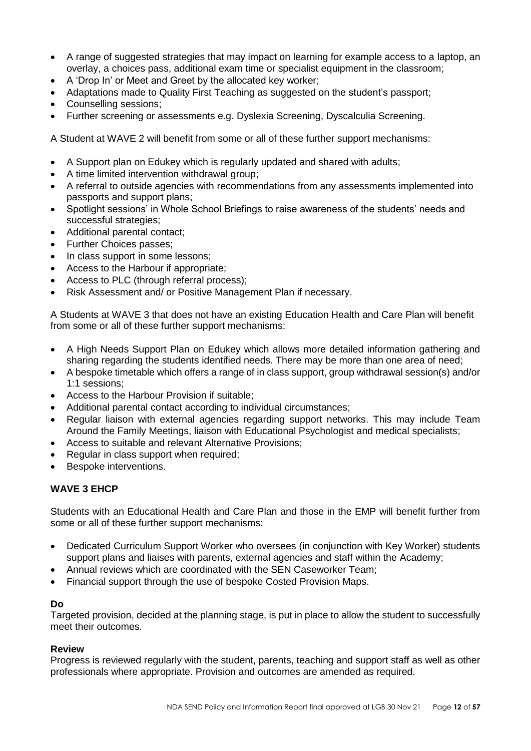- A range of suggested strategies that may impact on learning for example access to a laptop, an overlay, a choices pass, additional exam time or specialist equipment in the classroom;
- A 'Drop In' or Meet and Greet by the allocated key worker;
- Adaptations made to Quality First Teaching as suggested on the student's passport;
- Counselling sessions;
- Further screening or assessments e.g. Dyslexia Screening, Dyscalculia Screening.

A Student at WAVE 2 will benefit from some or all of these further support mechanisms:

- A Support plan on Edukey which is regularly updated and shared with adults;
- A time limited intervention withdrawal group;
- A referral to outside agencies with recommendations from any assessments implemented into passports and support plans;
- Spotlight sessions' in Whole School Briefings to raise awareness of the students' needs and successful strategies;
- Additional parental contact;
- Further Choices passes;
- In class support in some lessons;
- Access to the Harbour if appropriate;
- Access to PLC (through referral process);
- Risk Assessment and/ or Positive Management Plan if necessary.

A Students at WAVE 3 that does not have an existing Education Health and Care Plan will benefit from some or all of these further support mechanisms:

- A High Needs Support Plan on Edukey which allows more detailed information gathering and sharing regarding the students identified needs. There may be more than one area of need;
- A bespoke timetable which offers a range of in class support, group withdrawal session(s) and/or 1:1 sessions;
- Access to the Harbour Provision if suitable;
- Additional parental contact according to individual circumstances;
- Regular liaison with external agencies regarding support networks. This may include Team Around the Family Meetings, liaison with Educational Psychologist and medical specialists;
- Access to suitable and relevant Alternative Provisions;
- Regular in class support when required;
- Bespoke interventions.

**WAVE 3 EHCP**

Students with an Educational Health and Care Plan and those in the EMP will benefit further from some or all of these further support mechanisms:

- Dedicated Curriculum Support Worker who oversees (in conjunction with Key Worker) students support plans and liaises with parents, external agencies and staff within the Academy;
- Annual reviews which are coordinated with the SEN Caseworker Team;
- Financial support through the use of bespoke Costed Provision Maps.

**Do**

Targeted provision, decided at the planning stage, is put in place to allow the student to successfully meet their outcomes.

**Review**

Progress is reviewed regularly with the student, parents, teaching and support staff as well as other professionals where appropriate. Provision and outcomes are amended as required.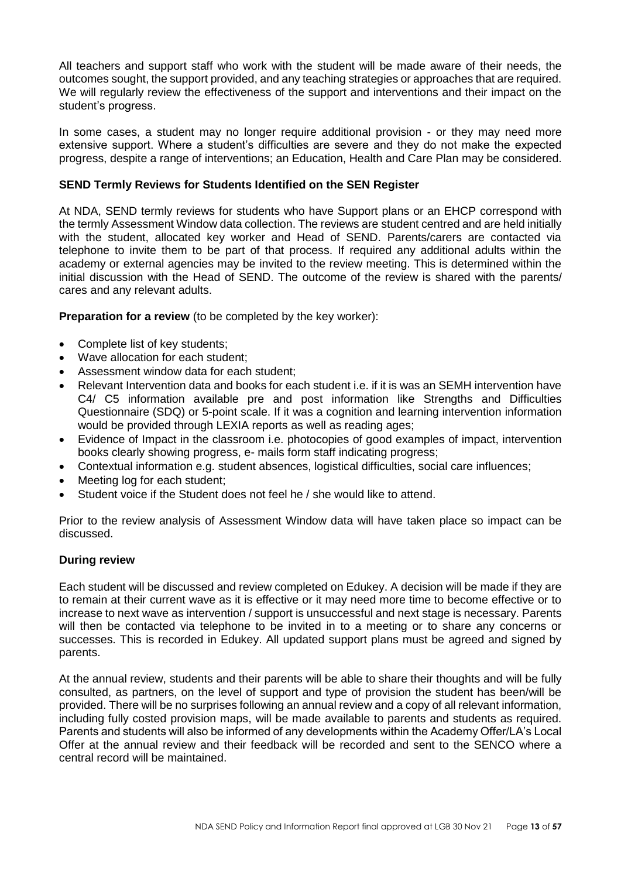All teachers and support staff who work with the student will be made aware of their needs, the outcomes sought, the support provided, and any teaching strategies or approaches that are required. We will regularly review the effectiveness of the support and interventions and their impact on the student's progress.

In some cases, a student may no longer require additional provision - or they may need more extensive support. Where a student's difficulties are severe and they do not make the expected progress, despite a range of interventions; an Education, Health and Care Plan may be considered.

**SEND Termly Reviews for Students Identified on the SEN Register**

At NDA, SEND termly reviews for students who have Support plans or an EHCP correspond with the termly Assessment Window data collection. The reviews are student centred and are held initially with the student, allocated key worker and Head of SEND. Parents/carers are contacted via telephone to invite them to be part of that process. If required any additional adults within the academy or external agencies may be invited to the review meeting. This is determined within the initial discussion with the Head of SEND. The outcome of the review is shared with the parents/ cares and any relevant adults.

**Preparation for a review** (to be completed by the key worker):

- Complete list of key students;
- Wave allocation for each student;
- Assessment window data for each student;
- Relevant Intervention data and books for each student i.e. if it is was an SEMH intervention have C4/ C5 information available pre and post information like Strengths and Difficulties Questionnaire (SDQ) or 5-point scale. If it was a cognition and learning intervention information would be provided through LEXIA reports as well as reading ages;
- Evidence of Impact in the classroom i.e. photocopies of good examples of impact, intervention books clearly showing progress, e- mails form staff indicating progress;
- Contextual information e.g. student absences, logistical difficulties, social care influences;
- Meeting log for each student;
- Student voice if the Student does not feel he / she would like to attend.

Prior to the review analysis of Assessment Window data will have taken place so impact can be discussed.

**During review**

Each student will be discussed and review completed on Edukey. A decision will be made if they are to remain at their current wave as it is effective or it may need more time to become effective or to increase to next wave as intervention / support is unsuccessful and next stage is necessary. Parents will then be contacted via telephone to be invited in to a meeting or to share any concerns or successes. This is recorded in Edukey. All updated support plans must be agreed and signed by parents.

At the annual review, students and their parents will be able to share their thoughts and will be fully consulted, as partners, on the level of support and type of provision the student has been/will be provided. There will be no surprises following an annual review and a copy of all relevant information, including fully costed provision maps, will be made available to parents and students as required. Parents and students will also be informed of any developments within the Academy Offer/LA's Local Offer at the annual review and their feedback will be recorded and sent to the SENCO where a central record will be maintained.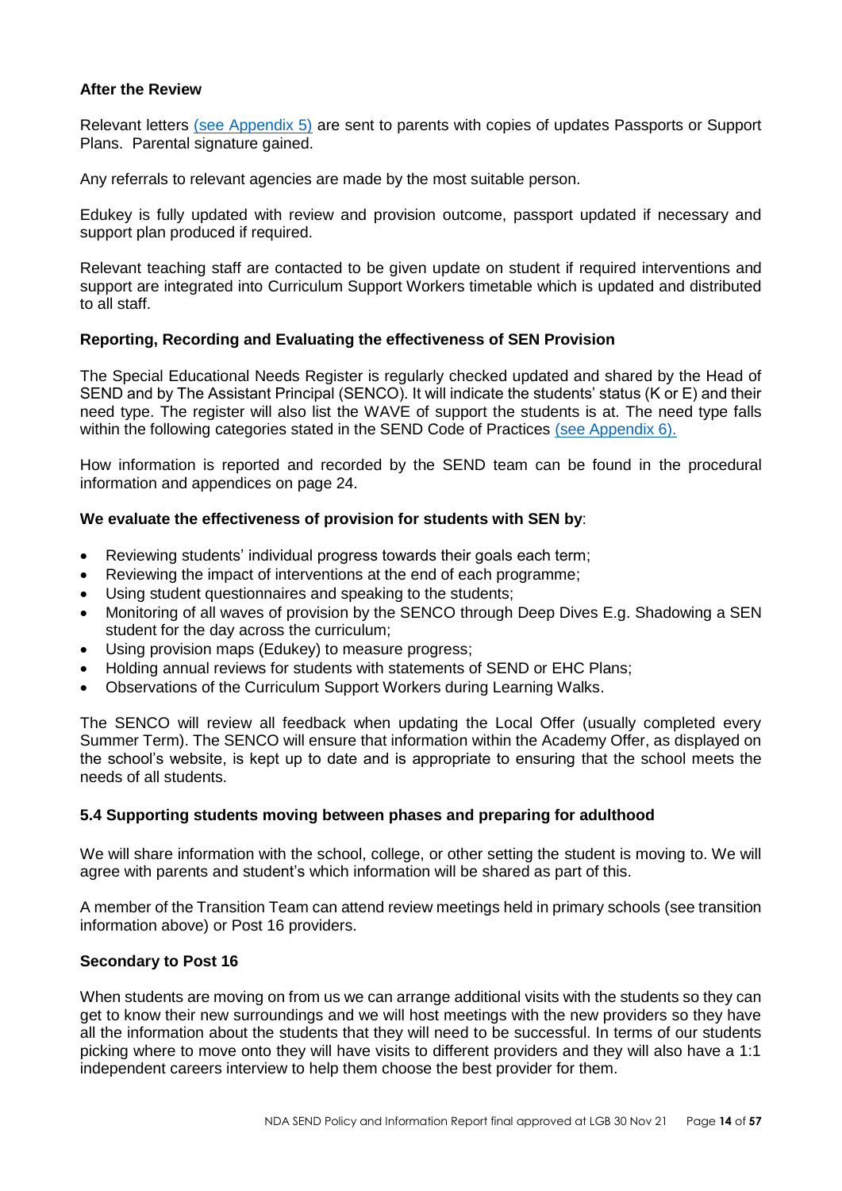### After the Review

Relevant letters (see Appendix 5) are sent to parents with copies of updates Passports or Support Plans. Parental signature gained.

Any referrals to relevant agencies are made by the most suitable person.

Edukey is fully updated with review and provision outcome, passport updated if necessary and support plan produced if required.

Relevant teaching staff are contacted to be given update on student if required interventions and support are integrated into Curriculum Support Workers timetable which is updated and distributed to all staff.

### Reporting, Recording and Evaluating the effectiveness of SEN Provision

The Special Educational Needs Register is regularly checked updated and shared by the Head of SEND and by The Assistant Principal (SENCO). It will indicate the students' status (K or E) and their need type. The register will also list the WAVE of support the students is at. The need type falls within the following categories stated in the SEND Code of Practices (see Appendix 6).

How information is reported and recorded by the SEND team can be found in the procedural information and appendices on page 24.

**We evaluate the effectiveness of provision for students with SEN by**:

- Reviewing students' individual progress towards their goals each term;
- Reviewing the impact of interventions at the end of each programme;
- Using student questionnaires and speaking to the students;
- Monitoring of all waves of provision by the SENCO through Deep Dives E.g. Shadowing a SEN student for the day across the curriculum;
- Using provision maps (Edukey) to measure progress;
- Holding annual reviews for students with statements of SEND or EHC Plans;
- Observations of the Curriculum Support Workers during Learning Walks.

The SENCO will review all feedback when updating the Local Offer (usually completed every Summer Term). The SENCO will ensure that information within the Academy Offer, as displayed on the school's website, is kept up to date and is appropriate to ensuring that the school meets the needs of all students.

### 5.4 Supporting students moving between phases and preparing for adulthood

We will share information with the school, college, or other setting the student is moving to. We will agree with parents and student's which information will be shared as part of this.

A member of the Transition Team can attend review meetings held in primary schools (see transition information above) or Post 16 providers.

### Secondary to Post 16

When students are moving on from us we can arrange additional visits with the students so they can get to know their new surroundings and we will host meetings with the new providers so they have all the information about the students that they will need to be successful. In terms of our students picking where to move onto they will have visits to different providers and they will also have a 1:1 independent careers interview to help them choose the best provider for them.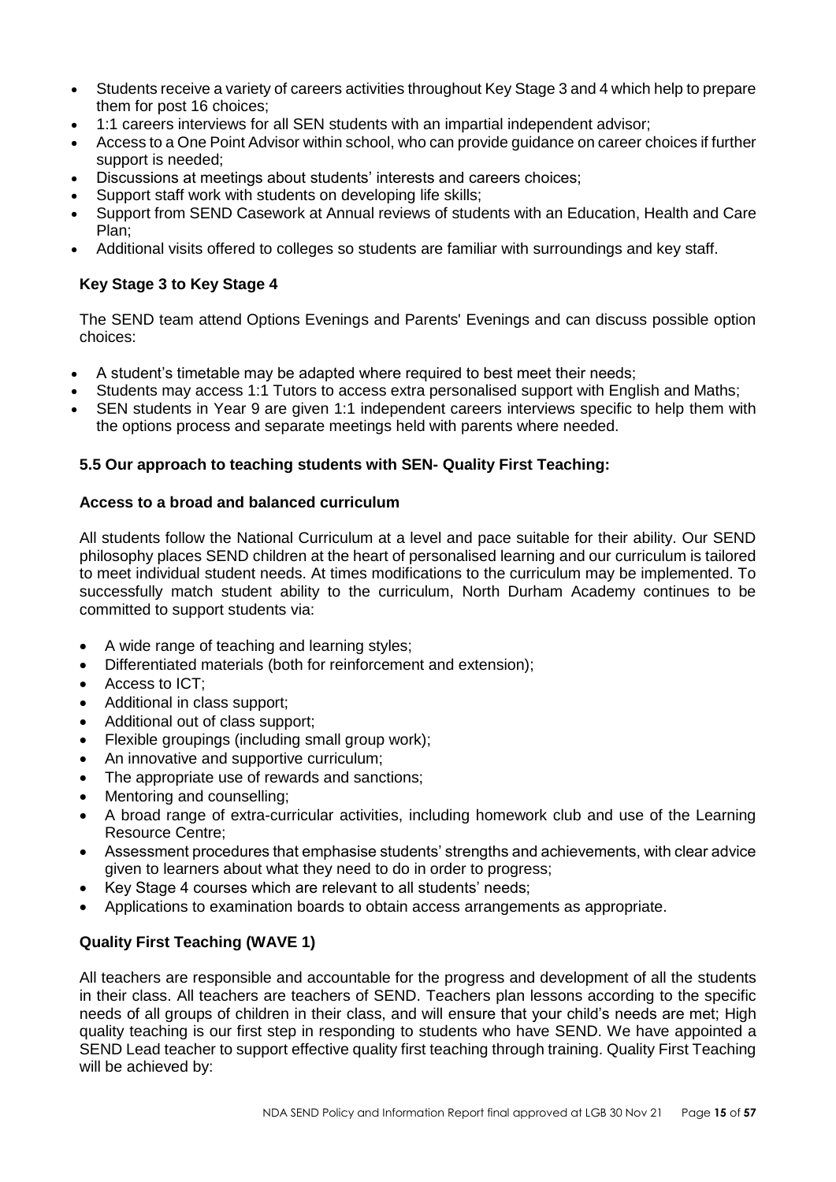- Students receive a variety of careers activities throughout Key Stage 3 and 4 which help to prepare them for post 16 choices;
- 1:1 careers interviews for all SEN students with an impartial independent advisor;
- Access to a One Point Advisor within school, who can provide guidance on career choices if further support is needed;
- Discussions at meetings about students' interests and careers choices;
- Support staff work with students on developing life skills;
- Support from SEND Casework at Annual reviews of students with an Education, Health and Care Plan;
- Additional visits offered to colleges so students are familiar with surroundings and key staff.

**Key Stage 3 to Key Stage 4**

The SEND team attend Options Evenings and Parents' Evenings and can discuss possible option choices:

- A student's timetable may be adapted where required to best meet their needs;
- Students may access 1:1 Tutors to access extra personalised support with English and Maths;
- SEN students in Year 9 are given 1:1 independent careers interviews specific to help them with the options process and separate meetings held with parents where needed.

### 5.5 Our approach to teaching students with SEN- Quality First Teaching:

**Access to a broad and balanced curriculum**

All students follow the National Curriculum at a level and pace suitable for their ability. Our SEND philosophy places SEND children at the heart of personalised learning and our curriculum is tailored to meet individual student needs. At times modifications to the curriculum may be implemented. To successfully match student ability to the curriculum, North Durham Academy continues to be committed to support students via:

- A wide range of teaching and learning styles;
- Differentiated materials (both for reinforcement and extension);
- Access to ICT;
- Additional in class support;
- Additional out of class support;
- Flexible groupings (including small group work);
- An innovative and supportive curriculum;
- The appropriate use of rewards and sanctions;
- Mentoring and counselling;
- A broad range of extra-curricular activities, including homework club and use of the Learning Resource Centre;
- Assessment procedures that emphasise students' strengths and achievements, with clear advice given to learners about what they need to do in order to progress;
- Key Stage 4 courses which are relevant to all students' needs;
- Applications to examination boards to obtain access arrangements as appropriate.

**Quality First Teaching (WAVE 1)**

All teachers are responsible and accountable for the progress and development of all the students in their class. All teachers are teachers of SEND. Teachers plan lessons according to the specific needs of all groups of children in their class, and will ensure that your child's needs are met; High quality teaching is our first step in responding to students who have SEND. We have appointed a SEND Lead teacher to support effective quality first teaching through training. Quality First Teaching will be achieved by: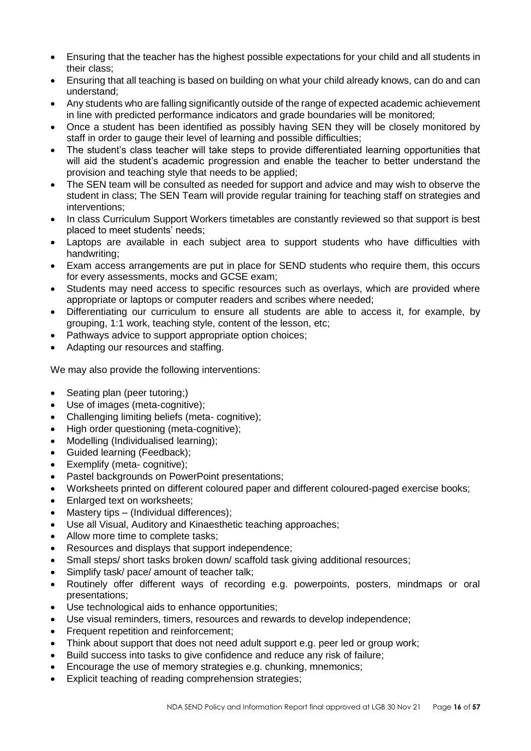- Ensuring that the teacher has the highest possible expectations for your child and all students in their class;
- Ensuring that all teaching is based on building on what your child already knows, can do and can understand;
- Any students who are falling significantly outside of the range of expected academic achievement in line with predicted performance indicators and grade boundaries will be monitored;
- Once a student has been identified as possibly having SEN they will be closely monitored by staff in order to gauge their level of learning and possible difficulties;
- The student's class teacher will take steps to provide differentiated learning opportunities that will aid the student's academic progression and enable the teacher to better understand the provision and teaching style that needs to be applied;
- The SEN team will be consulted as needed for support and advice and may wish to observe the student in class; The SEN Team will provide regular training for teaching staff on strategies and interventions;
- In class Curriculum Support Workers timetables are constantly reviewed so that support is best placed to meet students' needs;
- Laptops are available in each subject area to support students who have difficulties with handwriting;
- Exam access arrangements are put in place for SEND students who require them, this occurs for every assessments, mocks and GCSE exam;
- Students may need access to specific resources such as overlays, which are provided where appropriate or laptops or computer readers and scribes where needed;
- Differentiating our curriculum to ensure all students are able to access it, for example, by grouping, 1:1 work, teaching style, content of the lesson, etc;
- Pathways advice to support appropriate option choices;
- Adapting our resources and staffing.

We may also provide the following interventions:

- Seating plan (peer tutoring;)
- Use of images (meta-cognitive);
- Challenging limiting beliefs (meta- cognitive);
- High order questioning (meta-cognitive);
- Modelling (Individualised learning);
- Guided learning (Feedback);
- Exemplify (meta- cognitive);
- Pastel backgrounds on PowerPoint presentations;
- Worksheets printed on different coloured paper and different coloured-paged exercise books;
- Enlarged text on worksheets;
- Mastery tips – (Individual differences);
- Use all Visual, Auditory and Kinaesthetic teaching approaches;
- Allow more time to complete tasks;
- Resources and displays that support independence;
- Small steps/ short tasks broken down/ scaffold task giving additional resources;
- Simplify task/ pace/ amount of teacher talk;
- Routinely offer different ways of recording e.g. powerpoints, posters, mindmaps or oral presentations;
- Use technological aids to enhance opportunities;
- Use visual reminders, timers, resources and rewards to develop independence;
- Frequent repetition and reinforcement;
- Think about support that does not need adult support e.g. peer led or group work;
- Build success into tasks to give confidence and reduce any risk of failure;
- Encourage the use of memory strategies e.g. chunking, mnemonics;
- Explicit teaching of reading comprehension strategies;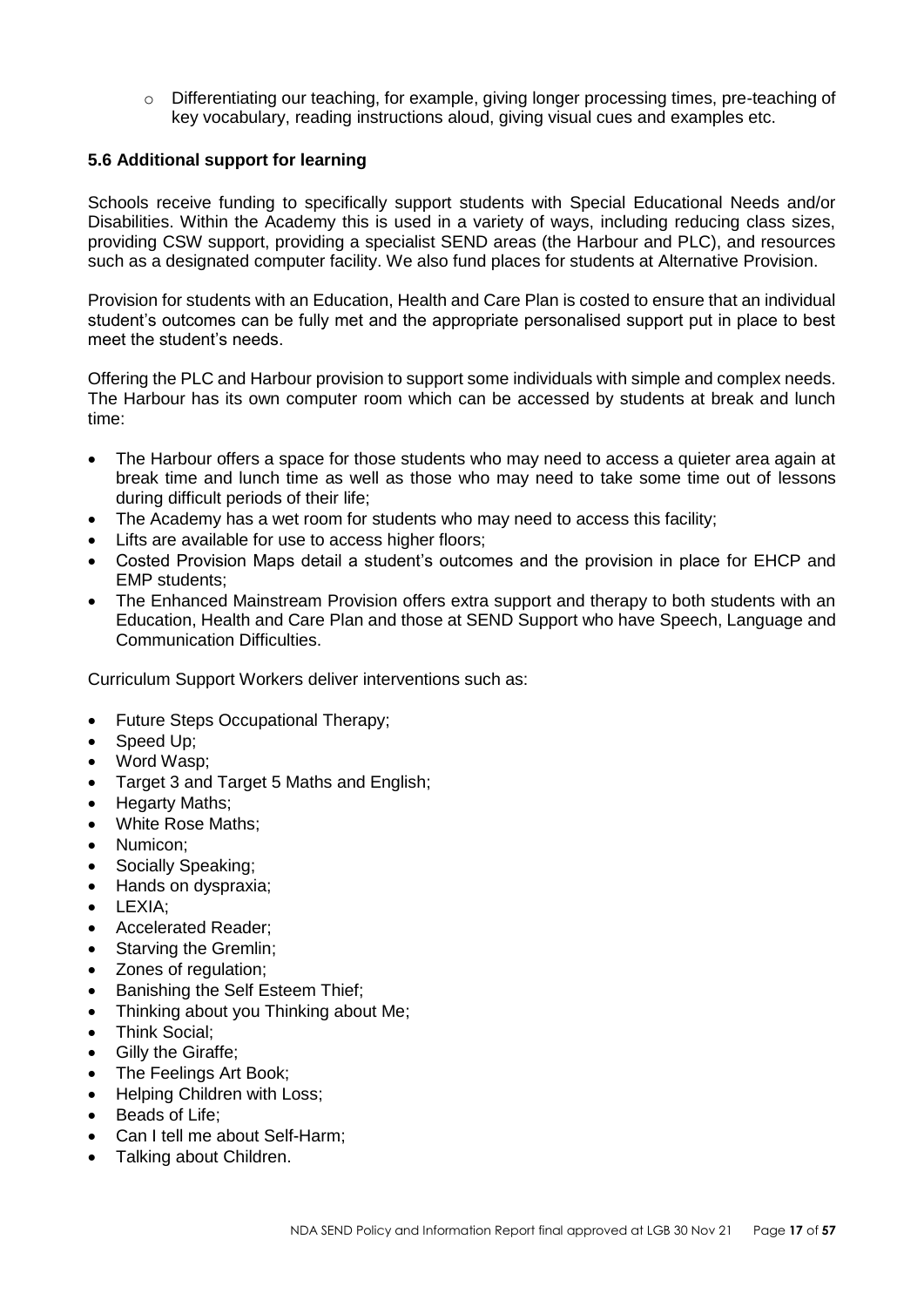- Differentiating our teaching, for example, giving longer processing times, pre-teaching of key vocabulary, reading instructions aloud, giving visual cues and examples etc.

### 5.6 Additional support for learning

Schools receive funding to specifically support students with Special Educational Needs and/or Disabilities. Within the Academy this is used in a variety of ways, including reducing class sizes, providing CSW support, providing a specialist SEND areas (the Harbour and PLC), and resources such as a designated computer facility. We also fund places for students at Alternative Provision.

Provision for students with an Education, Health and Care Plan is costed to ensure that an individual student's outcomes can be fully met and the appropriate personalised support put in place to best meet the student's needs.

Offering the PLC and Harbour provision to support some individuals with simple and complex needs. The Harbour has its own computer room which can be accessed by students at break and lunch time:

- The Harbour offers a space for those students who may need to access a quieter area again at break time and lunch time as well as those who may need to take some time out of lessons during difficult periods of their life;
- The Academy has a wet room for students who may need to access this facility;
- Lifts are available for use to access higher floors;
- Costed Provision Maps detail a student's outcomes and the provision in place for EHCP and EMP students;
- The Enhanced Mainstream Provision offers extra support and therapy to both students with an Education, Health and Care Plan and those at SEND Support who have Speech, Language and Communication Difficulties.

Curriculum Support Workers deliver interventions such as:

- Future Steps Occupational Therapy;
- Speed Up;
- Word Wasp;
- Target 3 and Target 5 Maths and English;
- Hegarty Maths;
- White Rose Maths;
- Numicon;
- Socially Speaking;
- Hands on dyspraxia;
- LEXIA;
- Accelerated Reader;
- Starving the Gremlin;
- Zones of regulation;
- Banishing the Self Esteem Thief;
- Thinking about you Thinking about Me;
- Think Social;
- Gilly the Giraffe;
- The Feelings Art Book;
- Helping Children with Loss;
- Beads of Life;
- Can I tell me about Self-Harm;
- Talking about Children.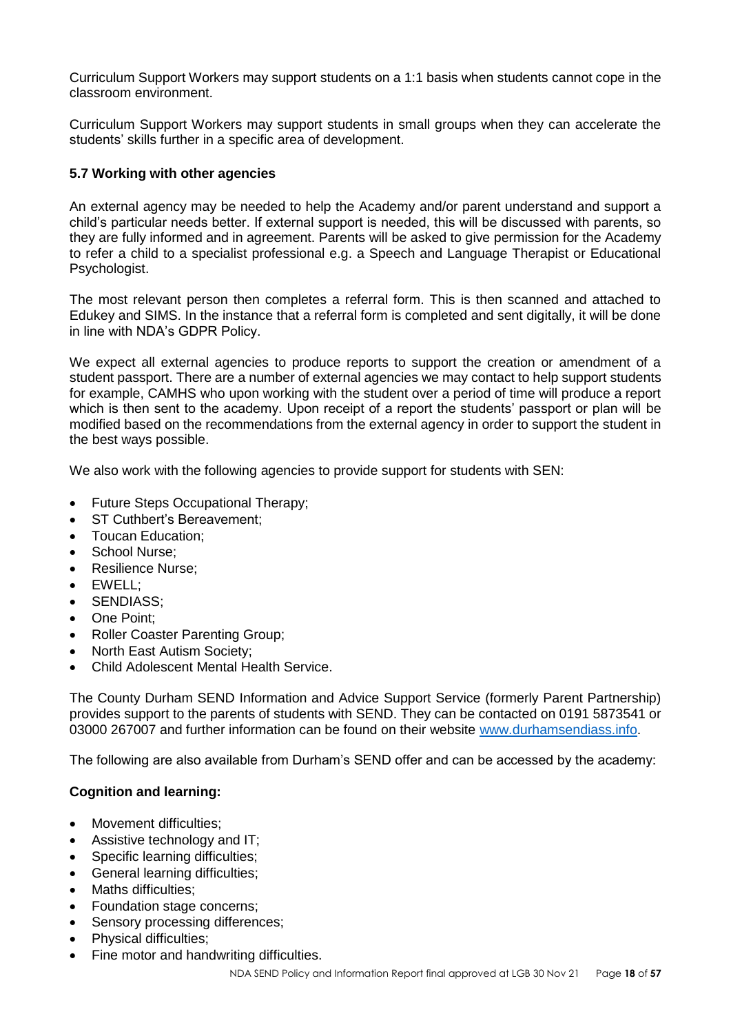Curriculum Support Workers may support students on a 1:1 basis when students cannot cope in the classroom environment.

Curriculum Support Workers may support students in small groups when they can accelerate the students' skills further in a specific area of development.

### 5.7 Working with other agencies

An external agency may be needed to help the Academy and/or parent understand and support a child's particular needs better. If external support is needed, this will be discussed with parents, so they are fully informed and in agreement. Parents will be asked to give permission for the Academy to refer a child to a specialist professional e.g. a Speech and Language Therapist or Educational Psychologist.

The most relevant person then completes a referral form. This is then scanned and attached to Edukey and SIMS. In the instance that a referral form is completed and sent digitally, it will be done in line with NDA's GDPR Policy.

We expect all external agencies to produce reports to support the creation or amendment of a student passport. There are a number of external agencies we may contact to help support students for example, CAMHS who upon working with the student over a period of time will produce a report which is then sent to the academy. Upon receipt of a report the students' passport or plan will be modified based on the recommendations from the external agency in order to support the student in the best ways possible.

We also work with the following agencies to provide support for students with SEN:

- Future Steps Occupational Therapy;
- ST Cuthbert's Bereavement;
- Toucan Education;
- School Nurse;
- Resilience Nurse;
- EWELL;
- SENDIASS;
- One Point;
- Roller Coaster Parenting Group;
- North East Autism Society;
- Child Adolescent Mental Health Service.

The County Durham SEND Information and Advice Support Service (formerly Parent Partnership) provides support to the parents of students with SEND. They can be contacted on 0191 5873541 or 03000 267007 and further information can be found on their website [www.durhamsendiass.info](http://www.durhamsendiass.info).

The following are also available from Durham's SEND offer and can be accessed by the academy:

**Cognition and learning:**

- Movement difficulties;
- Assistive technology and IT;
- Specific learning difficulties;
- General learning difficulties;
- Maths difficulties;
- Foundation stage concerns;
- Sensory processing differences;
- Physical difficulties;
- Fine motor and handwriting difficulties.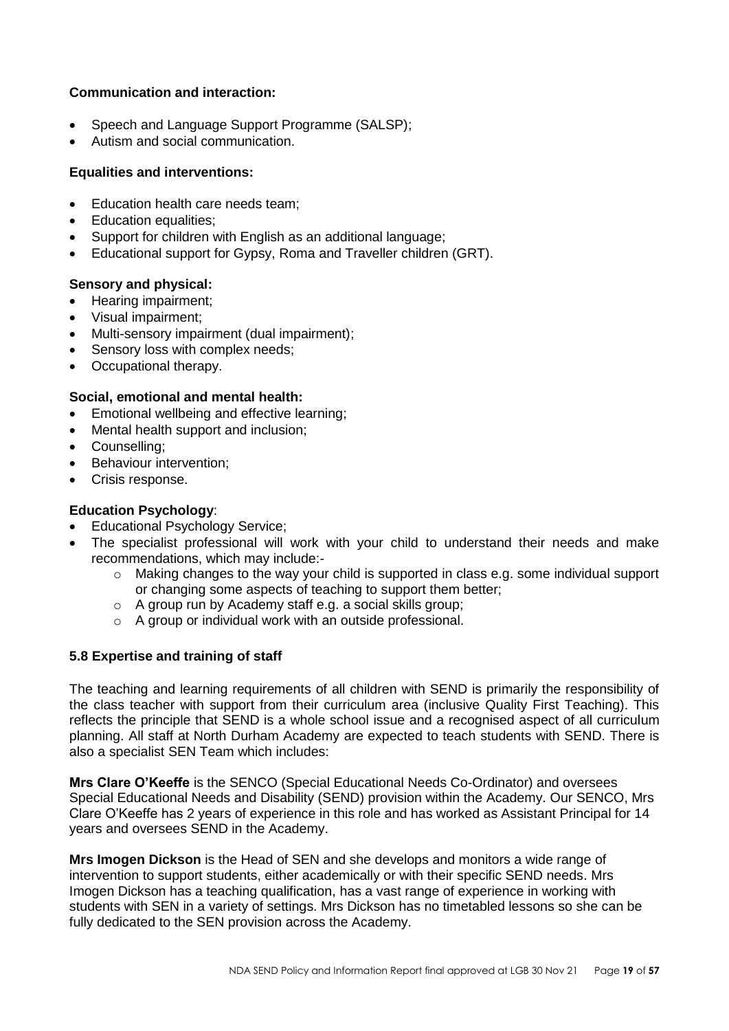**Communication and interaction:**

- Speech and Language Support Programme (SALSP);
- Autism and social communication.

**Equalities and interventions:**

- Education health care needs team;
- Education equalities;
- Support for children with English as an additional language;
- Educational support for Gypsy, Roma and Traveller children (GRT).

**Sensory and physical:**

- Hearing impairment;
- Visual impairment;
- Multi-sensory impairment (dual impairment);
- Sensory loss with complex needs;
- Occupational therapy.

**Social, emotional and mental health:**

- Emotional wellbeing and effective learning;
- Mental health support and inclusion;
- Counselling;
- Behaviour intervention;
- Crisis response.

**Education Psychology**:

- Educational Psychology Service;
- The specialist professional will work with your child to understand their needs and make recommendations, which may include:-
  - Making changes to the way your child is supported in class e.g. some individual support or changing some aspects of teaching to support them better;
  - A group run by Academy staff e.g. a social skills group;
  - A group or individual work with an outside professional.

### 5.8 Expertise and training of staff

The teaching and learning requirements of all children with SEND is primarily the responsibility of the class teacher with support from their curriculum area (inclusive Quality First Teaching). This reflects the principle that SEND is a whole school issue and a recognised aspect of all curriculum planning. All staff at North Durham Academy are expected to teach students with SEND. There is also a specialist SEN Team which includes:

**Mrs Clare O'Keeffe** is the SENCO (Special Educational Needs Co-Ordinator) and oversees Special Educational Needs and Disability (SEND) provision within the Academy. Our SENCO, Mrs Clare O'Keeffe has 2 years of experience in this role and has worked as Assistant Principal for 14 years and oversees SEND in the Academy.

**Mrs Imogen Dickson** is the Head of SEN and she develops and monitors a wide range of intervention to support students, either academically or with their specific SEND needs. Mrs Imogen Dickson has a teaching qualification, has a vast range of experience in working with students with SEN in a variety of settings. Mrs Dickson has no timetabled lessons so she can be fully dedicated to the SEN provision across the Academy.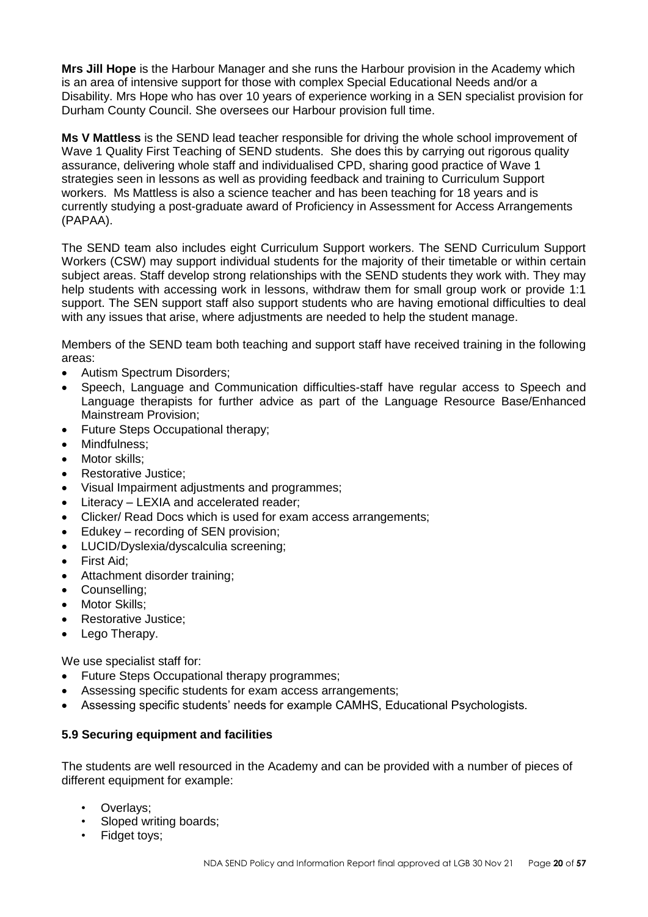**Mrs Jill Hope** is the Harbour Manager and she runs the Harbour provision in the Academy which is an area of intensive support for those with complex Special Educational Needs and/or a Disability. Mrs Hope who has over 10 years of experience working in a SEN specialist provision for Durham County Council. She oversees our Harbour provision full time.

**Ms V Mattless** is the SEND lead teacher responsible for driving the whole school improvement of Wave 1 Quality First Teaching of SEND students. She does this by carrying out rigorous quality assurance, delivering whole staff and individualised CPD, sharing good practice of Wave 1 strategies seen in lessons as well as providing feedback and training to Curriculum Support workers. Ms Mattless is also a science teacher and has been teaching for 18 years and is currently studying a post-graduate award of Proficiency in Assessment for Access Arrangements (PAPAA).

The SEND team also includes eight Curriculum Support workers. The SEND Curriculum Support Workers (CSW) may support individual students for the majority of their timetable or within certain subject areas. Staff develop strong relationships with the SEND students they work with. They may help students with accessing work in lessons, withdraw them for small group work or provide 1:1 support. The SEN support staff also support students who are having emotional difficulties to deal with any issues that arise, where adjustments are needed to help the student manage.

Members of the SEND team both teaching and support staff have received training in the following areas:

- Autism Spectrum Disorders;
- Speech, Language and Communication difficulties-staff have regular access to Speech and Language therapists for further advice as part of the Language Resource Base/Enhanced Mainstream Provision;
- Future Steps Occupational therapy;
- Mindfulness;
- Motor skills;
- Restorative Justice;
- Visual Impairment adjustments and programmes;
- Literacy – LEXIA and accelerated reader;
- Clicker/ Read Docs which is used for exam access arrangements;
- Edukey – recording of SEN provision;
- LUCID/Dyslexia/dyscalculia screening;
- First Aid;
- Attachment disorder training;
- Counselling;
- Motor Skills;
- Restorative Justice;
- Lego Therapy.

We use specialist staff for:

- Future Steps Occupational therapy programmes;
- Assessing specific students for exam access arrangements;
- Assessing specific students' needs for example CAMHS, Educational Psychologists.

### 5.9 Securing equipment and facilities

The students are well resourced in the Academy and can be provided with a number of pieces of different equipment for example:

- Overlays;
- Sloped writing boards;
- Fidget toys;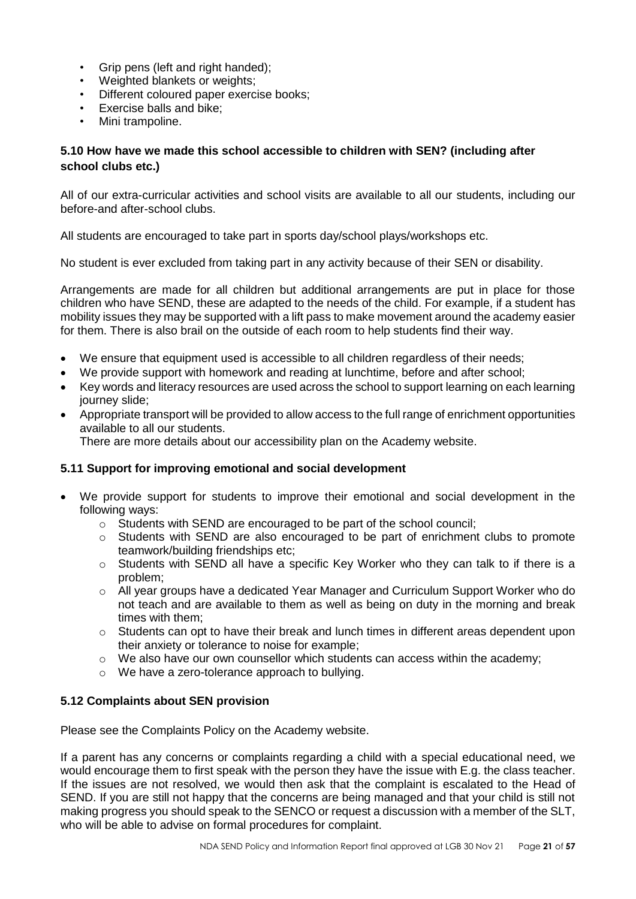- Grip pens (left and right handed);
- Weighted blankets or weights;
- Different coloured paper exercise books;
- Exercise balls and bike;
- Mini trampoline.

### 5.10 How have we made this school accessible to children with SEN? (including after school clubs etc.)

All of our extra-curricular activities and school visits are available to all our students, including our before-and after-school clubs.

All students are encouraged to take part in sports day/school plays/workshops etc.

No student is ever excluded from taking part in any activity because of their SEN or disability.

Arrangements are made for all children but additional arrangements are put in place for those children who have SEND, these are adapted to the needs of the child. For example, if a student has mobility issues they may be supported with a lift pass to make movement around the academy easier for them. There is also brail on the outside of each room to help students find their way.

- We ensure that equipment used is accessible to all children regardless of their needs;
- We provide support with homework and reading at lunchtime, before and after school;
- Key words and literacy resources are used across the school to support learning on each learning journey slide;
- Appropriate transport will be provided to allow access to the full range of enrichment opportunities available to all our students.
  There are more details about our accessibility plan on the Academy website.

### 5.11 Support for improving emotional and social development

- We provide support for students to improve their emotional and social development in the following ways:
  - Students with SEND are encouraged to be part of the school council;
  - Students with SEND are also encouraged to be part of enrichment clubs to promote teamwork/building friendships etc;
  - Students with SEND all have a specific Key Worker who they can talk to if there is a problem;
  - All year groups have a dedicated Year Manager and Curriculum Support Worker who do not teach and are available to them as well as being on duty in the morning and break times with them;
  - Students can opt to have their break and lunch times in different areas dependent upon their anxiety or tolerance to noise for example;
  - We also have our own counsellor which students can access within the academy;
  - We have a zero-tolerance approach to bullying.

### 5.12 Complaints about SEN provision

Please see the Complaints Policy on the Academy website.

If a parent has any concerns or complaints regarding a child with a special educational need, we would encourage them to first speak with the person they have the issue with E.g. the class teacher. If the issues are not resolved, we would then ask that the complaint is escalated to the Head of SEND. If you are still not happy that the concerns are being managed and that your child is still not making progress you should speak to the SENCO or request a discussion with a member of the SLT, who will be able to advise on formal procedures for complaint.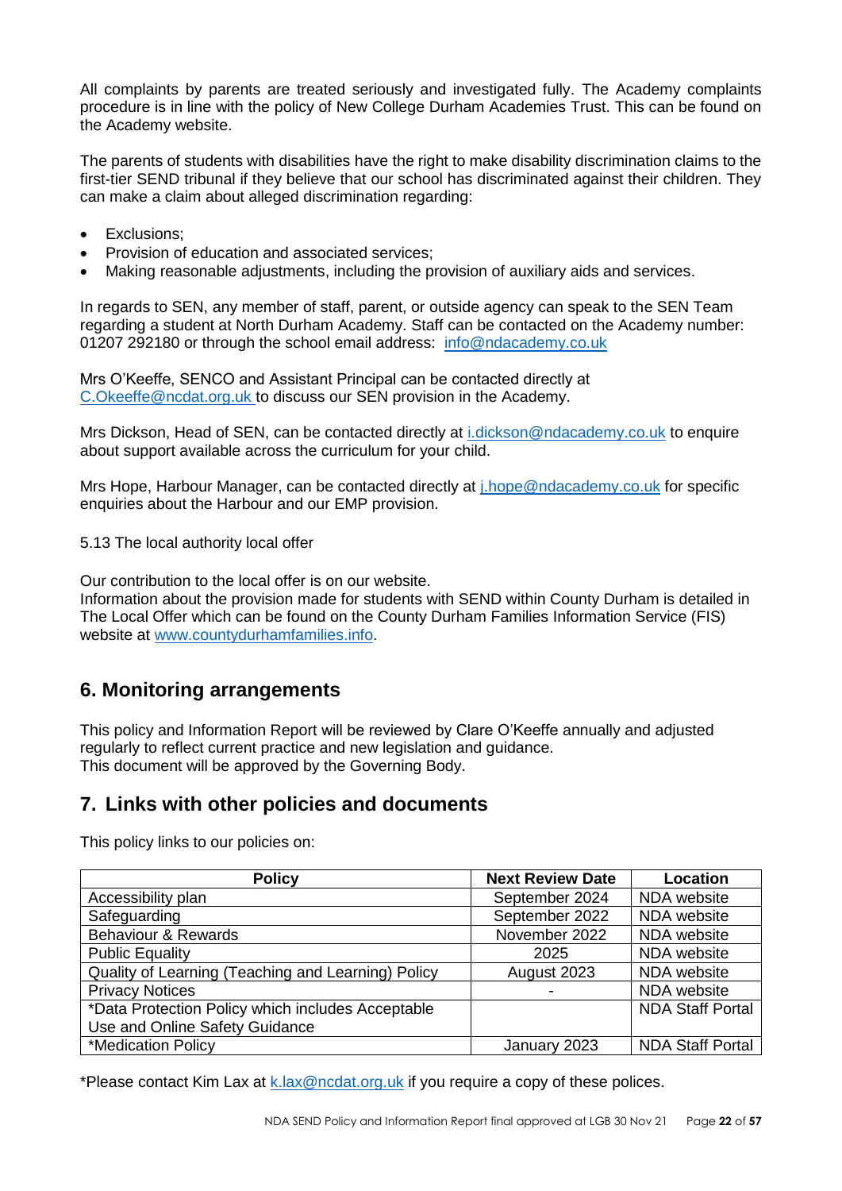All complaints by parents are treated seriously and investigated fully. The Academy complaints procedure is in line with the policy of New College Durham Academies Trust. This can be found on the Academy website.

The parents of students with disabilities have the right to make disability discrimination claims to the first-tier SEND tribunal if they believe that our school has discriminated against their children. They can make a claim about alleged discrimination regarding:

- Exclusions;
- Provision of education and associated services;
- Making reasonable adjustments, including the provision of auxiliary aids and services.

In regards to SEN, any member of staff, parent, or outside agency can speak to the SEN Team regarding a student at North Durham Academy. Staff can be contacted on the Academy number: 01207 292180 or through the school email address: info@ndacademy.co.uk

Mrs O'Keeffe, SENCO and Assistant Principal can be contacted directly at C.Okeeffe@ncdat.org.uk to discuss our SEN provision in the Academy.

Mrs Dickson, Head of SEN, can be contacted directly at i.dickson@ndacademy.co.uk to enquire about support available across the curriculum for your child.

Mrs Hope, Harbour Manager, can be contacted directly at j.hope@ndacademy.co.uk for specific enquiries about the Harbour and our EMP provision.

5.13 The local authority local offer

Our contribution to the local offer is on our website.
Information about the provision made for students with SEND within County Durham is detailed in The Local Offer which can be found on the County Durham Families Information Service (FIS) website at www.countydurhamfamilies.info.

## 6. Monitoring arrangements

This policy and Information Report will be reviewed by Clare O'Keeffe annually and adjusted regularly to reflect current practice and new legislation and guidance.
This document will be approved by the Governing Body.

## 7. Links with other policies and documents

This policy links to our policies on:

| Policy | Next Review Date | Location |
|---|---|---|
| Accessibility plan | September 2024 | NDA website |
| Safeguarding | September 2022 | NDA website |
| Behaviour & Rewards | November 2022 | NDA website |
| Public Equality | 2025 | NDA website |
| Quality of Learning (Teaching and Learning) Policy | August 2023 | NDA website |
| Privacy Notices | - | NDA website |
| *Data Protection Policy which includes Acceptable Use and Online Safety Guidance | | NDA Staff Portal |
| *Medication Policy | January 2023 | NDA Staff Portal |

*Please contact Kim Lax at k.lax@ncdat.org.uk if you require a copy of these polices.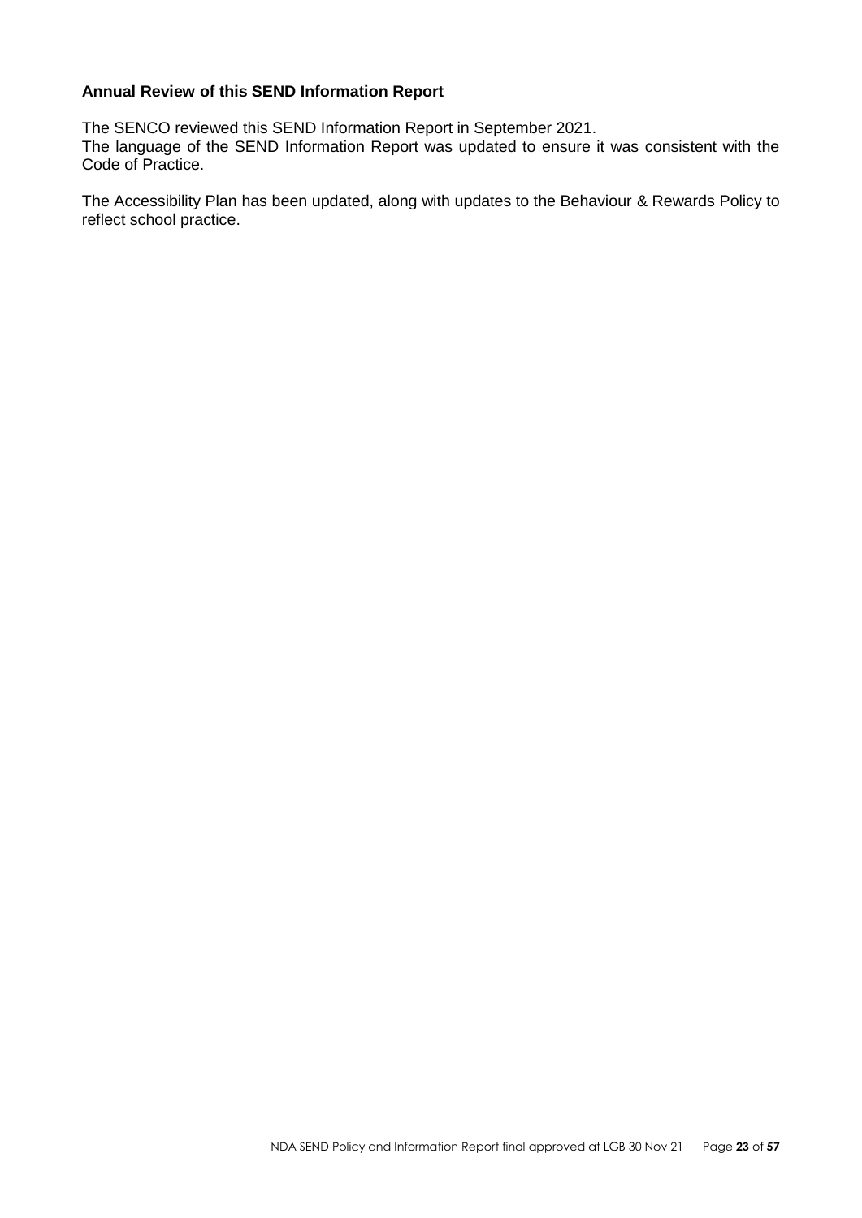**Annual Review of this SEND Information Report**

The SENCO reviewed this SEND Information Report in September 2021.
The language of the SEND Information Report was updated to ensure it was consistent with the Code of Practice.

The Accessibility Plan has been updated, along with updates to the Behaviour & Rewards Policy to reflect school practice.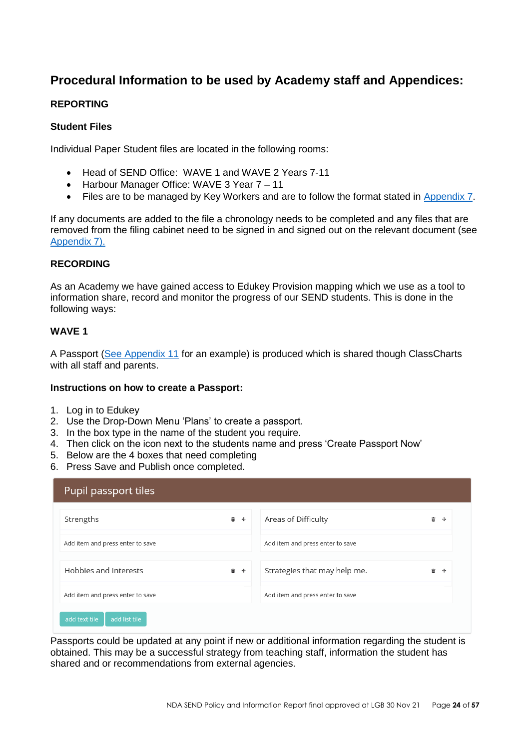## Procedural Information to be used by Academy staff and Appendices:

**REPORTING**

**Student Files**

Individual Paper Student files are located in the following rooms:

- Head of SEND Office: WAVE 1 and WAVE 2 Years 7-11
- Harbour Manager Office: WAVE 3 Year 7 – 11
- Files are to be managed by Key Workers and are to follow the format stated in Appendix 7.

If any documents are added to the file a chronology needs to be completed and any files that are removed from the filing cabinet need to be signed in and signed out on the relevant document (see Appendix 7).

**RECORDING**

As an Academy we have gained access to Edukey Provision mapping which we use as a tool to information share, record and monitor the progress of our SEND students. This is done in the following ways:

**WAVE 1**

A Passport (See Appendix 11 for an example) is produced which is shared though ClassCharts with all staff and parents.

**Instructions on how to create a Passport:**

1. Log in to Edukey
2. Use the Drop-Down Menu 'Plans' to create a passport.
3. In the box type in the name of the student you require.
4. Then click on the icon next to the students name and press 'Create Passport Now'
5. Below are the 4 boxes that need completing
6. Press Save and Publish once completed.

**Pupil passport tiles**

| Strengths | Areas of Difficulty |
|---|---|
| Add item and press enter to save | Add item and press enter to save |
| **Hobbies and Interests** | **Strategies that may help me.** |
| Add item and press enter to save | Add item and press enter to save |

add text tile | add list tile

Passports could be updated at any point if new or additional information regarding the student is obtained. This may be a successful strategy from teaching staff, information the student has shared and or recommendations from external agencies.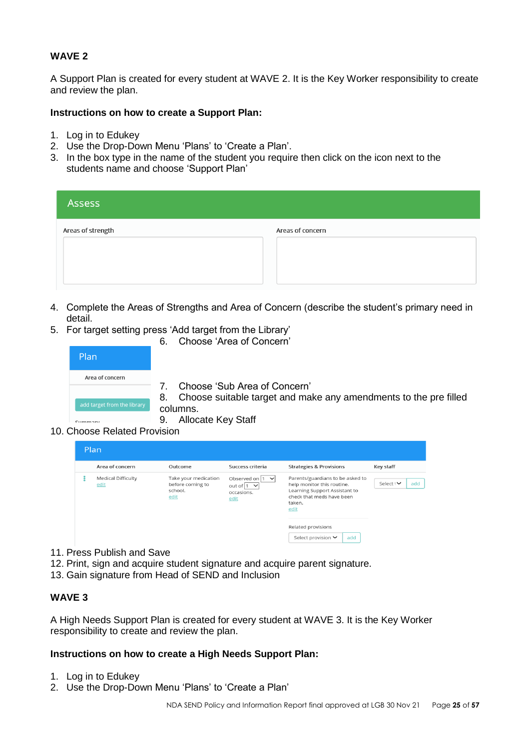**WAVE 2**

A Support Plan is created for every student at WAVE 2. It is the Key Worker responsibility to create and review the plan.

**Instructions on how to create a Support Plan:**

1. Log in to Edukey
2. Use the Drop-Down Menu 'Plans' to 'Create a Plan'.
3. In the box type in the name of the student you require then click on the icon next to the students name and choose 'Support Plan'

Assess

| Areas of strength | Areas of concern |
|---|---|
| | |

4. Complete the Areas of Strengths and Area of Concern (describe the student's primary need in detail.
5. For target setting press 'Add target from the Library'
6. Choose 'Area of Concern'

Plan

Area of concern

add target from the library

7. Choose 'Sub Area of Concern'
8. Choose suitable target and make any amendments to the pre filled columns.
9. Allocate Key Staff
10. Choose Related Provision

Plan

| Area of concern | Outcome | Success criteria | Strategies & Provisions | Key staff |
|---|---|---|---|---|
| Medical Difficulty edit | Take your medication before coming to school. edit | Observed on 1 out of 1 occasions. edit | Parents/guardians to be asked to help monitor this routine. Learning Support Assistant to check that meds have been taken. edit | Select add |
| | | | Related provisions Select provision add | |

11. Press Publish and Save
12. Print, sign and acquire student signature and acquire parent signature.
13. Gain signature from Head of SEND and Inclusion

**WAVE 3**

A High Needs Support Plan is created for every student at WAVE 3. It is the Key Worker responsibility to create and review the plan.

**Instructions on how to create a High Needs Support Plan:**

1. Log in to Edukey
2. Use the Drop-Down Menu 'Plans' to 'Create a Plan'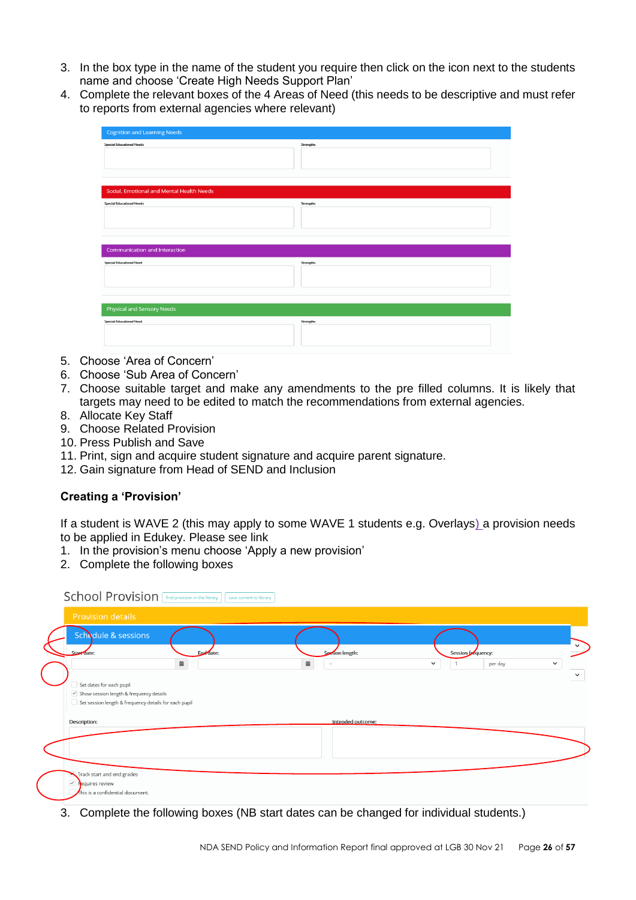3. In the box type in the name of the student you require then click on the icon next to the students name and choose 'Create High Needs Support Plan'
4. Complete the relevant boxes of the 4 Areas of Need (this needs to be descriptive and must refer to reports from external agencies where relevant)

Cognition and Learning Needs

Special Educational Needs | Strengths

Social, Emotional and Mental Health Needs

Special Educational Needs | Strengths

Communication and Interaction

Special Educational Need | Strengths

Physical and Sensory Needs

Special Educational Need | Strengths

5. Choose 'Area of Concern'
6. Choose 'Sub Area of Concern'
7. Choose suitable target and make any amendments to the pre filled columns. It is likely that targets may need to be edited to match the recommendations from external agencies.
8. Allocate Key Staff
9. Choose Related Provision
10. Press Publish and Save
11. Print, sign and acquire student signature and acquire parent signature.
12. Gain signature from Head of SEND and Inclusion

**Creating a 'Provision'**

If a student is WAVE 2 (this may apply to some WAVE 1 students e.g. Overlays) a provision needs to be applied in Edukey. Please see link

1. In the provision's menu choose 'Apply a new provision'
2. Complete the following boxes

School Provision | find provision in the library | save current to library

Provision details

Schedule & sessions

Start date: | End date: | Session length: | Session frequency: 1 per day

- Set dates for each pupil
- Show session length & frequency details
- Set session length & frequency details for each pupil

Description: | Intended outcome:

- Track start and end grades
- Requires review
- This is a confidential document.

3. Complete the following boxes (NB start dates can be changed for individual students.)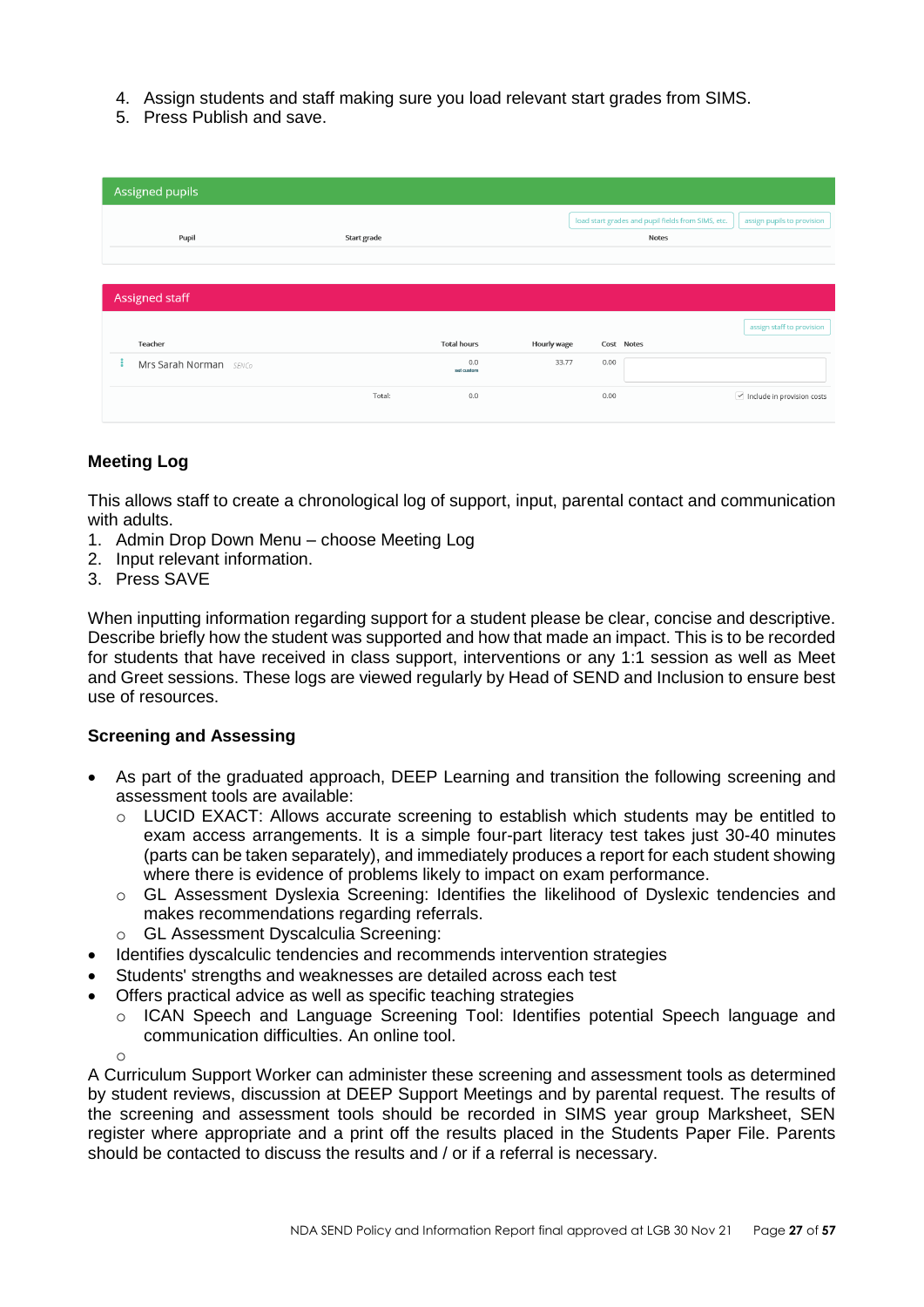4. Assign students and staff making sure you load relevant start grades from SIMS.
5. Press Publish and save.

| Assigned pupils | | |
|---|---|---|
| | | load start grades and pupil fields from SIMS, etc. / assign pupils to provision |
| Pupil | Start grade | Notes |

| Assigned staff | | | | |
|---|---|---|---|---|
| | | | | assign staff to provision |
| Teacher | Total hours | Hourly wage | Cost | Notes |
| Mrs Sarah Norman SENCo | 0.0 set custom | 33.77 | 0.00 | |
| Total: | 0.0 | | 0.00 | Include in provision costs |

### Meeting Log

This allows staff to create a chronological log of support, input, parental contact and communication with adults.

1. Admin Drop Down Menu – choose Meeting Log
2. Input relevant information.
3. Press SAVE

When inputting information regarding support for a student please be clear, concise and descriptive. Describe briefly how the student was supported and how that made an impact. This is to be recorded for students that have received in class support, interventions or any 1:1 session as well as Meet and Greet sessions. These logs are viewed regularly by Head of SEND and Inclusion to ensure best use of resources.

### Screening and Assessing

- As part of the graduated approach, DEEP Learning and transition the following screening and assessment tools are available:
    - LUCID EXACT: Allows accurate screening to establish which students may be entitled to exam access arrangements. It is a simple four-part literacy test takes just 30-40 minutes (parts can be taken separately), and immediately produces a report for each student showing where there is evidence of problems likely to impact on exam performance.
    - GL Assessment Dyslexia Screening: Identifies the likelihood of Dyslexic tendencies and makes recommendations regarding referrals.
    - GL Assessment Dyscalculia Screening:
- Identifies dyscalculic tendencies and recommends intervention strategies
- Students' strengths and weaknesses are detailed across each test
- Offers practical advice as well as specific teaching strategies
    - ICAN Speech and Language Screening Tool: Identifies potential Speech language and communication difficulties. An online tool.
    -

A Curriculum Support Worker can administer these screening and assessment tools as determined by student reviews, discussion at DEEP Support Meetings and by parental request. The results of the screening and assessment tools should be recorded in SIMS year group Marksheet, SEN register where appropriate and a print off the results placed in the Students Paper File. Parents should be contacted to discuss the results and / or if a referral is necessary.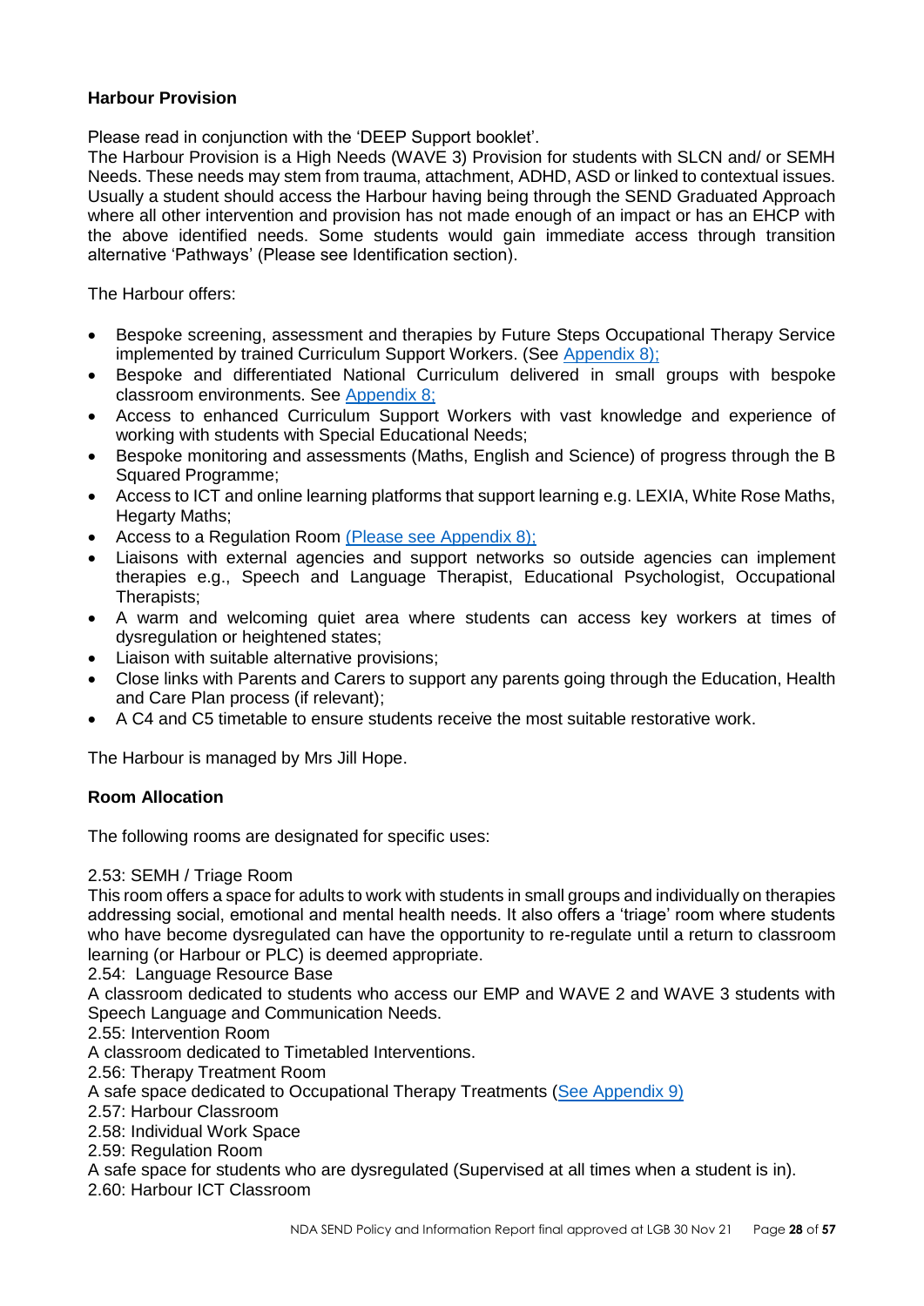**Harbour Provision**

Please read in conjunction with the 'DEEP Support booklet'.

The Harbour Provision is a High Needs (WAVE 3) Provision for students with SLCN and/ or SEMH Needs. These needs may stem from trauma, attachment, ADHD, ASD or linked to contextual issues. Usually a student should access the Harbour having being through the SEND Graduated Approach where all other intervention and provision has not made enough of an impact or has an EHCP with the above identified needs. Some students would gain immediate access through transition alternative 'Pathways' (Please see Identification section).

The Harbour offers:

- Bespoke screening, assessment and therapies by Future Steps Occupational Therapy Service implemented by trained Curriculum Support Workers. (See Appendix 8);
- Bespoke and differentiated National Curriculum delivered in small groups with bespoke classroom environments. See Appendix 8;
- Access to enhanced Curriculum Support Workers with vast knowledge and experience of working with students with Special Educational Needs;
- Bespoke monitoring and assessments (Maths, English and Science) of progress through the B Squared Programme;
- Access to ICT and online learning platforms that support learning e.g. LEXIA, White Rose Maths, Hegarty Maths;
- Access to a Regulation Room (Please see Appendix 8);
- Liaisons with external agencies and support networks so outside agencies can implement therapies e.g., Speech and Language Therapist, Educational Psychologist, Occupational Therapists;
- A warm and welcoming quiet area where students can access key workers at times of dysregulation or heightened states;
- Liaison with suitable alternative provisions;
- Close links with Parents and Carers to support any parents going through the Education, Health and Care Plan process (if relevant);
- A C4 and C5 timetable to ensure students receive the most suitable restorative work.

The Harbour is managed by Mrs Jill Hope.

**Room Allocation**

The following rooms are designated for specific uses:

2.53: SEMH / Triage Room
This room offers a space for adults to work with students in small groups and individually on therapies addressing social, emotional and mental health needs. It also offers a 'triage' room where students who have become dysregulated can have the opportunity to re-regulate until a return to classroom learning (or Harbour or PLC) is deemed appropriate.
2.54: Language Resource Base
A classroom dedicated to students who access our EMP and WAVE 2 and WAVE 3 students with Speech Language and Communication Needs.
2.55: Intervention Room
A classroom dedicated to Timetabled Interventions.
2.56: Therapy Treatment Room
A safe space dedicated to Occupational Therapy Treatments (See Appendix 9)
2.57: Harbour Classroom
2.58: Individual Work Space
2.59: Regulation Room
A safe space for students who are dysregulated (Supervised at all times when a student is in).
2.60: Harbour ICT Classroom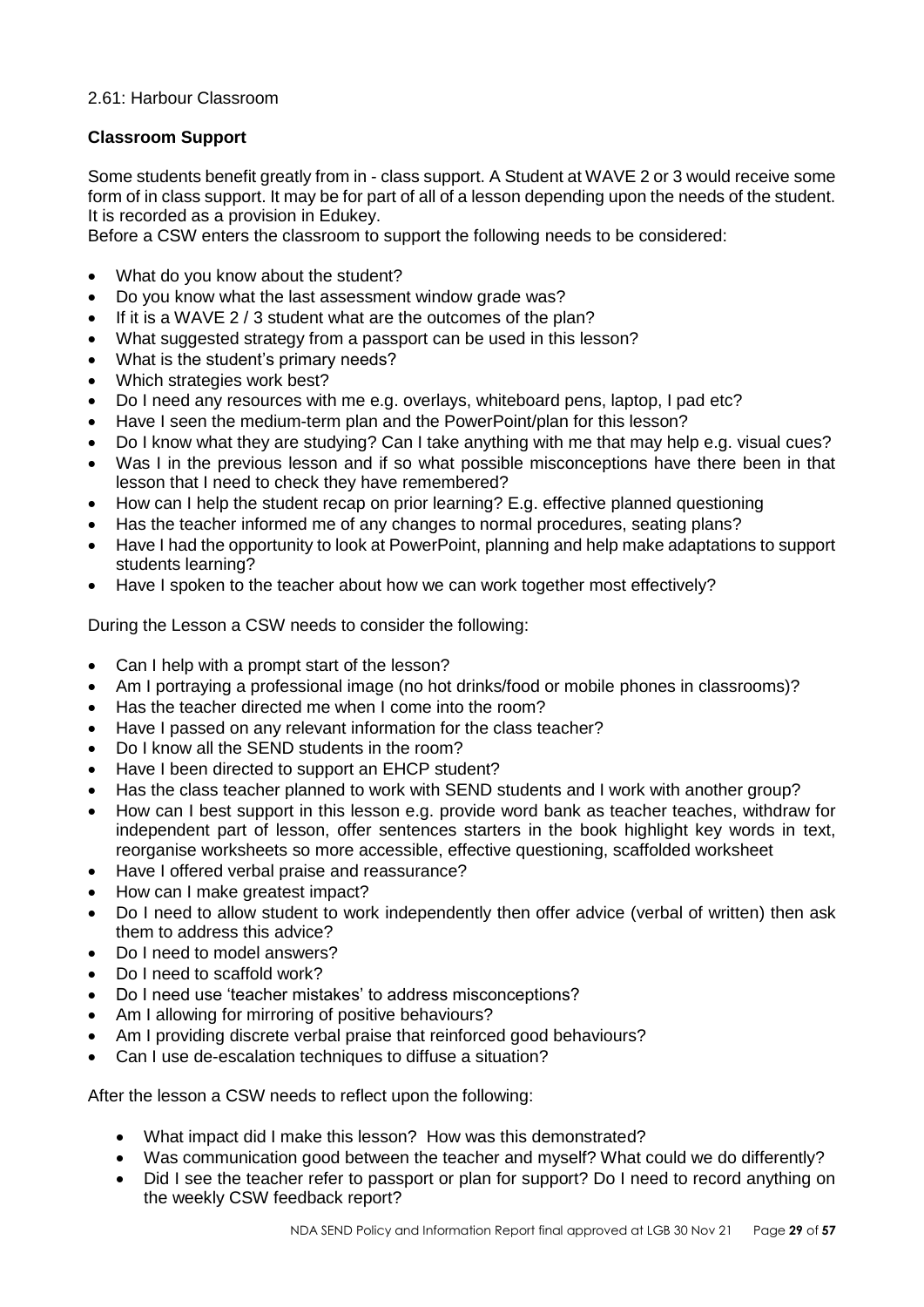2.61: Harbour Classroom

**Classroom Support**

Some students benefit greatly from in - class support. A Student at WAVE 2 or 3 would receive some form of in class support. It may be for part of all of a lesson depending upon the needs of the student. It is recorded as a provision in Edukey.

Before a CSW enters the classroom to support the following needs to be considered:

- What do you know about the student?
- Do you know what the last assessment window grade was?
- If it is a WAVE 2 / 3 student what are the outcomes of the plan?
- What suggested strategy from a passport can be used in this lesson?
- What is the student's primary needs?
- Which strategies work best?
- Do I need any resources with me e.g. overlays, whiteboard pens, laptop, I pad etc?
- Have I seen the medium-term plan and the PowerPoint/plan for this lesson?
- Do I know what they are studying? Can I take anything with me that may help e.g. visual cues?
- Was I in the previous lesson and if so what possible misconceptions have there been in that lesson that I need to check they have remembered?
- How can I help the student recap on prior learning? E.g. effective planned questioning
- Has the teacher informed me of any changes to normal procedures, seating plans?
- Have I had the opportunity to look at PowerPoint, planning and help make adaptations to support students learning?
- Have I spoken to the teacher about how we can work together most effectively?

During the Lesson a CSW needs to consider the following:

- Can I help with a prompt start of the lesson?
- Am I portraying a professional image (no hot drinks/food or mobile phones in classrooms)?
- Has the teacher directed me when I come into the room?
- Have I passed on any relevant information for the class teacher?
- Do I know all the SEND students in the room?
- Have I been directed to support an EHCP student?
- Has the class teacher planned to work with SEND students and I work with another group?
- How can I best support in this lesson e.g. provide word bank as teacher teaches, withdraw for independent part of lesson, offer sentences starters in the book highlight key words in text, reorganise worksheets so more accessible, effective questioning, scaffolded worksheet
- Have I offered verbal praise and reassurance?
- How can I make greatest impact?
- Do I need to allow student to work independently then offer advice (verbal of written) then ask them to address this advice?
- Do I need to model answers?
- Do I need to scaffold work?
- Do I need use 'teacher mistakes' to address misconceptions?
- Am I allowing for mirroring of positive behaviours?
- Am I providing discrete verbal praise that reinforced good behaviours?
- Can I use de-escalation techniques to diffuse a situation?

After the lesson a CSW needs to reflect upon the following:

- What impact did I make this lesson? How was this demonstrated?
- Was communication good between the teacher and myself? What could we do differently?
- Did I see the teacher refer to passport or plan for support? Do I need to record anything on the weekly CSW feedback report?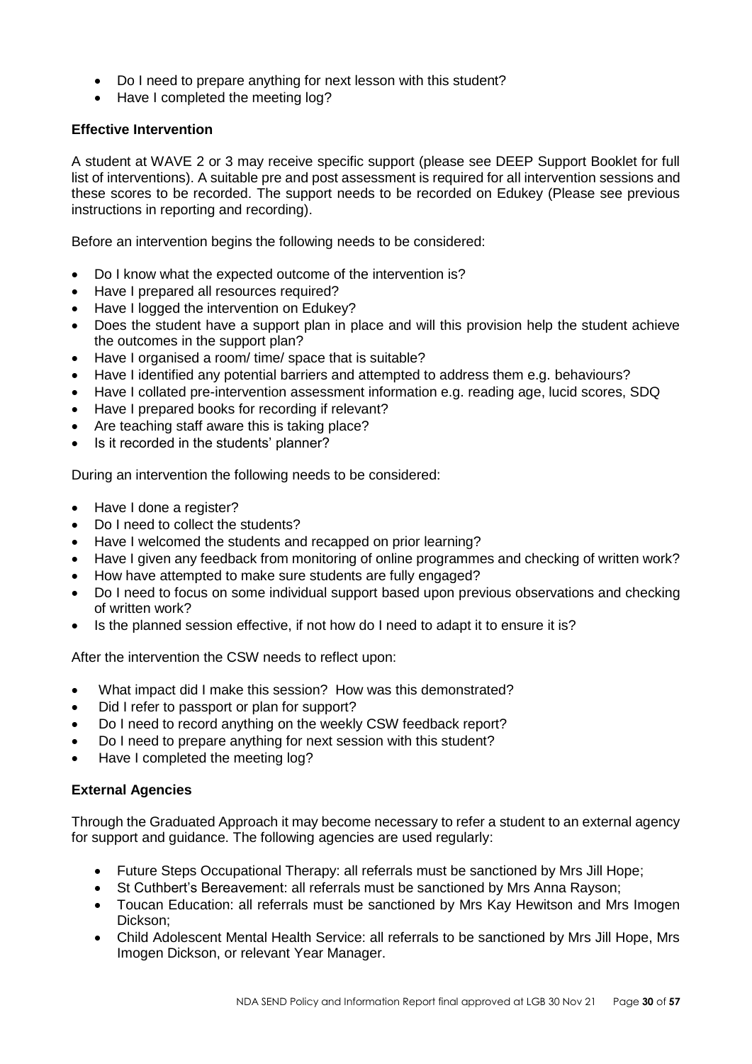- Do I need to prepare anything for next lesson with this student?
- Have I completed the meeting log?

**Effective Intervention**

A student at WAVE 2 or 3 may receive specific support (please see DEEP Support Booklet for full list of interventions). A suitable pre and post assessment is required for all intervention sessions and these scores to be recorded. The support needs to be recorded on Edukey (Please see previous instructions in reporting and recording).

Before an intervention begins the following needs to be considered:

- Do I know what the expected outcome of the intervention is?
- Have I prepared all resources required?
- Have I logged the intervention on Edukey?
- Does the student have a support plan in place and will this provision help the student achieve the outcomes in the support plan?
- Have I organised a room/ time/ space that is suitable?
- Have I identified any potential barriers and attempted to address them e.g. behaviours?
- Have I collated pre-intervention assessment information e.g. reading age, lucid scores, SDQ
- Have I prepared books for recording if relevant?
- Are teaching staff aware this is taking place?
- Is it recorded in the students' planner?

During an intervention the following needs to be considered:

- Have I done a register?
- Do I need to collect the students?
- Have I welcomed the students and recapped on prior learning?
- Have I given any feedback from monitoring of online programmes and checking of written work?
- How have attempted to make sure students are fully engaged?
- Do I need to focus on some individual support based upon previous observations and checking of written work?
- Is the planned session effective, if not how do I need to adapt it to ensure it is?

After the intervention the CSW needs to reflect upon:

- What impact did I make this session? How was this demonstrated?
- Did I refer to passport or plan for support?
- Do I need to record anything on the weekly CSW feedback report?
- Do I need to prepare anything for next session with this student?
- Have I completed the meeting log?

**External Agencies**

Through the Graduated Approach it may become necessary to refer a student to an external agency for support and guidance. The following agencies are used regularly:

- Future Steps Occupational Therapy: all referrals must be sanctioned by Mrs Jill Hope;
- St Cuthbert's Bereavement: all referrals must be sanctioned by Mrs Anna Rayson;
- Toucan Education: all referrals must be sanctioned by Mrs Kay Hewitson and Mrs Imogen Dickson;
- Child Adolescent Mental Health Service: all referrals to be sanctioned by Mrs Jill Hope, Mrs Imogen Dickson, or relevant Year Manager.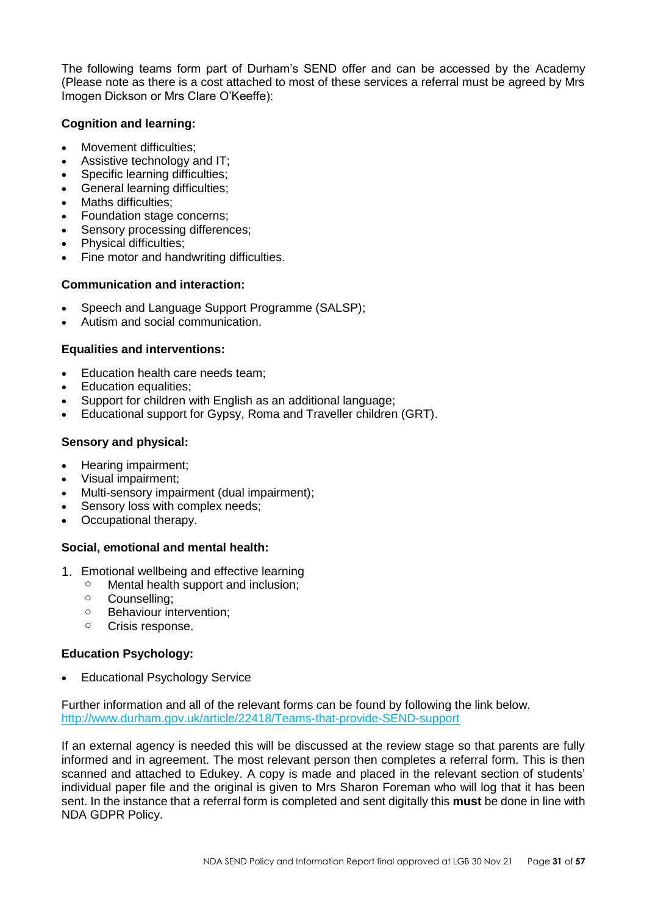The following teams form part of Durham's SEND offer and can be accessed by the Academy (Please note as there is a cost attached to most of these services a referral must be agreed by Mrs Imogen Dickson or Mrs Clare O'Keeffe):

**Cognition and learning:**

- Movement difficulties;
- Assistive technology and IT;
- Specific learning difficulties;
- General learning difficulties;
- Maths difficulties;
- Foundation stage concerns;
- Sensory processing differences;
- Physical difficulties;
- Fine motor and handwriting difficulties.

**Communication and interaction:**

- Speech and Language Support Programme (SALSP);
- Autism and social communication.

**Equalities and interventions:**

- Education health care needs team;
- Education equalities;
- Support for children with English as an additional language;
- Educational support for Gypsy, Roma and Traveller children (GRT).

**Sensory and physical:**

- Hearing impairment;
- Visual impairment;
- Multi-sensory impairment (dual impairment);
- Sensory loss with complex needs;
- Occupational therapy.

**Social, emotional and mental health:**

1. Emotional wellbeing and effective learning
   - Mental health support and inclusion;
   - Counselling;
   - Behaviour intervention;
   - Crisis response.

**Education Psychology:**

- Educational Psychology Service

Further information and all of the relevant forms can be found by following the link below.
http://www.durham.gov.uk/article/22418/Teams-that-provide-SEND-support

If an external agency is needed this will be discussed at the review stage so that parents are fully informed and in agreement. The most relevant person then completes a referral form. This is then scanned and attached to Edukey. A copy is made and placed in the relevant section of students' individual paper file and the original is given to Mrs Sharon Foreman who will log that it has been sent. In the instance that a referral form is completed and sent digitally this **must** be done in line with NDA GDPR Policy.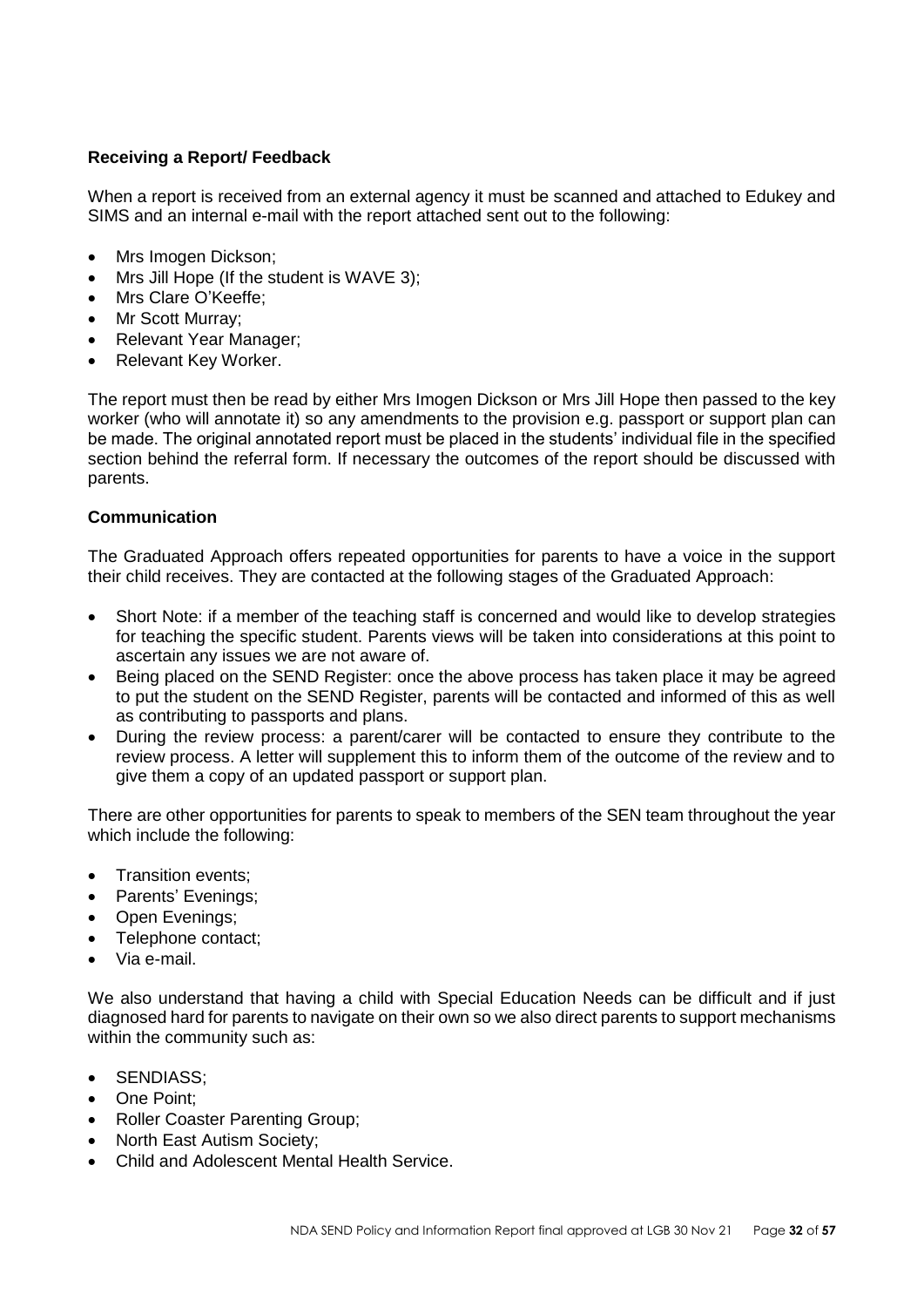**Receiving a Report/ Feedback**

When a report is received from an external agency it must be scanned and attached to Edukey and SIMS and an internal e-mail with the report attached sent out to the following:

- Mrs Imogen Dickson;
- Mrs Jill Hope (If the student is WAVE 3);
- Mrs Clare O'Keeffe;
- Mr Scott Murray;
- Relevant Year Manager;
- Relevant Key Worker.

The report must then be read by either Mrs Imogen Dickson or Mrs Jill Hope then passed to the key worker (who will annotate it) so any amendments to the provision e.g. passport or support plan can be made. The original annotated report must be placed in the students' individual file in the specified section behind the referral form. If necessary the outcomes of the report should be discussed with parents.

**Communication**

The Graduated Approach offers repeated opportunities for parents to have a voice in the support their child receives. They are contacted at the following stages of the Graduated Approach:

- Short Note: if a member of the teaching staff is concerned and would like to develop strategies for teaching the specific student. Parents views will be taken into considerations at this point to ascertain any issues we are not aware of.
- Being placed on the SEND Register: once the above process has taken place it may be agreed to put the student on the SEND Register, parents will be contacted and informed of this as well as contributing to passports and plans.
- During the review process: a parent/carer will be contacted to ensure they contribute to the review process. A letter will supplement this to inform them of the outcome of the review and to give them a copy of an updated passport or support plan.

There are other opportunities for parents to speak to members of the SEN team throughout the year which include the following:

- Transition events;
- Parents' Evenings;
- Open Evenings;
- Telephone contact;
- Via e-mail.

We also understand that having a child with Special Education Needs can be difficult and if just diagnosed hard for parents to navigate on their own so we also direct parents to support mechanisms within the community such as:

- SENDIASS;
- One Point;
- Roller Coaster Parenting Group;
- North East Autism Society;
- Child and Adolescent Mental Health Service.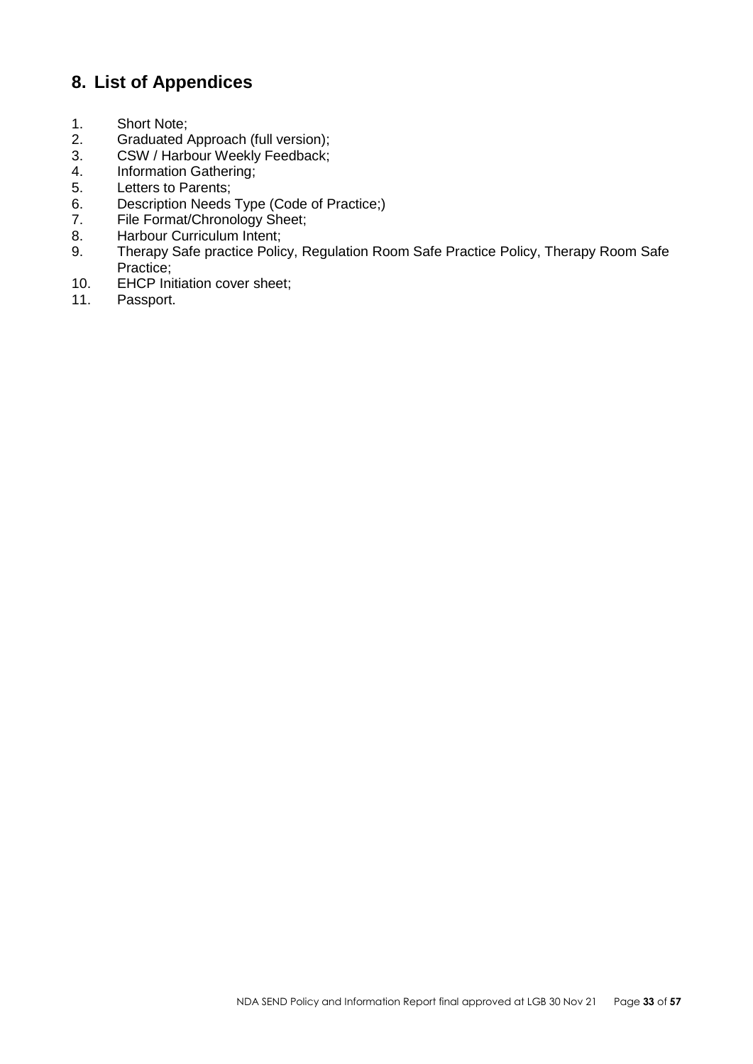## 8. List of Appendices

1. Short Note;
2. Graduated Approach (full version);
3. CSW / Harbour Weekly Feedback;
4. Information Gathering;
5. Letters to Parents;
6. Description Needs Type (Code of Practice;)
7. File Format/Chronology Sheet;
8. Harbour Curriculum Intent;
9. Therapy Safe practice Policy, Regulation Room Safe Practice Policy, Therapy Room Safe Practice;
10. EHCP Initiation cover sheet;
11. Passport.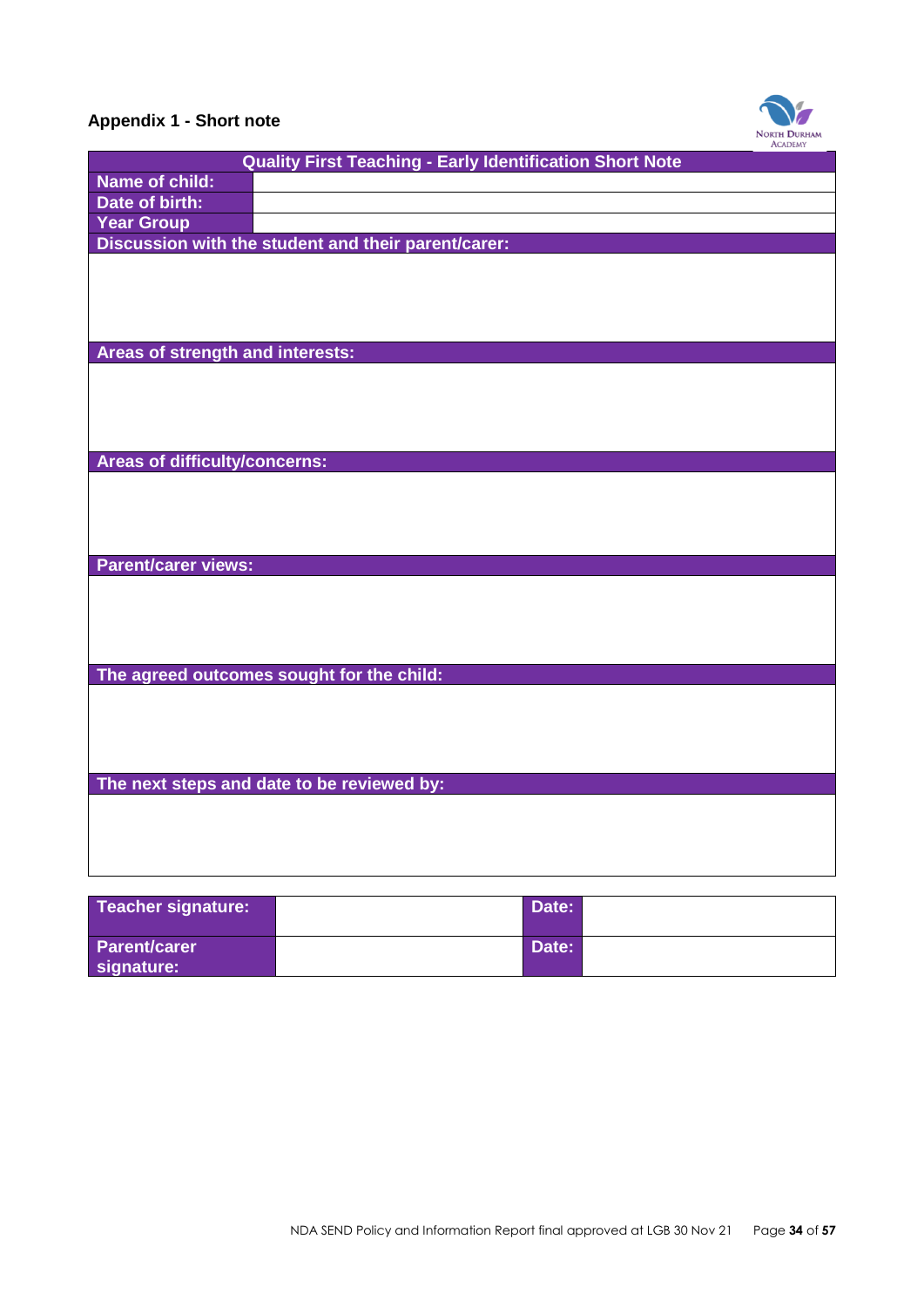### Appendix 1 - Short note

| Quality First Teaching - Early Identification Short Note | |
|---|---|
| **Name of child:** | |
| **Date of birth:** | |
| **Year Group** | |
| **Discussion with the student and their parent/carer:** | |
| | |
| **Areas of strength and interests:** | |
| | |
| **Areas of difficulty/concerns:** | |
| | |
| **Parent/carer views:** | |
| | |
| **The agreed outcomes sought for the child:** | |
| | |
| **The next steps and date to be reviewed by:** | |
| | |

| **Teacher signature:** | | **Date:** | |
|---|---|---|---|
| **Parent/carer signature:** | | **Date:** | |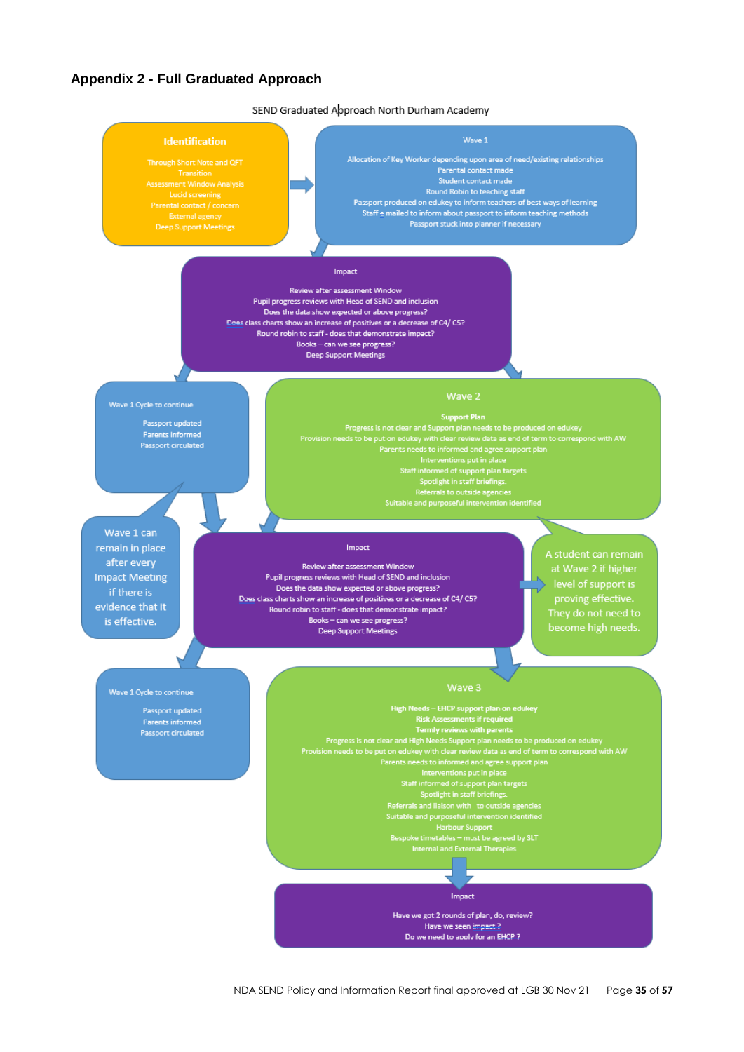## Appendix 2 - Full Graduated Approach

SEND Graduated Approach North Durham Academy

**Identification**

Through Short Note and QFT
Transition
Assessment Window Analysis
Lucid screening
Parental contact / concern
External agency
Deep Support Meetings

**Wave 1**

Allocation of Key Worker depending upon area of need/existing relationships
Parental contact made
Student contact made
Round Robin to teaching staff
Passport produced on edukey to inform teachers of best ways of learning
Staff e mailed to inform about passport to inform teaching methods
Passport stuck into planner if necessary

**Impact**

Review after assessment Window
Pupil progress reviews with Head of SEND and inclusion
Does the data show expected or above progress?
Does class charts show an increase of positives or a decrease of C4/ C5?
Round robin to staff - does that demonstrate impact?
Books – can we see progress?
Deep Support Meetings

**Wave 1 Cycle to continue**

Passport updated
Parents informed
Passport circulated

**Wave 2**

**Support Plan**
Progress is not clear and Support plan needs to be produced on edukey
Provision needs to be put on edukey with clear review data as end of term to correspond with AW
Parents needs to informed and agree support plan
Interventions put in place
Staff informed of support plan targets
Spotlight in staff briefings.
Referrals to outside agencies
Suitable and purposeful intervention identified

Wave 1 can remain in place after every Impact Meeting if there is evidence that it is effective.

**Impact**

Review after assessment Window
Pupil progress reviews with Head of SEND and inclusion
Does the data show expected or above progress?
Does class charts show an increase of positives or a decrease of C4/ C5?
Round robin to staff - does that demonstrate impact?
Books – can we see progress?
Deep Support Meetings

A student can remain at Wave 2 if higher level of support is proving effective. They do not need to become high needs.

**Wave 1 Cycle to continue**

Passport updated
Parents informed
Passport circulated

**Wave 3**

**High Needs – EHCP support plan on edukey**
**Risk Assessments if required**
**Termly reviews with parents**
Progress is not clear and High Needs Support plan needs to be produced on edukey
Provision needs to be put on edukey with clear review data as end of term to correspond with AW
Parents needs to informed and agree support plan
Interventions put in place
Staff informed of support plan targets
Spotlight in staff briefings.
Referrals and liaison with to outside agencies
Suitable and purposeful intervention identified
Harbour Support
Bespoke timetables – must be agreed by SLT
Internal and External Therapies

**Impact**

Have we got 2 rounds of plan, do, review?
Have we seen impact ?
Do we need to apply for an EHCP ?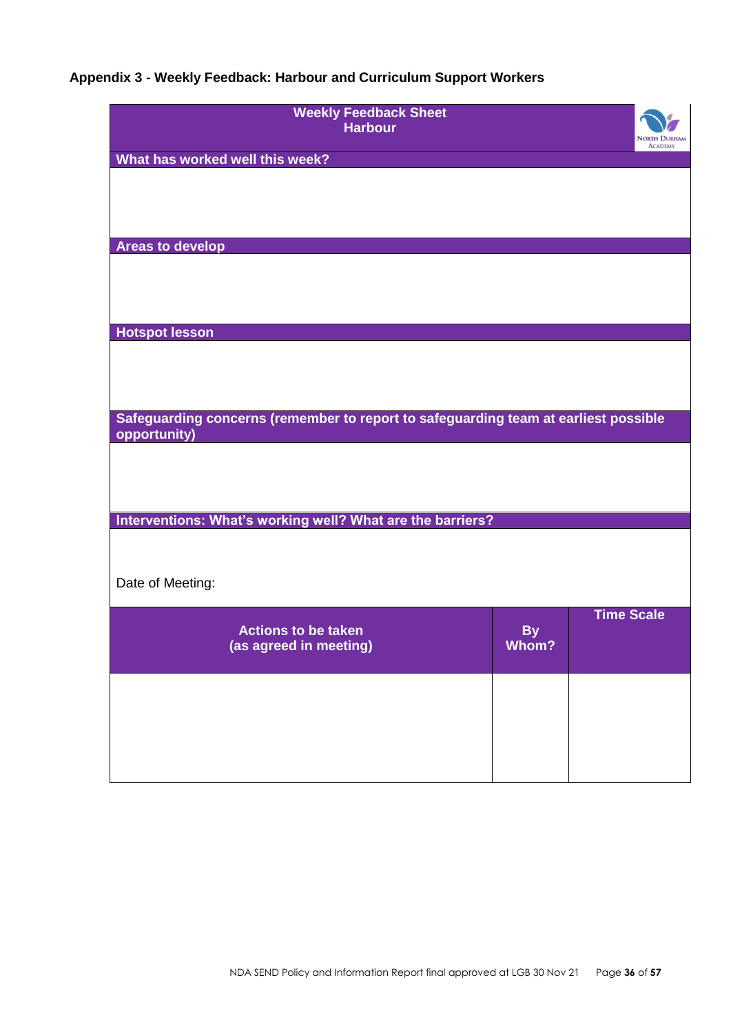### Appendix 3 - Weekly Feedback: Harbour and Curriculum Support Workers

| Weekly Feedback Sheet<br>Harbour | North Durham Academy |
|---|---|
| **What has worked well this week?** | |
| | |
| **Areas to develop** | |
| | |
| **Hotspot lesson** | |
| | |
| **Safeguarding concerns (remember to report to safeguarding team at earliest possible opportunity)** | |
| | |
| **Interventions: What's working well? What are the barriers?** | |
| Date of Meeting: | |

| Actions to be taken (as agreed in meeting) | By Whom? | Time Scale |
|---|---|---|
| | | |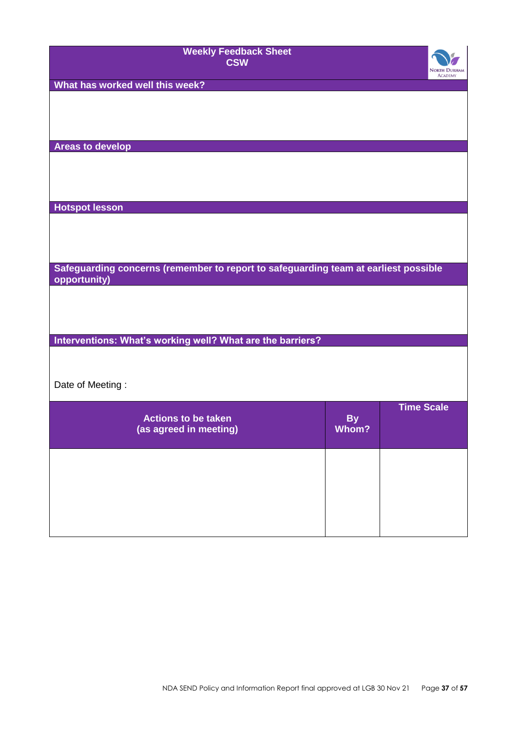## Weekly Feedback Sheet
## CSW

**What has worked well this week?**

**Areas to develop**

**Hotspot lesson**

**Safeguarding concerns (remember to report to safeguarding team at earliest possible opportunity)**

**Interventions: What's working well? What are the barriers?**

Date of Meeting :

| Actions to be taken (as agreed in meeting) | By Whom? | Time Scale |
|---|---|---|
| | | |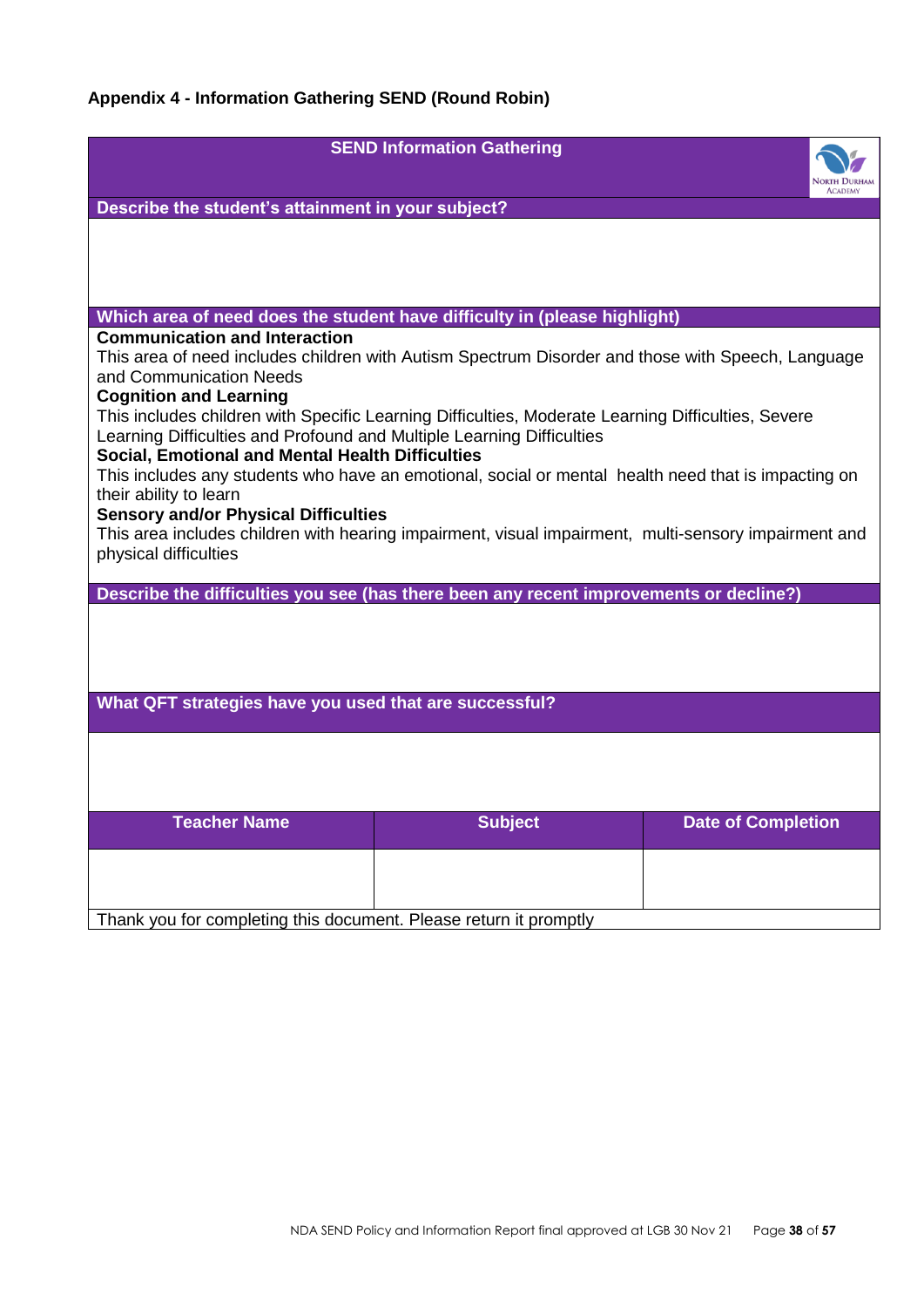## Appendix 4 - Information Gathering SEND (Round Robin)

### SEND Information Gathering

**Describe the student's attainment in your subject?**

&nbsp;

**Which area of need does the student have difficulty in (please highlight)**

**Communication and Interaction**
This area of need includes children with Autism Spectrum Disorder and those with Speech, Language and Communication Needs

**Cognition and Learning**
This includes children with Specific Learning Difficulties, Moderate Learning Difficulties, Severe Learning Difficulties and Profound and Multiple Learning Difficulties

**Social, Emotional and Mental Health Difficulties**
This includes any students who have an emotional, social or mental health need that is impacting on their ability to learn

**Sensory and/or Physical Difficulties**
This area includes children with hearing impairment, visual impairment, multi-sensory impairment and physical difficulties

**Describe the difficulties you see (has there been any recent improvements or decline?)**

&nbsp;

**What QFT strategies have you used that are successful?**

&nbsp;

| Teacher Name | Subject | Date of Completion |
|---|---|---|
| | | |

Thank you for completing this document. Please return it promptly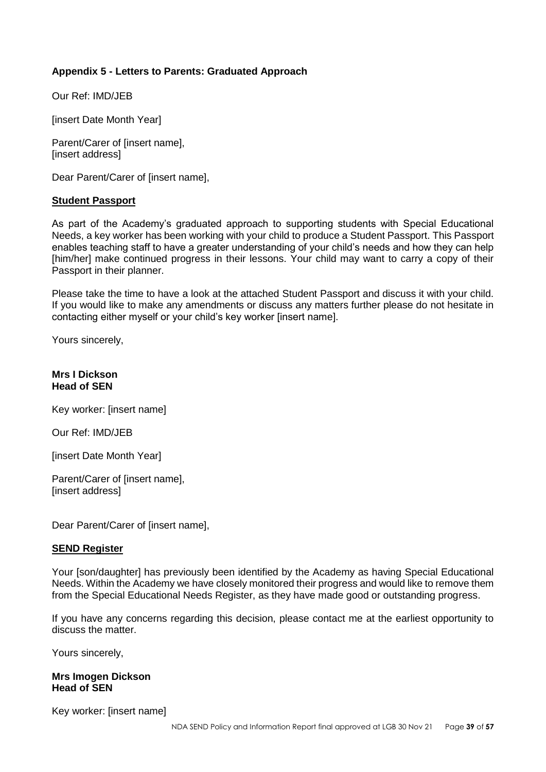### Appendix 5 - Letters to Parents: Graduated Approach

Our Ref: IMD/JEB

[insert Date Month Year]

Parent/Carer of [insert name],
[insert address]

Dear Parent/Carer of [insert name],

**Student Passport**

As part of the Academy's graduated approach to supporting students with Special Educational Needs, a key worker has been working with your child to produce a Student Passport. This Passport enables teaching staff to have a greater understanding of your child's needs and how they can help [him/her] make continued progress in their lessons. Your child may want to carry a copy of their Passport in their planner.

Please take the time to have a look at the attached Student Passport and discuss it with your child. If you would like to make any amendments or discuss any matters further please do not hesitate in contacting either myself or your child's key worker [insert name].

Yours sincerely,

**Mrs I Dickson**
**Head of SEN**

Key worker: [insert name]

Our Ref: IMD/JEB

[insert Date Month Year]

Parent/Carer of [insert name],
[insert address]

Dear Parent/Carer of [insert name],

**SEND Register**

Your [son/daughter] has previously been identified by the Academy as having Special Educational Needs. Within the Academy we have closely monitored their progress and would like to remove them from the Special Educational Needs Register, as they have made good or outstanding progress.

If you have any concerns regarding this decision, please contact me at the earliest opportunity to discuss the matter.

Yours sincerely,

**Mrs Imogen Dickson**
**Head of SEN**

Key worker: [insert name]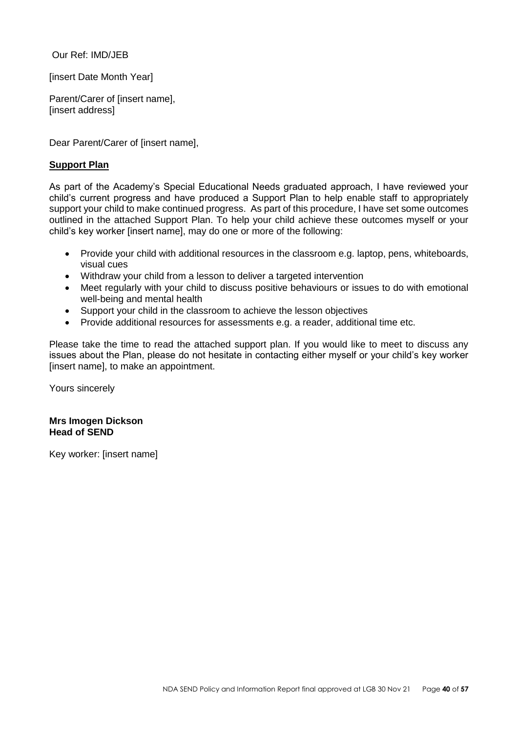Our Ref: IMD/JEB

[insert Date Month Year]

Parent/Carer of [insert name],
[insert address]

Dear Parent/Carer of [insert name],

**Support Plan**

As part of the Academy's Special Educational Needs graduated approach, I have reviewed your child's current progress and have produced a Support Plan to help enable staff to appropriately support your child to make continued progress. As part of this procedure, I have set some outcomes outlined in the attached Support Plan. To help your child achieve these outcomes myself or your child's key worker [insert name], may do one or more of the following:

- Provide your child with additional resources in the classroom e.g. laptop, pens, whiteboards, visual cues
- Withdraw your child from a lesson to deliver a targeted intervention
- Meet regularly with your child to discuss positive behaviours or issues to do with emotional well-being and mental health
- Support your child in the classroom to achieve the lesson objectives
- Provide additional resources for assessments e.g. a reader, additional time etc.

Please take the time to read the attached support plan. If you would like to meet to discuss any issues about the Plan, please do not hesitate in contacting either myself or your child's key worker [insert name], to make an appointment.

Yours sincerely

**Mrs Imogen Dickson**
**Head of SEND**

Key worker: [insert name]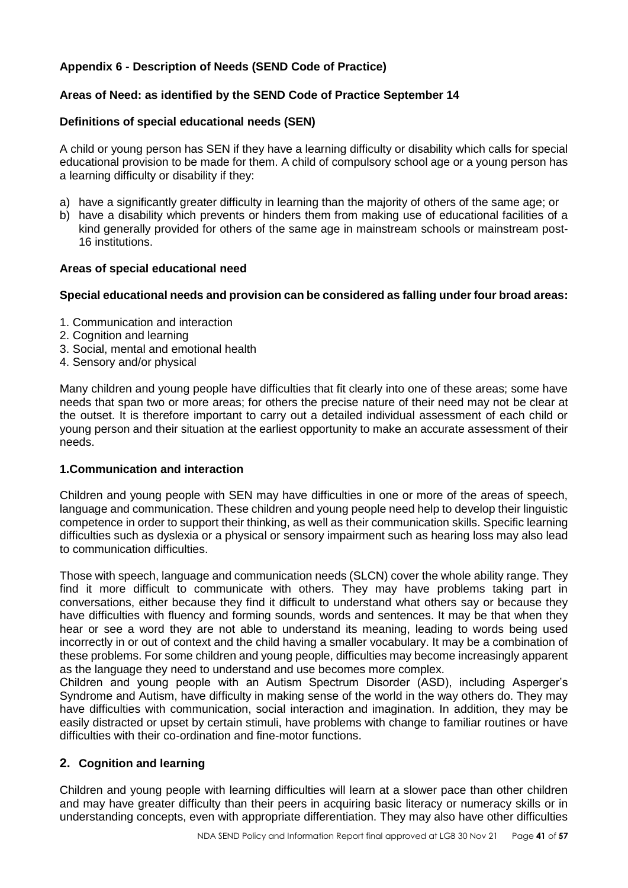### Appendix 6 - Description of Needs (SEND Code of Practice)

**Areas of Need: as identified by the SEND Code of Practice September 14**

**Definitions of special educational needs (SEN)**

A child or young person has SEN if they have a learning difficulty or disability which calls for special educational provision to be made for them. A child of compulsory school age or a young person has a learning difficulty or disability if they:

a) have a significantly greater difficulty in learning than the majority of others of the same age; or
b) have a disability which prevents or hinders them from making use of educational facilities of a kind generally provided for others of the same age in mainstream schools or mainstream post-16 institutions.

**Areas of special educational need**

**Special educational needs and provision can be considered as falling under four broad areas:**

1. Communication and interaction
2. Cognition and learning
3. Social, mental and emotional health
4. Sensory and/or physical

Many children and young people have difficulties that fit clearly into one of these areas; some have needs that span two or more areas; for others the precise nature of their need may not be clear at the outset. It is therefore important to carry out a detailed individual assessment of each child or young person and their situation at the earliest opportunity to make an accurate assessment of their needs.

**1.Communication and interaction**

Children and young people with SEN may have difficulties in one or more of the areas of speech, language and communication. These children and young people need help to develop their linguistic competence in order to support their thinking, as well as their communication skills. Specific learning difficulties such as dyslexia or a physical or sensory impairment such as hearing loss may also lead to communication difficulties.

Those with speech, language and communication needs (SLCN) cover the whole ability range. They find it more difficult to communicate with others. They may have problems taking part in conversations, either because they find it difficult to understand what others say or because they have difficulties with fluency and forming sounds, words and sentences. It may be that when they hear or see a word they are not able to understand its meaning, leading to words being used incorrectly in or out of context and the child having a smaller vocabulary. It may be a combination of these problems. For some children and young people, difficulties may become increasingly apparent as the language they need to understand and use becomes more complex.
Children and young people with an Autism Spectrum Disorder (ASD), including Asperger's Syndrome and Autism, have difficulty in making sense of the world in the way others do. They may have difficulties with communication, social interaction and imagination. In addition, they may be easily distracted or upset by certain stimuli, have problems with change to familiar routines or have difficulties with their co-ordination and fine-motor functions.

**2. Cognition and learning**

Children and young people with learning difficulties will learn at a slower pace than other children and may have greater difficulty than their peers in acquiring basic literacy or numeracy skills or in understanding concepts, even with appropriate differentiation. They may also have other difficulties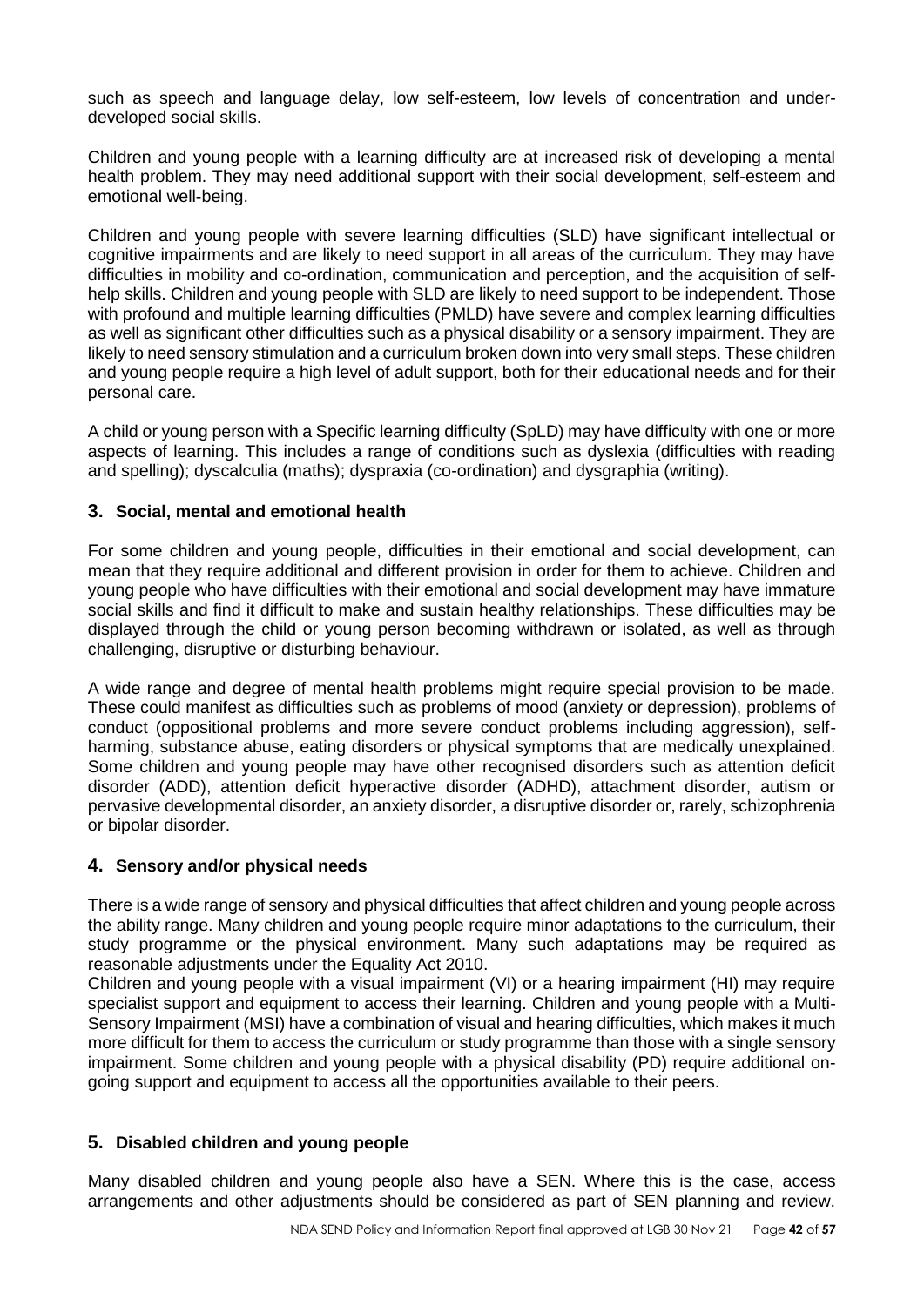such as speech and language delay, low self-esteem, low levels of concentration and under-developed social skills.

Children and young people with a learning difficulty are at increased risk of developing a mental health problem. They may need additional support with their social development, self-esteem and emotional well-being.

Children and young people with severe learning difficulties (SLD) have significant intellectual or cognitive impairments and are likely to need support in all areas of the curriculum. They may have difficulties in mobility and co-ordination, communication and perception, and the acquisition of self-help skills. Children and young people with SLD are likely to need support to be independent. Those with profound and multiple learning difficulties (PMLD) have severe and complex learning difficulties as well as significant other difficulties such as a physical disability or a sensory impairment. They are likely to need sensory stimulation and a curriculum broken down into very small steps. These children and young people require a high level of adult support, both for their educational needs and for their personal care.

A child or young person with a Specific learning difficulty (SpLD) may have difficulty with one or more aspects of learning. This includes a range of conditions such as dyslexia (difficulties with reading and spelling); dyscalculia (maths); dyspraxia (co-ordination) and dysgraphia (writing).

## 3. Social, mental and emotional health

For some children and young people, difficulties in their emotional and social development, can mean that they require additional and different provision in order for them to achieve. Children and young people who have difficulties with their emotional and social development may have immature social skills and find it difficult to make and sustain healthy relationships. These difficulties may be displayed through the child or young person becoming withdrawn or isolated, as well as through challenging, disruptive or disturbing behaviour.

A wide range and degree of mental health problems might require special provision to be made. These could manifest as difficulties such as problems of mood (anxiety or depression), problems of conduct (oppositional problems and more severe conduct problems including aggression), self-harming, substance abuse, eating disorders or physical symptoms that are medically unexplained. Some children and young people may have other recognised disorders such as attention deficit disorder (ADD), attention deficit hyperactive disorder (ADHD), attachment disorder, autism or pervasive developmental disorder, an anxiety disorder, a disruptive disorder or, rarely, schizophrenia or bipolar disorder.

## 4. Sensory and/or physical needs

There is a wide range of sensory and physical difficulties that affect children and young people across the ability range. Many children and young people require minor adaptations to the curriculum, their study programme or the physical environment. Many such adaptations may be required as reasonable adjustments under the Equality Act 2010.

Children and young people with a visual impairment (VI) or a hearing impairment (HI) may require specialist support and equipment to access their learning. Children and young people with a Multi-Sensory Impairment (MSI) have a combination of visual and hearing difficulties, which makes it much more difficult for them to access the curriculum or study programme than those with a single sensory impairment. Some children and young people with a physical disability (PD) require additional on-going support and equipment to access all the opportunities available to their peers.

## 5. Disabled children and young people

Many disabled children and young people also have a SEN. Where this is the case, access arrangements and other adjustments should be considered as part of SEN planning and review.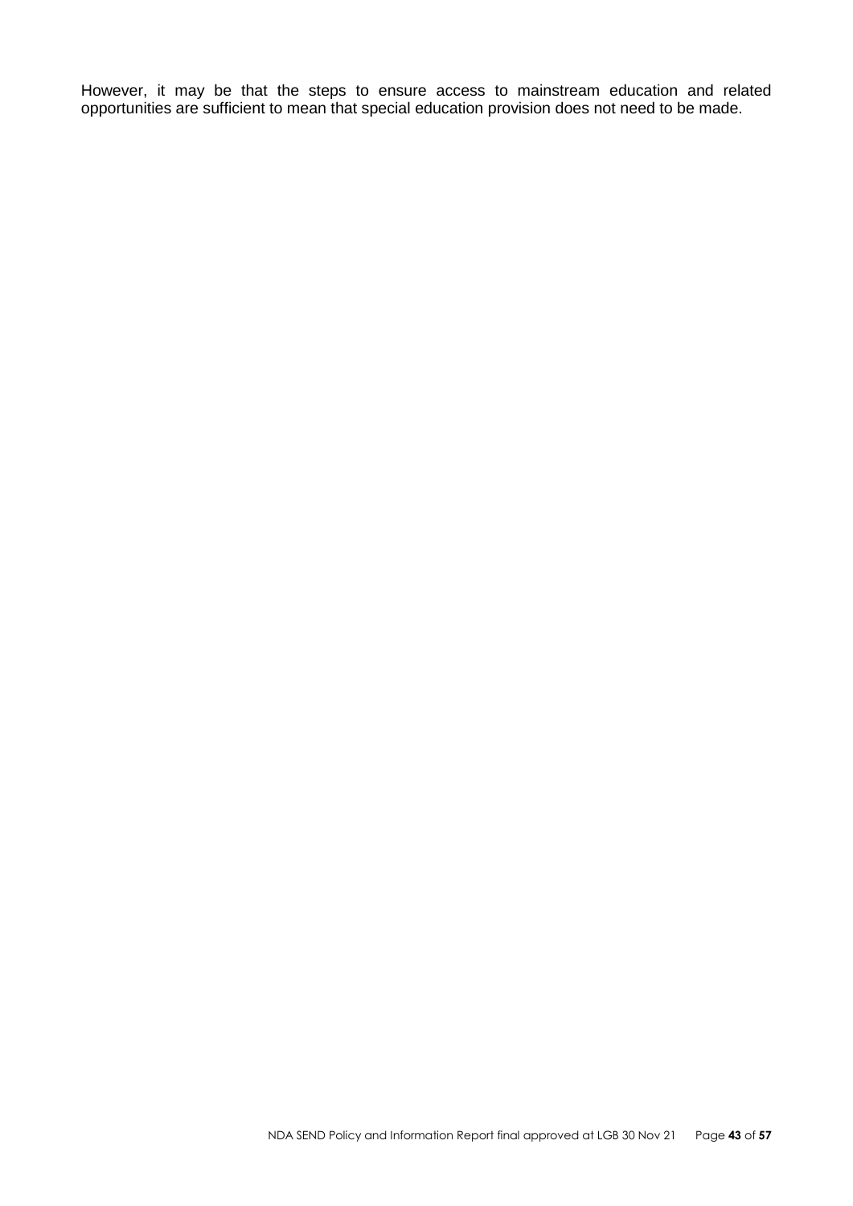However, it may be that the steps to ensure access to mainstream education and related opportunities are sufficient to mean that special education provision does not need to be made.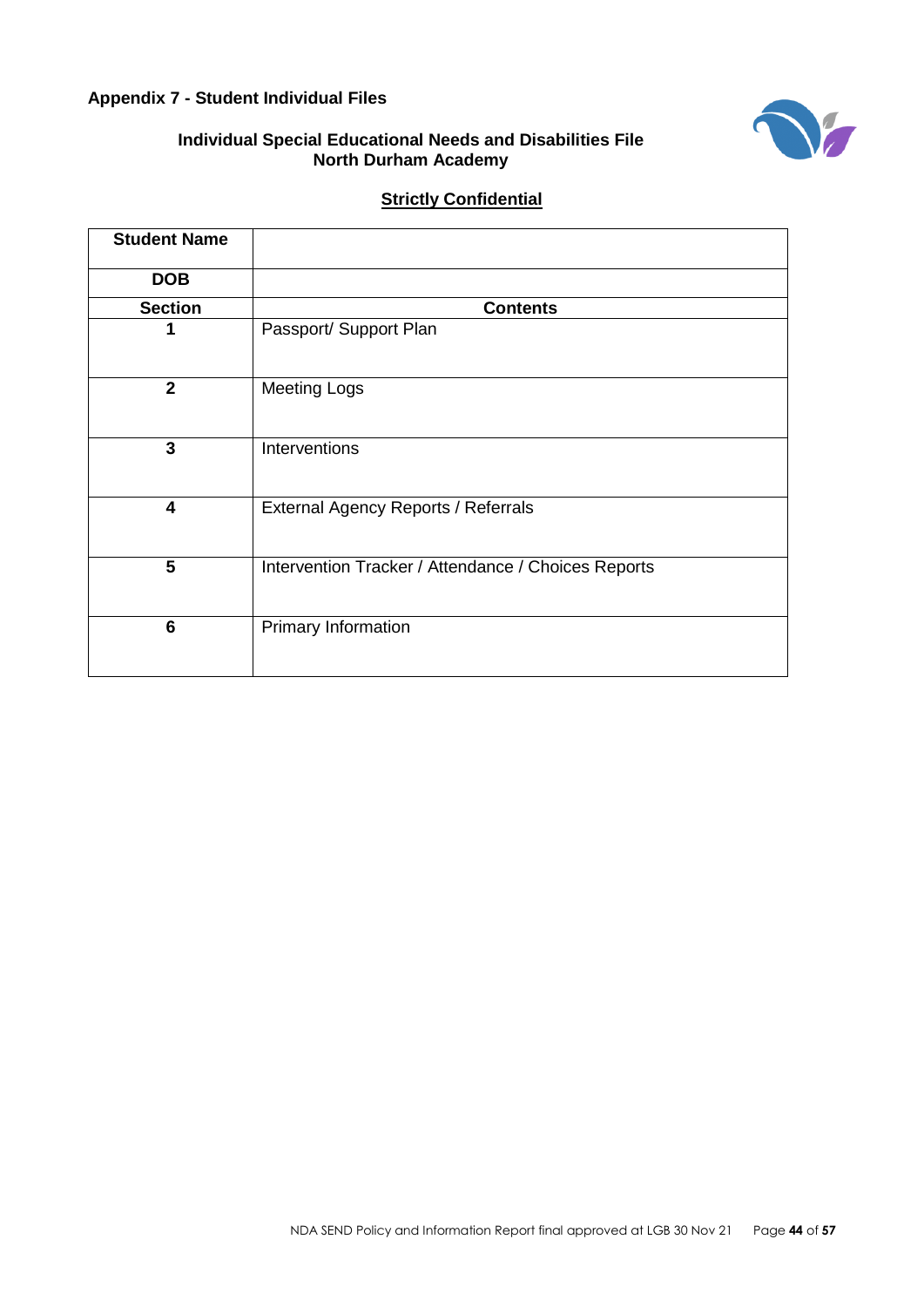**Appendix 7 - Student Individual Files**

**Individual Special Educational Needs and Disabilities File**
**North Durham Academy**

**Strictly Confidential**

| **Student Name** | |
|---|---|
| **DOB** | |
| **Section** | **Contents** |
| **1** | Passport/ Support Plan |
| **2** | Meeting Logs |
| **3** | Interventions |
| **4** | External Agency Reports / Referrals |
| **5** | Intervention Tracker / Attendance / Choices Reports |
| **6** | Primary Information |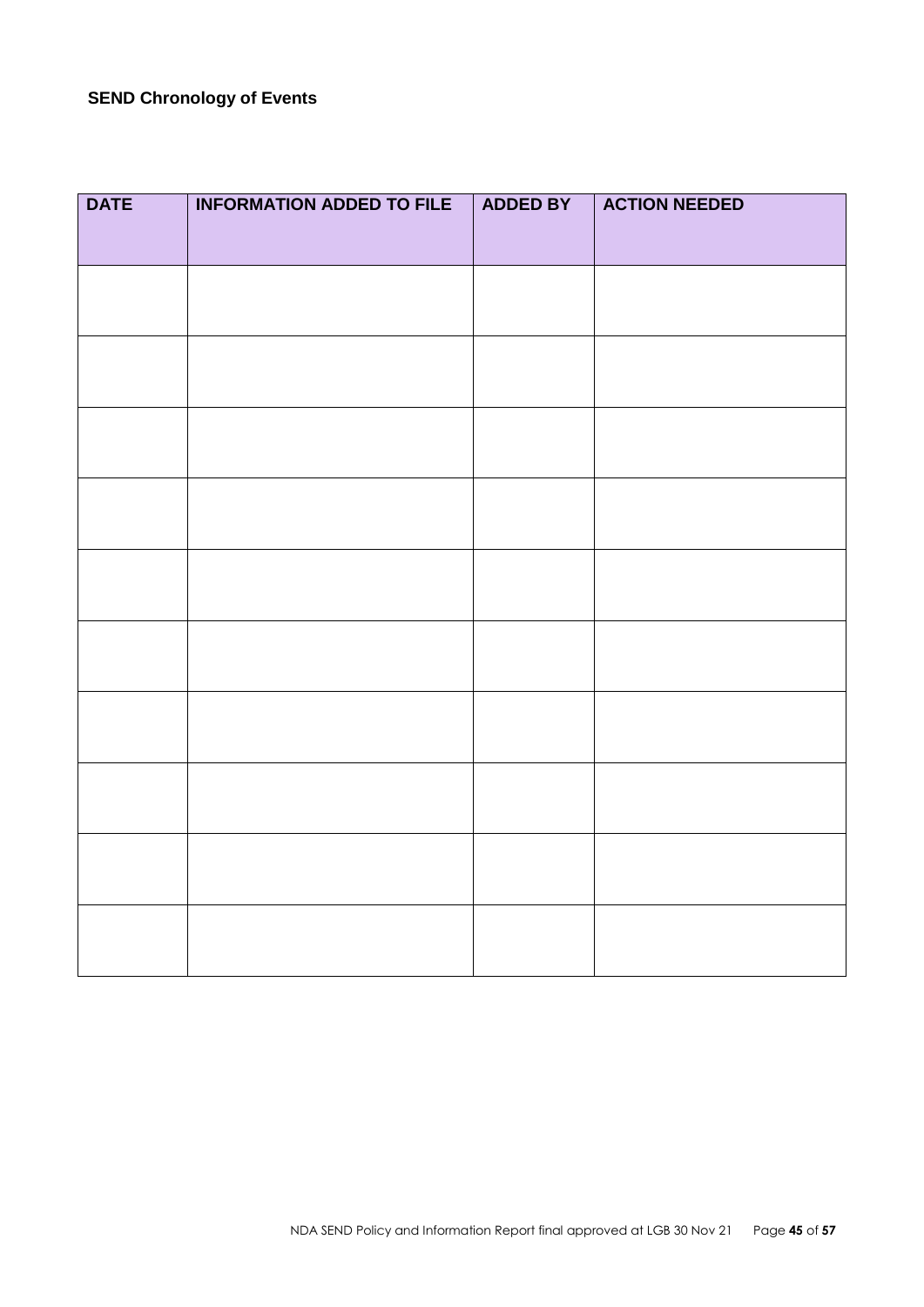**SEND Chronology of Events**

| DATE | INFORMATION ADDED TO FILE | ADDED BY | ACTION NEEDED |
|---|---|---|---|
| | | | |
| | | | |
| | | | |
| | | | |
| | | | |
| | | | |
| | | | |
| | | | |
| | | | |
| | | | |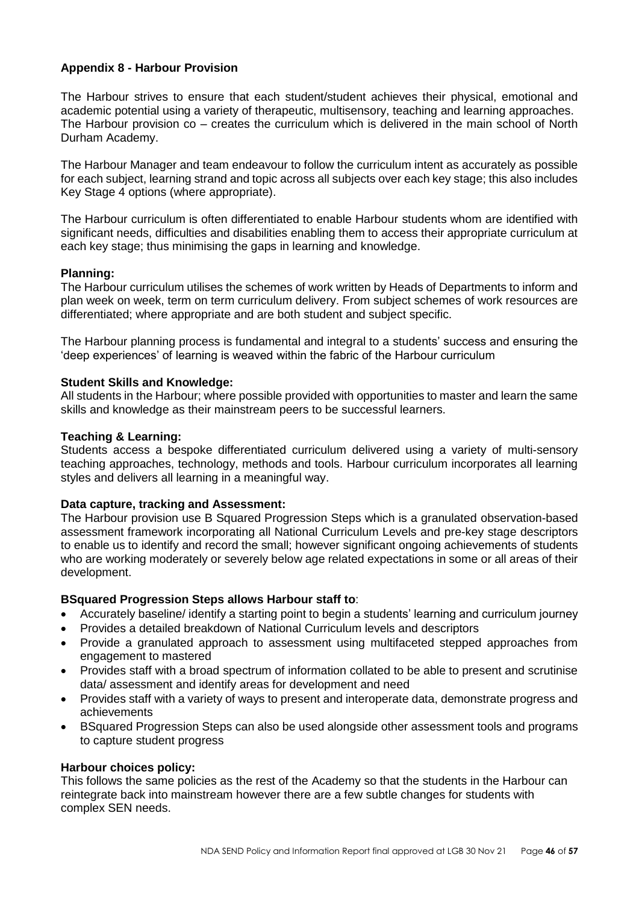**Appendix 8 - Harbour Provision**

The Harbour strives to ensure that each student/student achieves their physical, emotional and academic potential using a variety of therapeutic, multisensory, teaching and learning approaches. The Harbour provision co – creates the curriculum which is delivered in the main school of North Durham Academy.

The Harbour Manager and team endeavour to follow the curriculum intent as accurately as possible for each subject, learning strand and topic across all subjects over each key stage; this also includes Key Stage 4 options (where appropriate).

The Harbour curriculum is often differentiated to enable Harbour students whom are identified with significant needs, difficulties and disabilities enabling them to access their appropriate curriculum at each key stage; thus minimising the gaps in learning and knowledge.

**Planning:**
The Harbour curriculum utilises the schemes of work written by Heads of Departments to inform and plan week on week, term on term curriculum delivery. From subject schemes of work resources are differentiated; where appropriate and are both student and subject specific.

The Harbour planning process is fundamental and integral to a students' success and ensuring the 'deep experiences' of learning is weaved within the fabric of the Harbour curriculum

**Student Skills and Knowledge:**
All students in the Harbour; where possible provided with opportunities to master and learn the same skills and knowledge as their mainstream peers to be successful learners.

**Teaching & Learning:**
Students access a bespoke differentiated curriculum delivered using a variety of multi-sensory teaching approaches, technology, methods and tools. Harbour curriculum incorporates all learning styles and delivers all learning in a meaningful way.

**Data capture, tracking and Assessment:**
The Harbour provision use B Squared Progression Steps which is a granulated observation-based assessment framework incorporating all National Curriculum Levels and pre-key stage descriptors to enable us to identify and record the small; however significant ongoing achievements of students who are working moderately or severely below age related expectations in some or all areas of their development.

**BSquared Progression Steps allows Harbour staff to**:

- Accurately baseline/ identify a starting point to begin a students' learning and curriculum journey
- Provides a detailed breakdown of National Curriculum levels and descriptors
- Provide a granulated approach to assessment using multifaceted stepped approaches from engagement to mastered
- Provides staff with a broad spectrum of information collated to be able to present and scrutinise data/ assessment and identify areas for development and need
- Provides staff with a variety of ways to present and interoperate data, demonstrate progress and achievements
- BSquared Progression Steps can also be used alongside other assessment tools and programs to capture student progress

**Harbour choices policy:**
This follows the same policies as the rest of the Academy so that the students in the Harbour can reintegrate back into mainstream however there are a few subtle changes for students with complex SEN needs.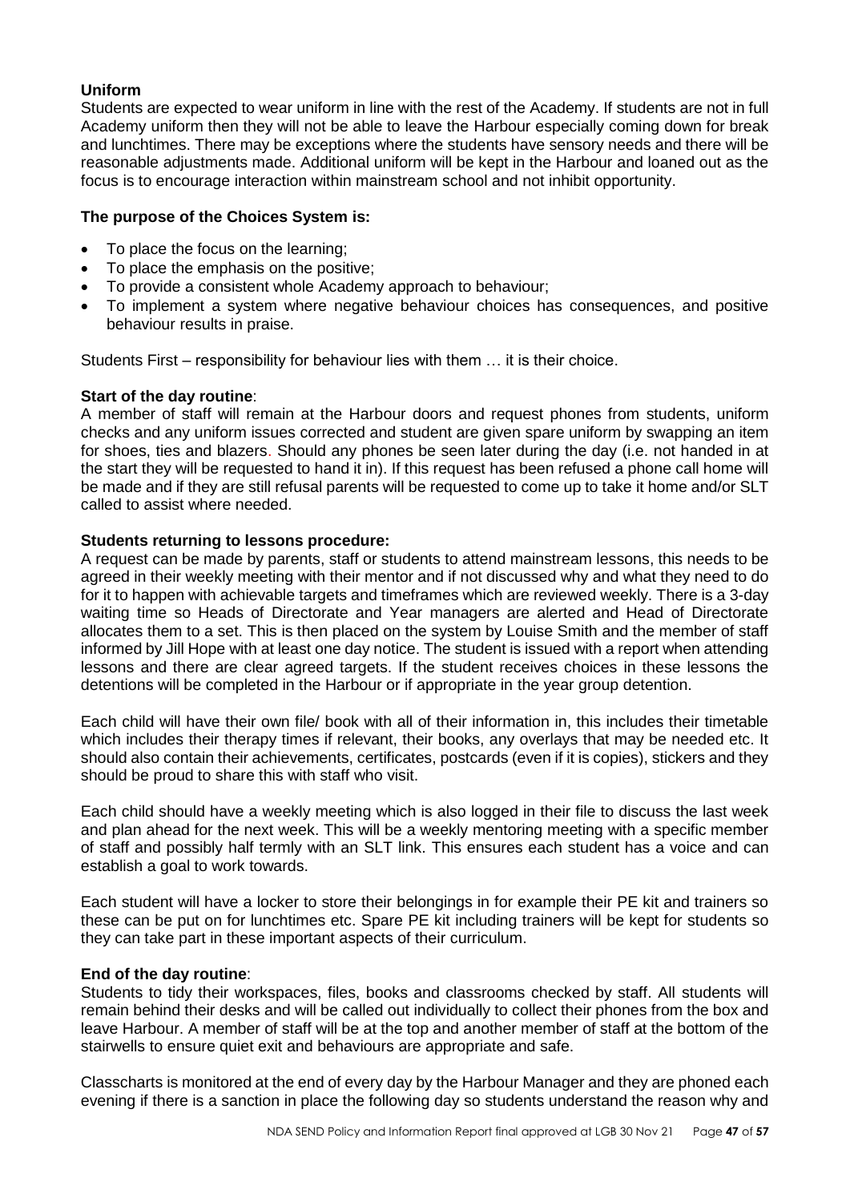### Uniform

Students are expected to wear uniform in line with the rest of the Academy. If students are not in full Academy uniform then they will not be able to leave the Harbour especially coming down for break and lunchtimes. There may be exceptions where the students have sensory needs and there will be reasonable adjustments made. Additional uniform will be kept in the Harbour and loaned out as the focus is to encourage interaction within mainstream school and not inhibit opportunity.

### The purpose of the Choices System is:

- To place the focus on the learning;
- To place the emphasis on the positive;
- To provide a consistent whole Academy approach to behaviour;
- To implement a system where negative behaviour choices has consequences, and positive behaviour results in praise.

Students First – responsibility for behaviour lies with them … it is their choice.

**Start of the day routine**:

A member of staff will remain at the Harbour doors and request phones from students, uniform checks and any uniform issues corrected and student are given spare uniform by swapping an item for shoes, ties and blazers. Should any phones be seen later during the day (i.e. not handed in at the start they will be requested to hand it in). If this request has been refused a phone call home will be made and if they are still refusal parents will be requested to come up to take it home and/or SLT called to assist where needed.

**Students returning to lessons procedure:**

A request can be made by parents, staff or students to attend mainstream lessons, this needs to be agreed in their weekly meeting with their mentor and if not discussed why and what they need to do for it to happen with achievable targets and timeframes which are reviewed weekly. There is a 3-day waiting time so Heads of Directorate and Year managers are alerted and Head of Directorate allocates them to a set. This is then placed on the system by Louise Smith and the member of staff informed by Jill Hope with at least one day notice. The student is issued with a report when attending lessons and there are clear agreed targets. If the student receives choices in these lessons the detentions will be completed in the Harbour or if appropriate in the year group detention.

Each child will have their own file/ book with all of their information in, this includes their timetable which includes their therapy times if relevant, their books, any overlays that may be needed etc. It should also contain their achievements, certificates, postcards (even if it is copies), stickers and they should be proud to share this with staff who visit.

Each child should have a weekly meeting which is also logged in their file to discuss the last week and plan ahead for the next week. This will be a weekly mentoring meeting with a specific member of staff and possibly half termly with an SLT link. This ensures each student has a voice and can establish a goal to work towards.

Each student will have a locker to store their belongings in for example their PE kit and trainers so these can be put on for lunchtimes etc. Spare PE kit including trainers will be kept for students so they can take part in these important aspects of their curriculum.

**End of the day routine**:

Students to tidy their workspaces, files, books and classrooms checked by staff. All students will remain behind their desks and will be called out individually to collect their phones from the box and leave Harbour. A member of staff will be at the top and another member of staff at the bottom of the stairwells to ensure quiet exit and behaviours are appropriate and safe.

Classcharts is monitored at the end of every day by the Harbour Manager and they are phoned each evening if there is a sanction in place the following day so students understand the reason why and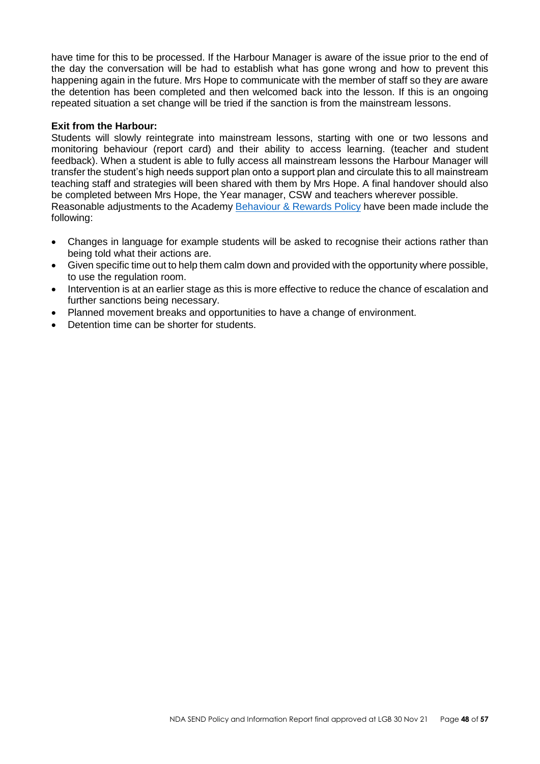have time for this to be processed. If the Harbour Manager is aware of the issue prior to the end of the day the conversation will be had to establish what has gone wrong and how to prevent this happening again in the future. Mrs Hope to communicate with the member of staff so they are aware the detention has been completed and then welcomed back into the lesson. If this is an ongoing repeated situation a set change will be tried if the sanction is from the mainstream lessons.

**Exit from the Harbour:**

Students will slowly reintegrate into mainstream lessons, starting with one or two lessons and monitoring behaviour (report card) and their ability to access learning. (teacher and student feedback). When a student is able to fully access all mainstream lessons the Harbour Manager will transfer the student's high needs support plan onto a support plan and circulate this to all mainstream teaching staff and strategies will been shared with them by Mrs Hope. A final handover should also be completed between Mrs Hope, the Year manager, CSW and teachers wherever possible.

Reasonable adjustments to the Academy Behaviour & Rewards Policy have been made include the following:

- Changes in language for example students will be asked to recognise their actions rather than being told what their actions are.
- Given specific time out to help them calm down and provided with the opportunity where possible, to use the regulation room.
- Intervention is at an earlier stage as this is more effective to reduce the chance of escalation and further sanctions being necessary.
- Planned movement breaks and opportunities to have a change of environment.
- Detention time can be shorter for students.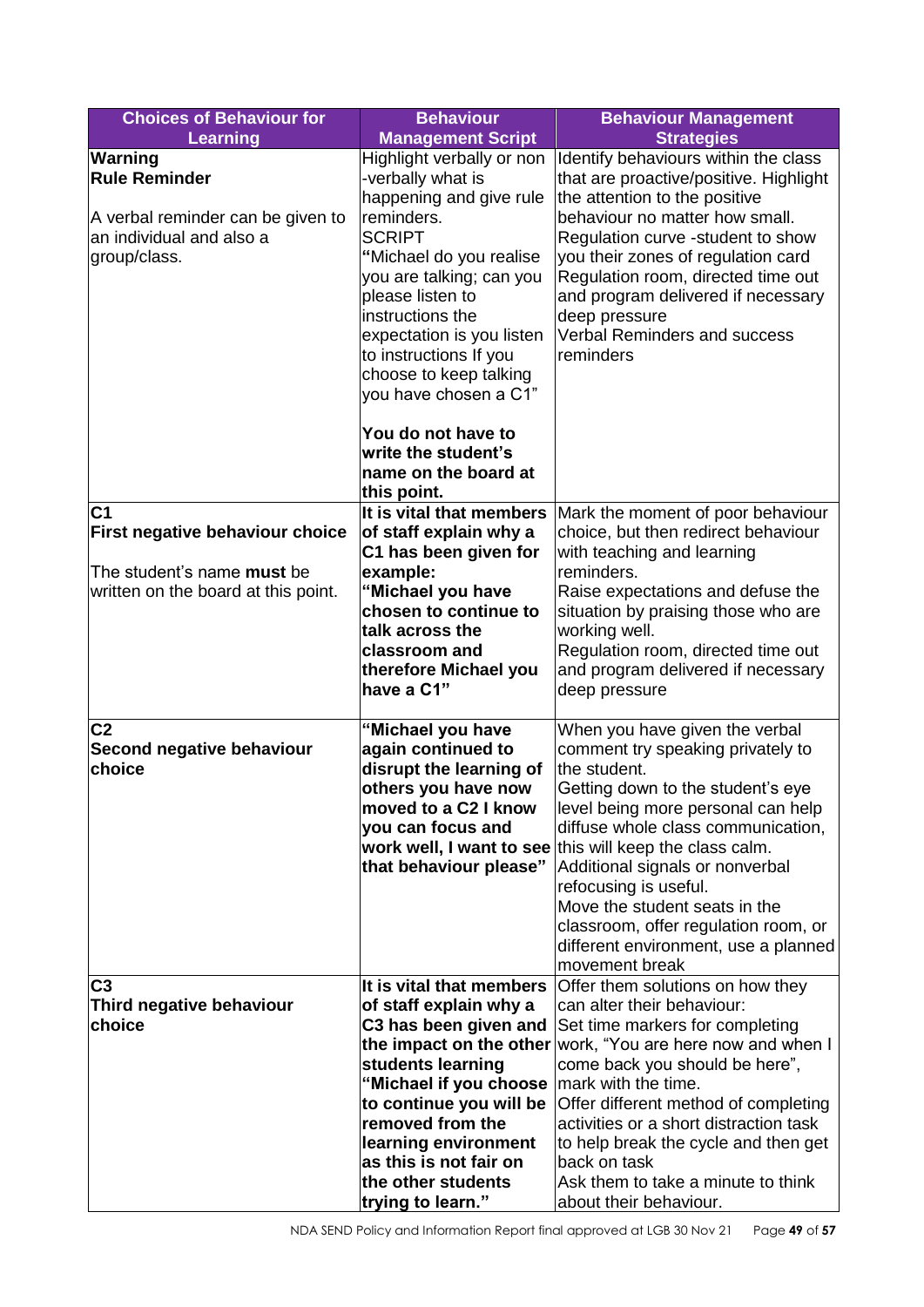| Choices of Behaviour for Learning | Behaviour Management Script | Behaviour Management Strategies |
|---|---|---|
| **Warning**<br>**Rule Reminder**<br><br>A verbal reminder can be given to an individual and also a group/class. | Highlight verbally or non-verbally what is happening and give rule reminders.<br>SCRIPT<br>"Michael do you realise you are talking; can you please listen to instructions the expectation is you listen to instructions If you choose to keep talking you have chosen a C1"<br><br>**You do not have to write the student's name on the board at this point.** | Identify behaviours within the class that are proactive/positive. Highlight the attention to the positive behaviour no matter how small.<br>Regulation curve -student to show you their zones of regulation card<br>Regulation room, directed time out and program delivered if necessary deep pressure<br>Verbal Reminders and success reminders |
| **C1**<br>**First negative behaviour choice**<br><br>The student's name **must** be written on the board at this point. | **It is vital that members of staff explain why a C1 has been given for example:**<br>**"Michael you have chosen to continue to talk across the classroom and therefore Michael you have a C1"** | Mark the moment of poor behaviour choice, but then redirect behaviour with teaching and learning reminders.<br>Raise expectations and defuse the situation by praising those who are working well.<br>Regulation room, directed time out and program delivered if necessary deep pressure |
| **C2**<br>**Second negative behaviour choice** | **"Michael you have again continued to disrupt the learning of others you have now moved to a C2 I know you can focus and work well, I want to see that behaviour please"** | When you have given the verbal comment try speaking privately to the student.<br>Getting down to the student's eye level being more personal can help diffuse whole class communication, this will keep the class calm.<br>Additional signals or nonverbal refocusing is useful.<br>Move the student seats in the classroom, offer regulation room, or different environment, use a planned movement break |
| **C3**<br>**Third negative behaviour choice** | **It is vital that members of staff explain why a C3 has been given and the impact on the other students learning**<br>**"Michael if you choose to continue you will be removed from the learning environment as this is not fair on the other students trying to learn."** | Offer them solutions on how they can alter their behaviour:<br>Set time markers for completing work, "You are here now and when I come back you should be here", mark with the time.<br>Offer different method of completing activities or a short distraction task to help break the cycle and then get back on task<br>Ask them to take a minute to think about their behaviour. |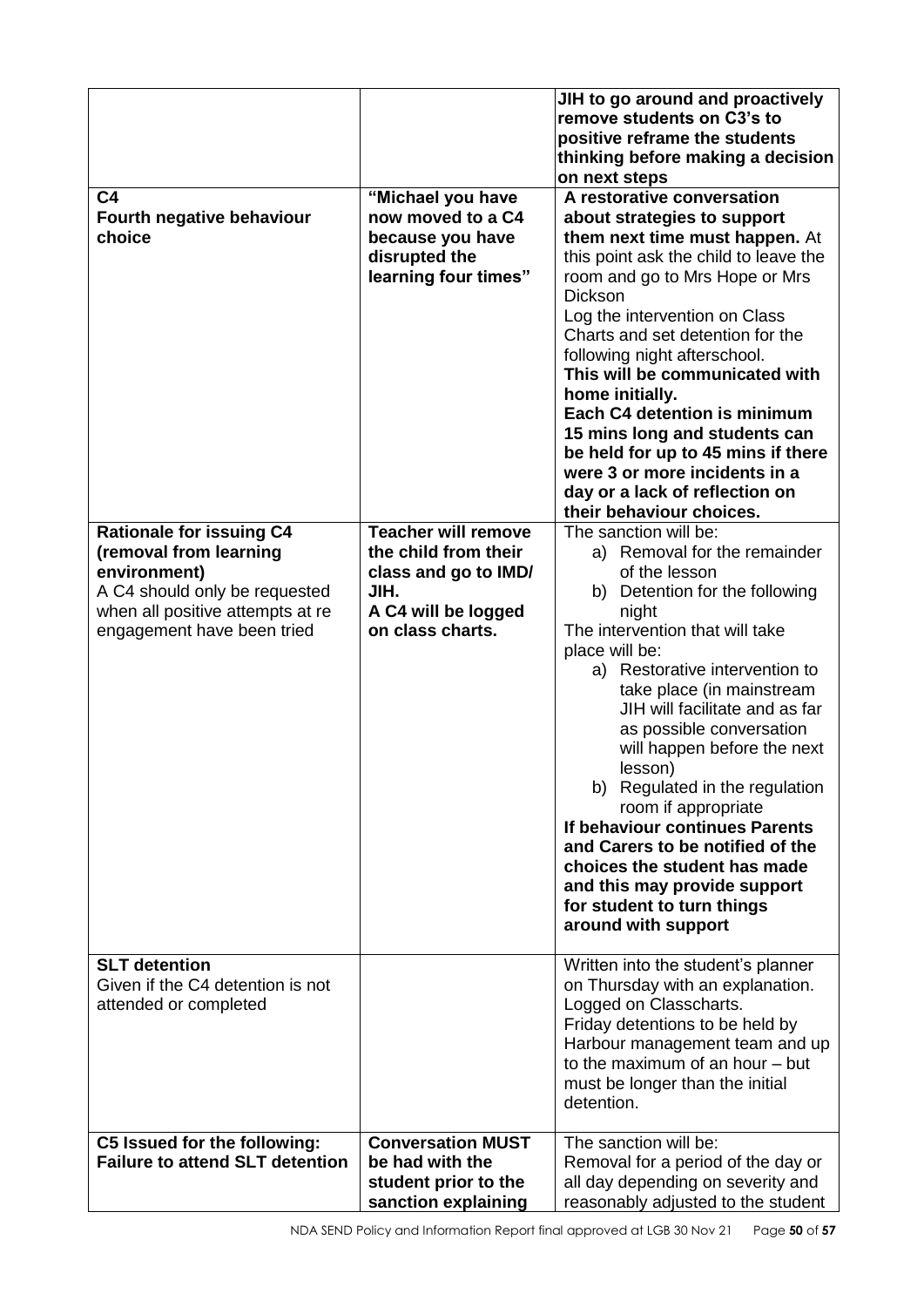| | | |
|---|---|---|
| | | **JIH to go around and proactively remove students on C3's to positive reframe the students thinking before making a decision on next steps** |
| **C4**<br>**Fourth negative behaviour choice** | **"Michael you have now moved to a C4 because you have disrupted the learning four times"** | **A restorative conversation about strategies to support them next time must happen.** At this point ask the child to leave the room and go to Mrs Hope or Mrs Dickson<br>Log the intervention on Class Charts and set detention for the following night afterschool.<br>**This will be communicated with home initially.**<br>**Each C4 detention is minimum 15 mins long and students can be held for up to 45 mins if there were 3 or more incidents in a day or a lack of reflection on their behaviour choices.** |
| **Rationale for issuing C4 (removal from learning environment)**<br>A C4 should only be requested when all positive attempts at re engagement have been tried | **Teacher will remove the child from their class and go to IMD/ JIH.**<br>**A C4 will be logged on class charts.** | The sanction will be:<br>a) Removal for the remainder of the lesson<br>b) Detention for the following night<br>The intervention that will take place will be:<br>a) Restorative intervention to take place (in mainstream JIH will facilitate and as far as possible conversation will happen before the next lesson)<br>b) Regulated in the regulation room if appropriate<br>**If behaviour continues Parents and Carers to be notified of the choices the student has made and this may provide support for student to turn things around with support** |
| **SLT detention**<br>Given if the C4 detention is not attended or completed | | Written into the student's planner on Thursday with an explanation.<br>Logged on Classcharts.<br>Friday detentions to be held by Harbour management team and up to the maximum of an hour – but must be longer than the initial detention. |
| **C5 Issued for the following:**<br>**Failure to attend SLT detention** | **Conversation MUST be had with the student prior to the sanction explaining** | The sanction will be:<br>Removal for a period of the day or all day depending on severity and reasonably adjusted to the student |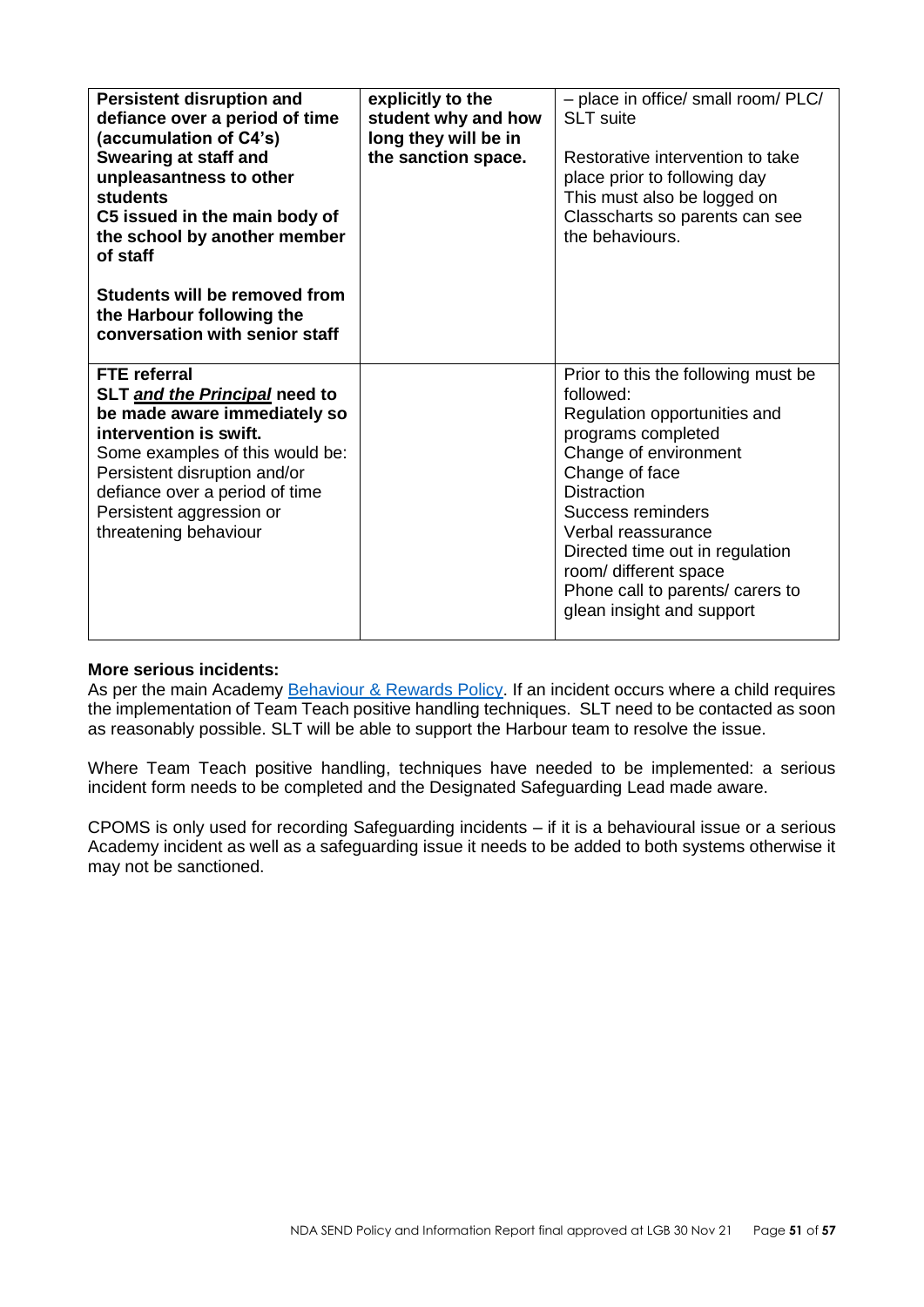| **Persistent disruption and defiance over a period of time (accumulation of C4's)** <br> **Swearing at staff and unpleasantness to other students** <br> **C5 issued in the main body of the school by another member of staff** <br><br> **Students will be removed from the Harbour following the conversation with senior staff** | **explicitly to the student why and how long they will be in the sanction space.** | – place in office/ small room/ PLC/ SLT suite <br><br> Restorative intervention to take place prior to following day <br> This must also be logged on Classcharts so parents can see the behaviours. |
|---|---|---|
| **FTE referral** <br> **SLT *and the Principal* need to be made aware immediately so intervention is swift.** <br> Some examples of this would be: <br> Persistent disruption and/or defiance over a period of time <br> Persistent aggression or threatening behaviour | | Prior to this the following must be followed: <br> Regulation opportunities and programs completed <br> Change of environment <br> Change of face <br> Distraction <br> Success reminders <br> Verbal reassurance <br> Directed time out in regulation room/ different space <br> Phone call to parents/ carers to glean insight and support |

**More serious incidents:**

As per the main Academy Behaviour & Rewards Policy. If an incident occurs where a child requires the implementation of Team Teach positive handling techniques. SLT need to be contacted as soon as reasonably possible. SLT will be able to support the Harbour team to resolve the issue.

Where Team Teach positive handling, techniques have needed to be implemented: a serious incident form needs to be completed and the Designated Safeguarding Lead made aware.

CPOMS is only used for recording Safeguarding incidents – if it is a behavioural issue or a serious Academy incident as well as a safeguarding issue it needs to be added to both systems otherwise it may not be sanctioned.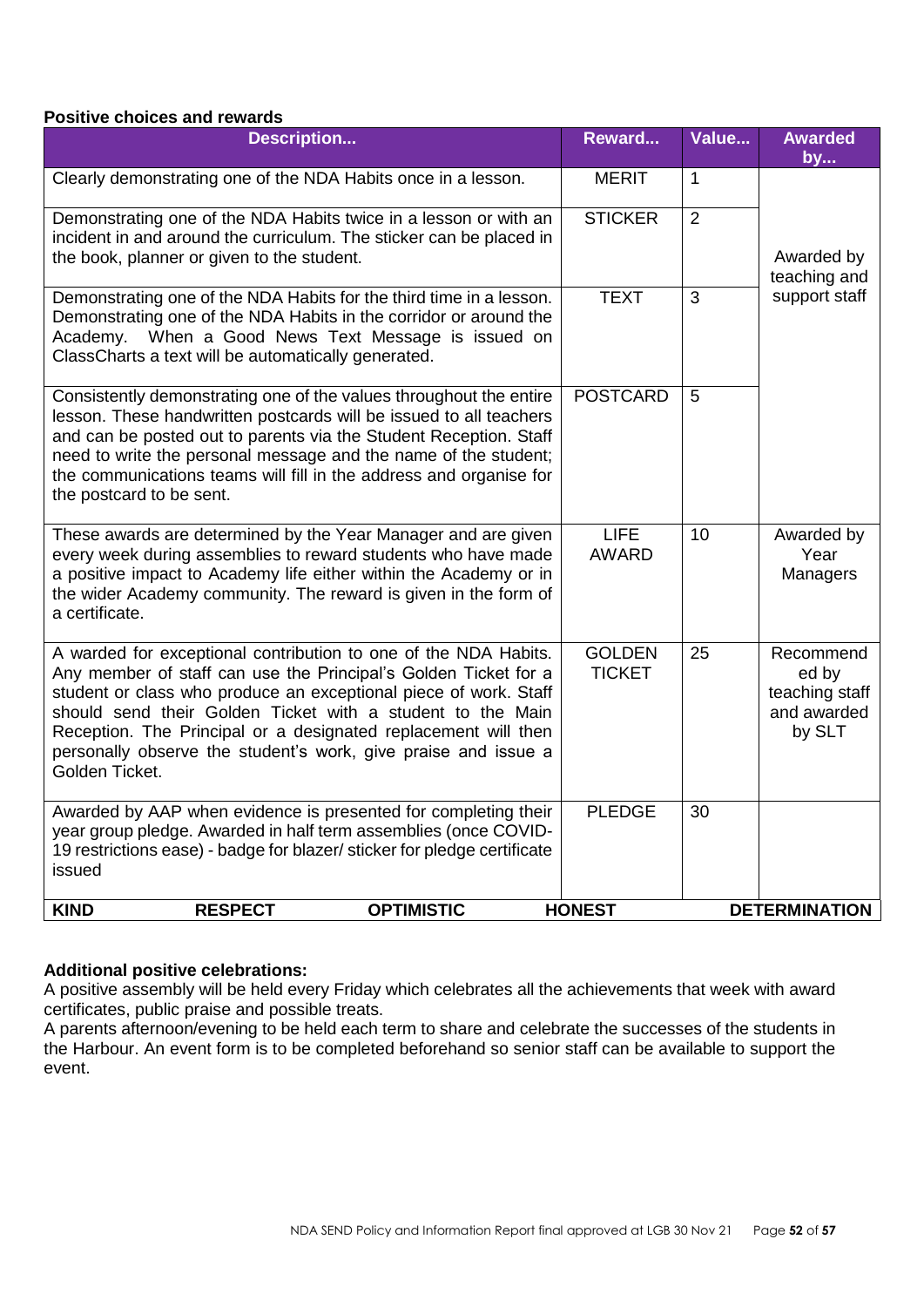**Positive choices and rewards**

| Description... | Reward... | Value... | Awarded by... |
|---|---|---|---|
| Clearly demonstrating one of the NDA Habits once in a lesson. | MERIT | 1 | Awarded by teaching and support staff |
| Demonstrating one of the NDA Habits twice in a lesson or with an incident in and around the curriculum. The sticker can be placed in the book, planner or given to the student. | STICKER | 2 | |
| Demonstrating one of the NDA Habits for the third time in a lesson. Demonstrating one of the NDA Habits in the corridor or around the Academy. When a Good News Text Message is issued on ClassCharts a text will be automatically generated. | TEXT | 3 | |
| Consistently demonstrating one of the values throughout the entire lesson. These handwritten postcards will be issued to all teachers and can be posted out to parents via the Student Reception. Staff need to write the personal message and the name of the student; the communications teams will fill in the address and organise for the postcard to be sent. | POSTCARD | 5 | |
| These awards are determined by the Year Manager and are given every week during assemblies to reward students who have made a positive impact to Academy life either within the Academy or in the wider Academy community. The reward is given in the form of a certificate. | LIFE AWARD | 10 | Awarded by Year Managers |
| A warded for exceptional contribution to one of the NDA Habits. Any member of staff can use the Principal's Golden Ticket for a student or class who produce an exceptional piece of work. Staff should send their Golden Ticket with a student to the Main Reception. The Principal or a designated replacement will then personally observe the student's work, give praise and issue a Golden Ticket. | GOLDEN TICKET | 25 | Recommended by teaching staff and awarded by SLT |
| Awarded by AAP when evidence is presented for completing their year group pledge. Awarded in half term assemblies (once COVID-19 restrictions ease) - badge for blazer/ sticker for pledge certificate issued | PLEDGE | 30 | |
| **KIND RESPECT OPTIMISTIC** | **HONEST** | | **DETERMINATION** |

**Additional positive celebrations:**

A positive assembly will be held every Friday which celebrates all the achievements that week with award certificates, public praise and possible treats.

A parents afternoon/evening to be held each term to share and celebrate the successes of the students in the Harbour. An event form is to be completed beforehand so senior staff can be available to support the event.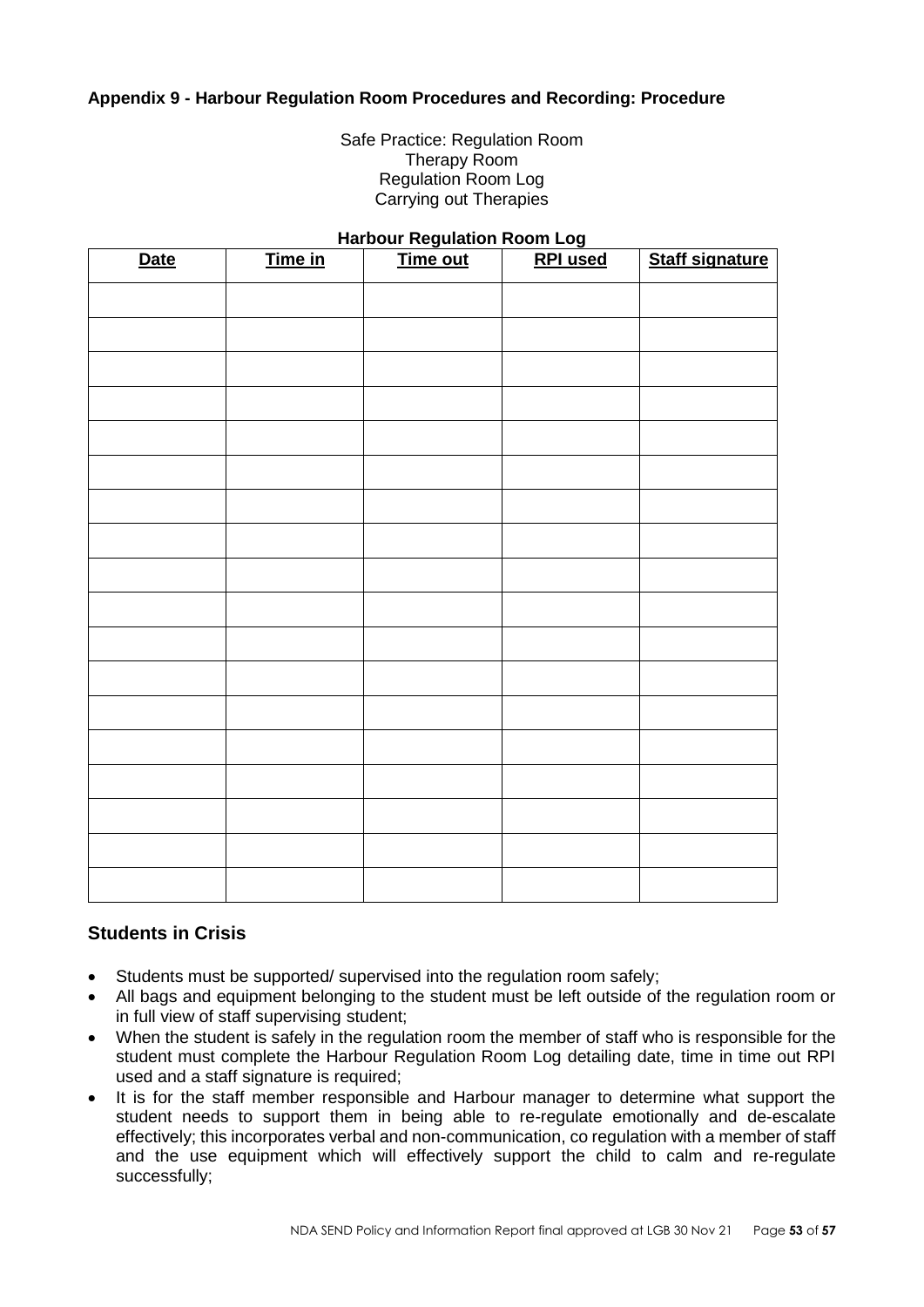**Appendix 9 - Harbour Regulation Room Procedures and Recording: Procedure**

Safe Practice: Regulation Room
Therapy Room
Regulation Room Log
Carrying out Therapies

**Harbour Regulation Room Log**

| Date | Time in | Time out | RPI used | Staff signature |
|---|---|---|---|---|
| | | | | |
| | | | | |
| | | | | |
| | | | | |
| | | | | |
| | | | | |
| | | | | |
| | | | | |
| | | | | |
| | | | | |
| | | | | |
| | | | | |
| | | | | |
| | | | | |
| | | | | |
| | | | | |
| | | | | |
| | | | | |

## Students in Crisis

- Students must be supported/ supervised into the regulation room safely;
- All bags and equipment belonging to the student must be left outside of the regulation room or in full view of staff supervising student;
- When the student is safely in the regulation room the member of staff who is responsible for the student must complete the Harbour Regulation Room Log detailing date, time in time out RPI used and a staff signature is required;
- It is for the staff member responsible and Harbour manager to determine what support the student needs to support them in being able to re-regulate emotionally and de-escalate effectively; this incorporates verbal and non-communication, co regulation with a member of staff and the use equipment which will effectively support the child to calm and re-regulate successfully;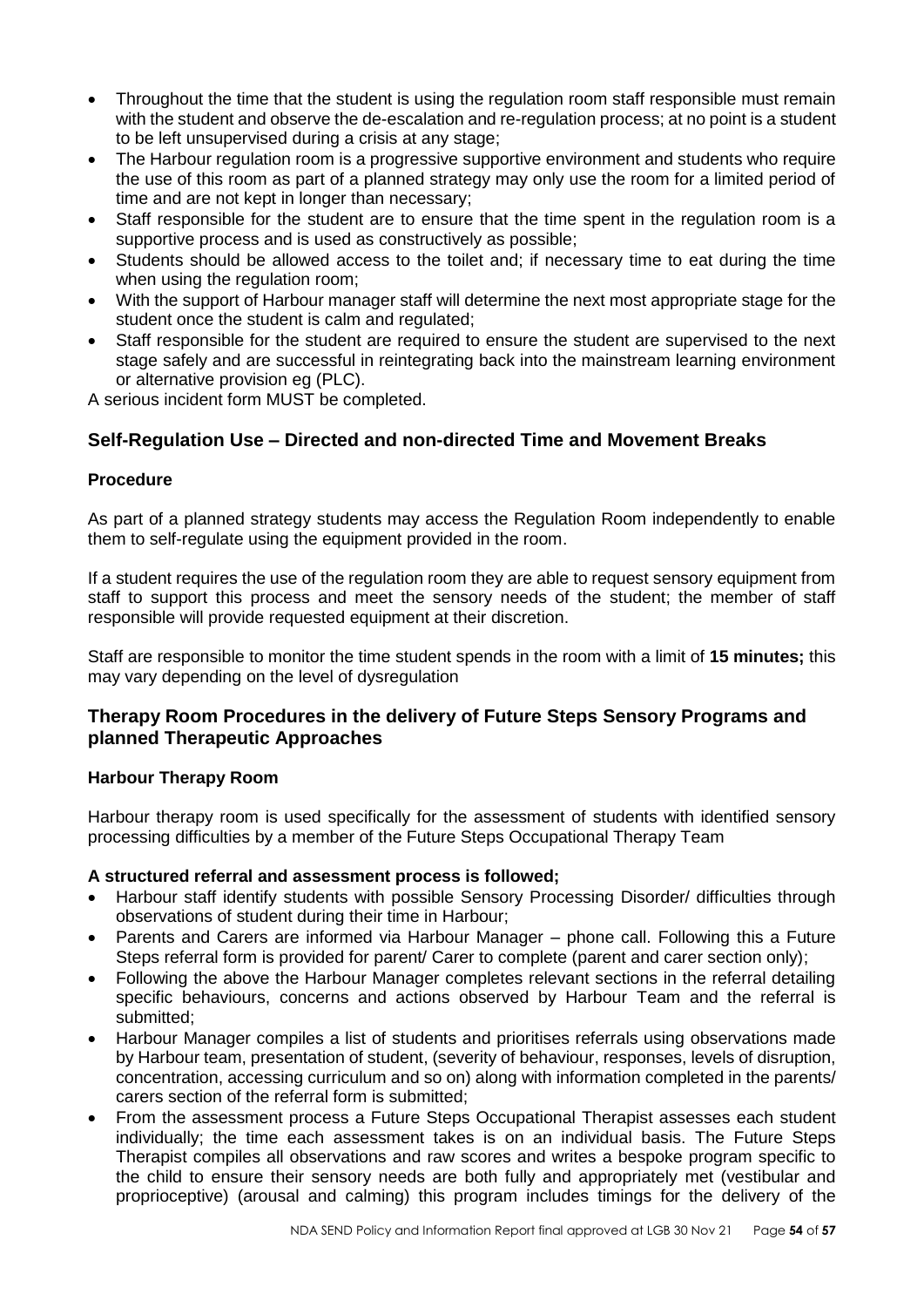- Throughout the time that the student is using the regulation room staff responsible must remain with the student and observe the de-escalation and re-regulation process; at no point is a student to be left unsupervised during a crisis at any stage;
- The Harbour regulation room is a progressive supportive environment and students who require the use of this room as part of a planned strategy may only use the room for a limited period of time and are not kept in longer than necessary;
- Staff responsible for the student are to ensure that the time spent in the regulation room is a supportive process and is used as constructively as possible;
- Students should be allowed access to the toilet and; if necessary time to eat during the time when using the regulation room;
- With the support of Harbour manager staff will determine the next most appropriate stage for the student once the student is calm and regulated;
- Staff responsible for the student are required to ensure the student are supervised to the next stage safely and are successful in reintegrating back into the mainstream learning environment or alternative provision eg (PLC).

A serious incident form MUST be completed.

## Self-Regulation Use – Directed and non-directed Time and Movement Breaks

### Procedure

As part of a planned strategy students may access the Regulation Room independently to enable them to self-regulate using the equipment provided in the room.

If a student requires the use of the regulation room they are able to request sensory equipment from staff to support this process and meet the sensory needs of the student; the member of staff responsible will provide requested equipment at their discretion.

Staff are responsible to monitor the time student spends in the room with a limit of **15 minutes;** this may vary depending on the level of dysregulation

## Therapy Room Procedures in the delivery of Future Steps Sensory Programs and planned Therapeutic Approaches

### Harbour Therapy Room

Harbour therapy room is used specifically for the assessment of students with identified sensory processing difficulties by a member of the Future Steps Occupational Therapy Team

**A structured referral and assessment process is followed;**

- Harbour staff identify students with possible Sensory Processing Disorder/ difficulties through observations of student during their time in Harbour;
- Parents and Carers are informed via Harbour Manager – phone call. Following this a Future Steps referral form is provided for parent/ Carer to complete (parent and carer section only);
- Following the above the Harbour Manager completes relevant sections in the referral detailing specific behaviours, concerns and actions observed by Harbour Team and the referral is submitted;
- Harbour Manager compiles a list of students and prioritises referrals using observations made by Harbour team, presentation of student, (severity of behaviour, responses, levels of disruption, concentration, accessing curriculum and so on) along with information completed in the parents/ carers section of the referral form is submitted;
- From the assessment process a Future Steps Occupational Therapist assesses each student individually; the time each assessment takes is on an individual basis. The Future Steps Therapist compiles all observations and raw scores and writes a bespoke program specific to the child to ensure their sensory needs are both fully and appropriately met (vestibular and proprioceptive) (arousal and calming) this program includes timings for the delivery of the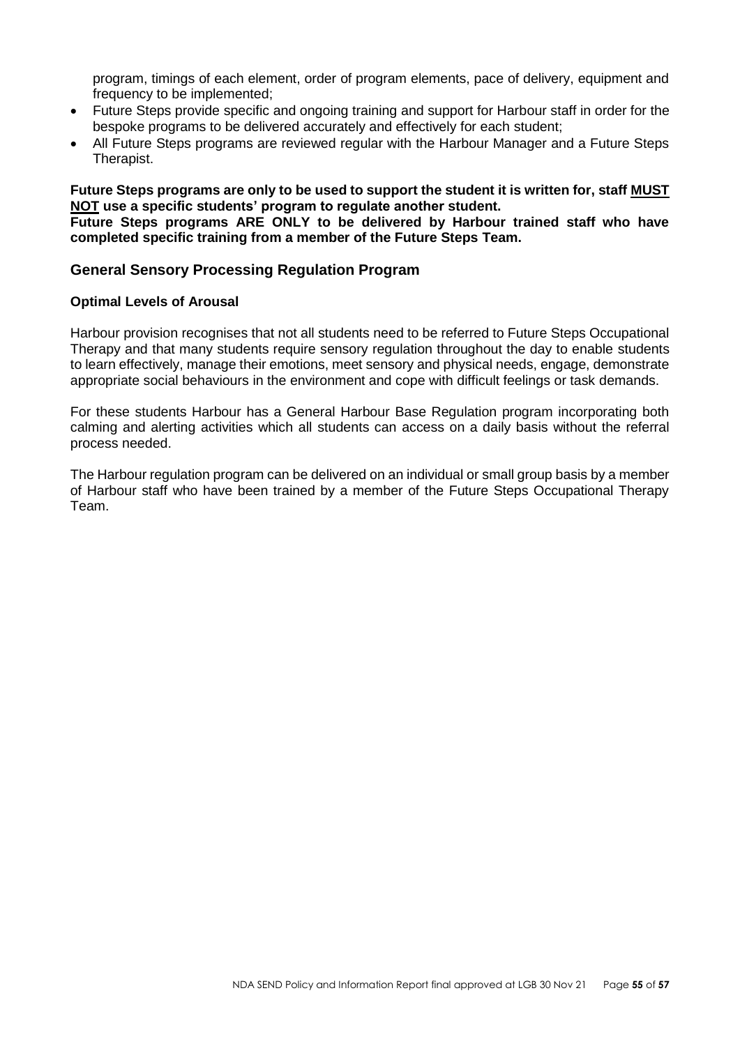program, timings of each element, order of program elements, pace of delivery, equipment and frequency to be implemented;

- Future Steps provide specific and ongoing training and support for Harbour staff in order for the bespoke programs to be delivered accurately and effectively for each student;
- All Future Steps programs are reviewed regular with the Harbour Manager and a Future Steps Therapist.

**Future Steps programs are only to be used to support the student it is written for, staff <u>MUST NOT</u> use a specific students' program to regulate another student.**
**Future Steps programs ARE ONLY to be delivered by Harbour trained staff who have completed specific training from a member of the Future Steps Team.**

## General Sensory Processing Regulation Program

### Optimal Levels of Arousal

Harbour provision recognises that not all students need to be referred to Future Steps Occupational Therapy and that many students require sensory regulation throughout the day to enable students to learn effectively, manage their emotions, meet sensory and physical needs, engage, demonstrate appropriate social behaviours in the environment and cope with difficult feelings or task demands.

For these students Harbour has a General Harbour Base Regulation program incorporating both calming and alerting activities which all students can access on a daily basis without the referral process needed.

The Harbour regulation program can be delivered on an individual or small group basis by a member of Harbour staff who have been trained by a member of the Future Steps Occupational Therapy Team.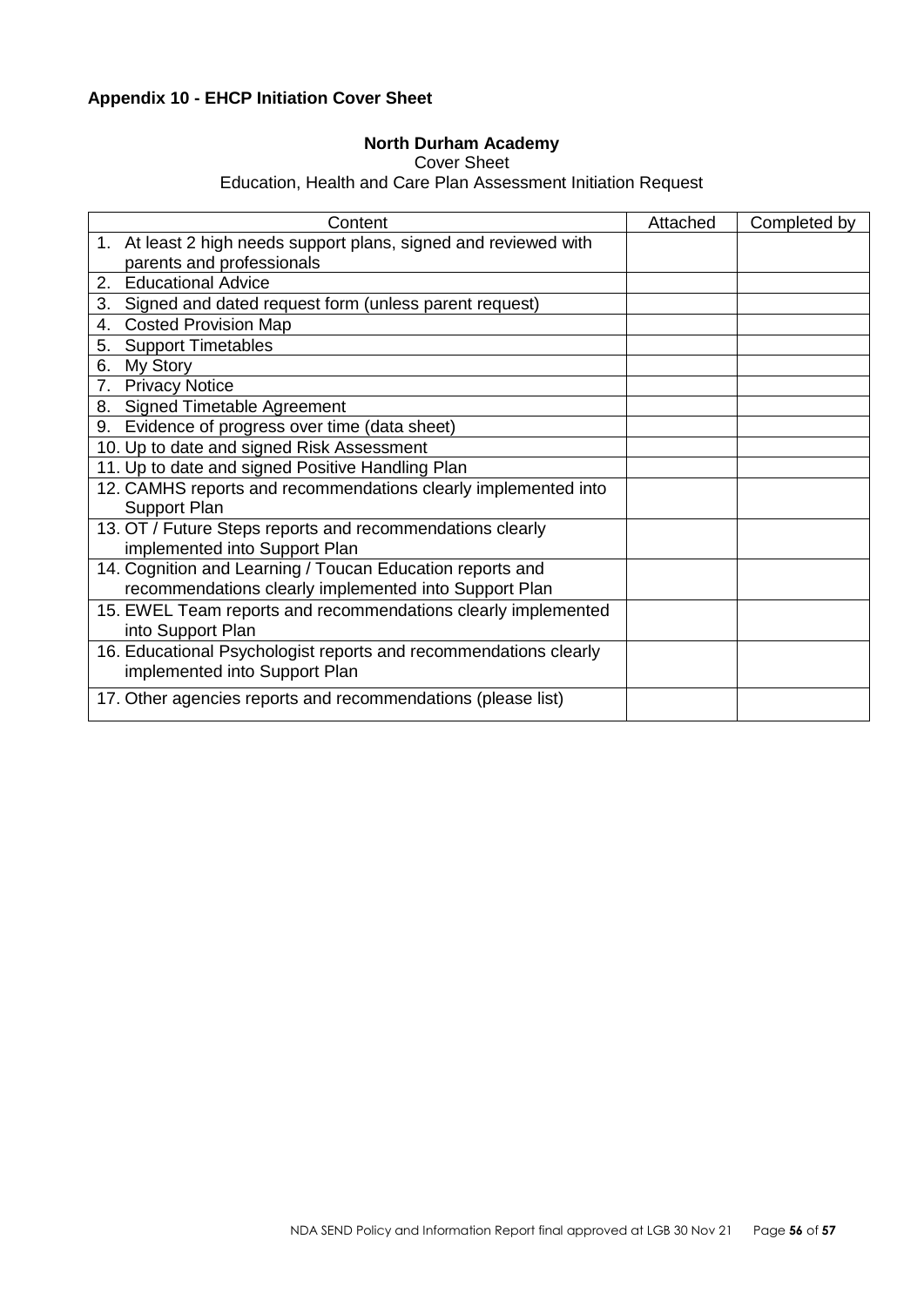**Appendix 10 - EHCP Initiation Cover Sheet**

**North Durham Academy**
Cover Sheet
Education, Health and Care Plan Assessment Initiation Request

| Content | Attached | Completed by |
|---|---|---|
| 1. At least 2 high needs support plans, signed and reviewed with parents and professionals | | |
| 2. Educational Advice | | |
| 3. Signed and dated request form (unless parent request) | | |
| 4. Costed Provision Map | | |
| 5. Support Timetables | | |
| 6. My Story | | |
| 7. Privacy Notice | | |
| 8. Signed Timetable Agreement | | |
| 9. Evidence of progress over time (data sheet) | | |
| 10. Up to date and signed Risk Assessment | | |
| 11. Up to date and signed Positive Handling Plan | | |
| 12. CAMHS reports and recommendations clearly implemented into Support Plan | | |
| 13. OT / Future Steps reports and recommendations clearly implemented into Support Plan | | |
| 14. Cognition and Learning / Toucan Education reports and recommendations clearly implemented into Support Plan | | |
| 15. EWEL Team reports and recommendations clearly implemented into Support Plan | | |
| 16. Educational Psychologist reports and recommendations clearly implemented into Support Plan | | |
| 17. Other agencies reports and recommendations (please list) | | |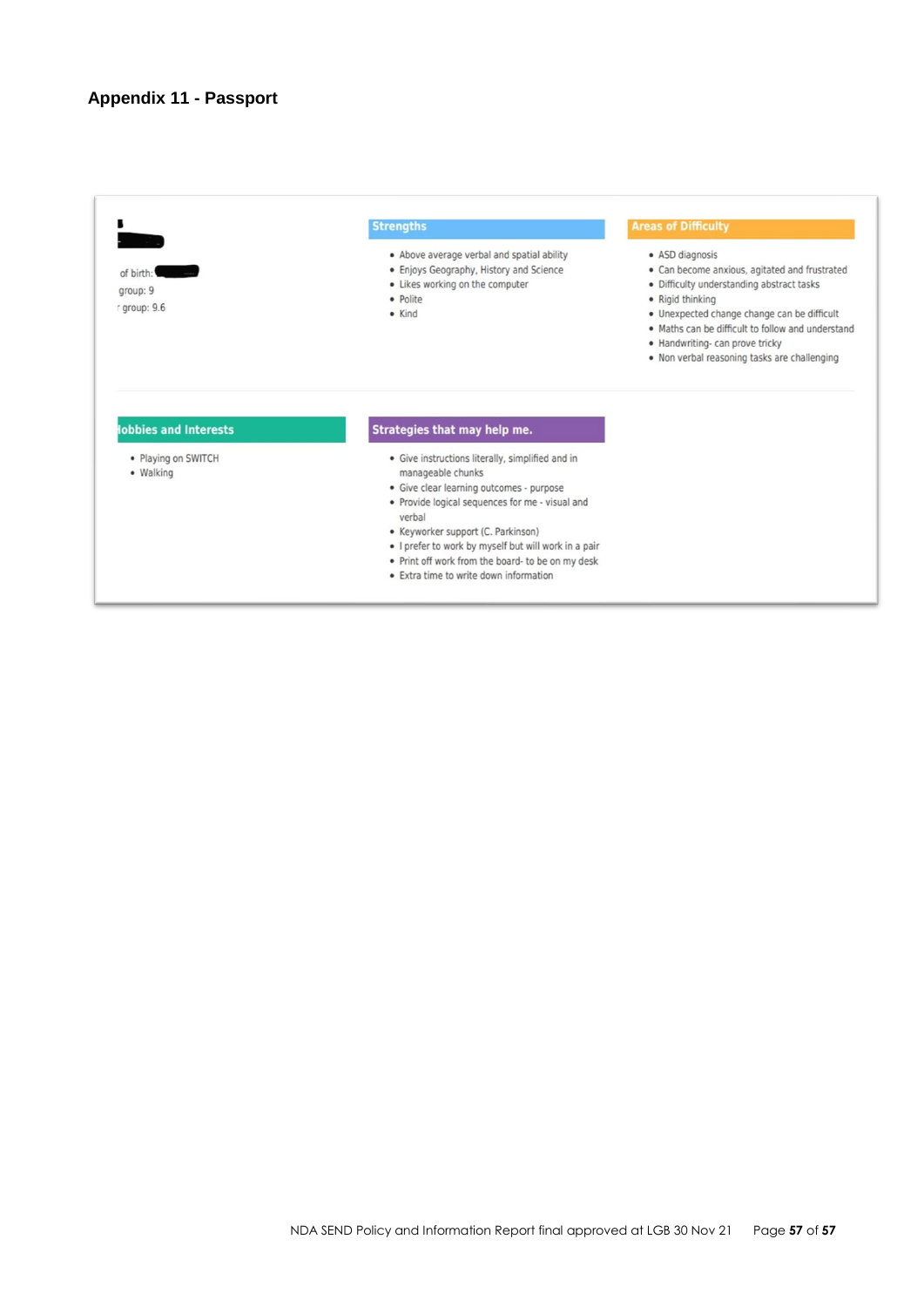## Appendix 11 - Passport

of birth:
group: 9
group: 9.6

**Strengths**

- Above average verbal and spatial ability
- Enjoys Geography, History and Science
- Likes working on the computer
- Polite
- Kind

**Areas of Difficulty**

- ASD diagnosis
- Can become anxious, agitated and frustrated
- Difficulty understanding abstract tasks
- Rigid thinking
- Unexpected change change can be difficult
- Maths can be difficult to follow and understand
- Handwriting- can prove tricky
- Non verbal reasoning tasks are challenging

**lobbies and Interests**

- Playing on SWITCH
- Walking

**Strategies that may help me.**

- Give instructions literally, simplified and in manageable chunks
- Give clear learning outcomes - purpose
- Provide logical sequences for me - visual and verbal
- Keyworker support (C. Parkinson)
- I prefer to work by myself but will work in a pair
- Print off work from the board- to be on my desk
- Extra time to write down information